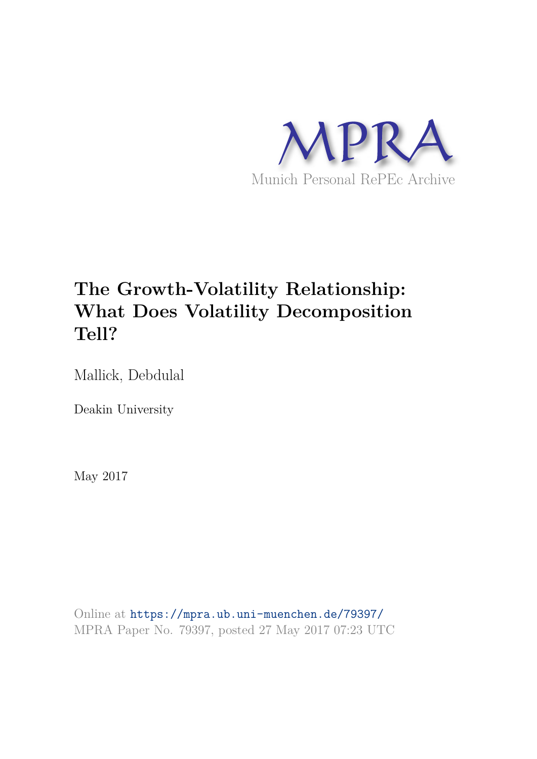MPRA

Munich Personal RePEc Archive

# The Growth-Volatility Relationship: What Does Volatility Decomposition Tell?

Mallick, Debdulal

Deakin University

May 2017

Online at https://mpra.ub.uni-muenchen.de/79397/
MPRA Paper No. 79397, posted 27 May 2017 07:23 UTC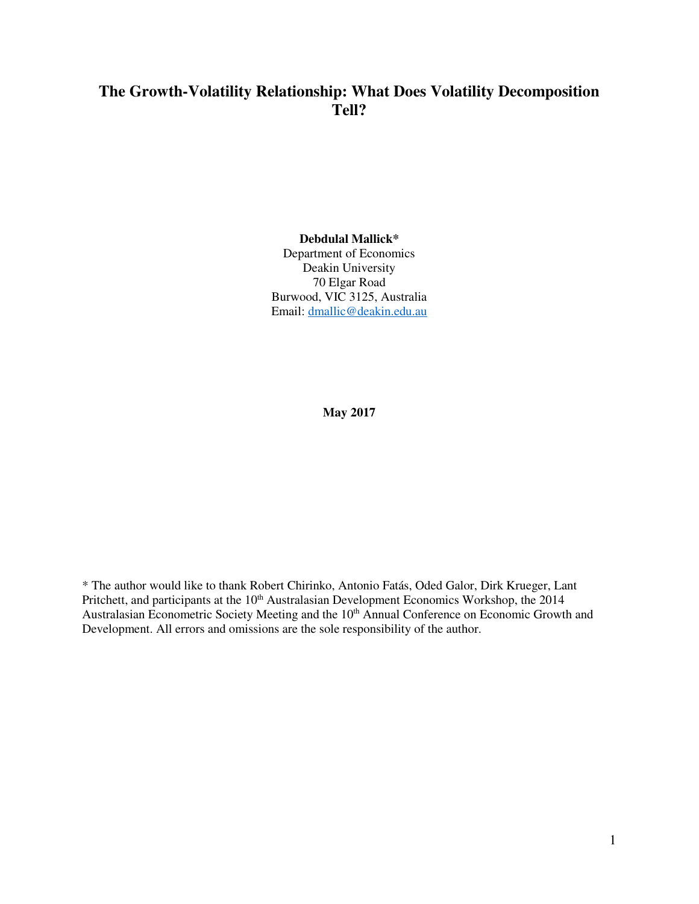# The Growth-Volatility Relationship: What Does Volatility Decomposition Tell?

**Debdulal Mallick***
Department of Economics
Deakin University
70 Elgar Road
Burwood, VIC 3125, Australia
Email: dmallic@deakin.edu.au

**May 2017**

\* The author would like to thank Robert Chirinko, Antonio Fatás, Oded Galor, Dirk Krueger, Lant Pritchett, and participants at the 10th Australasian Development Economics Workshop, the 2014 Australasian Econometric Society Meeting and the 10th Annual Conference on Economic Growth and Development. All errors and omissions are the sole responsibility of the author.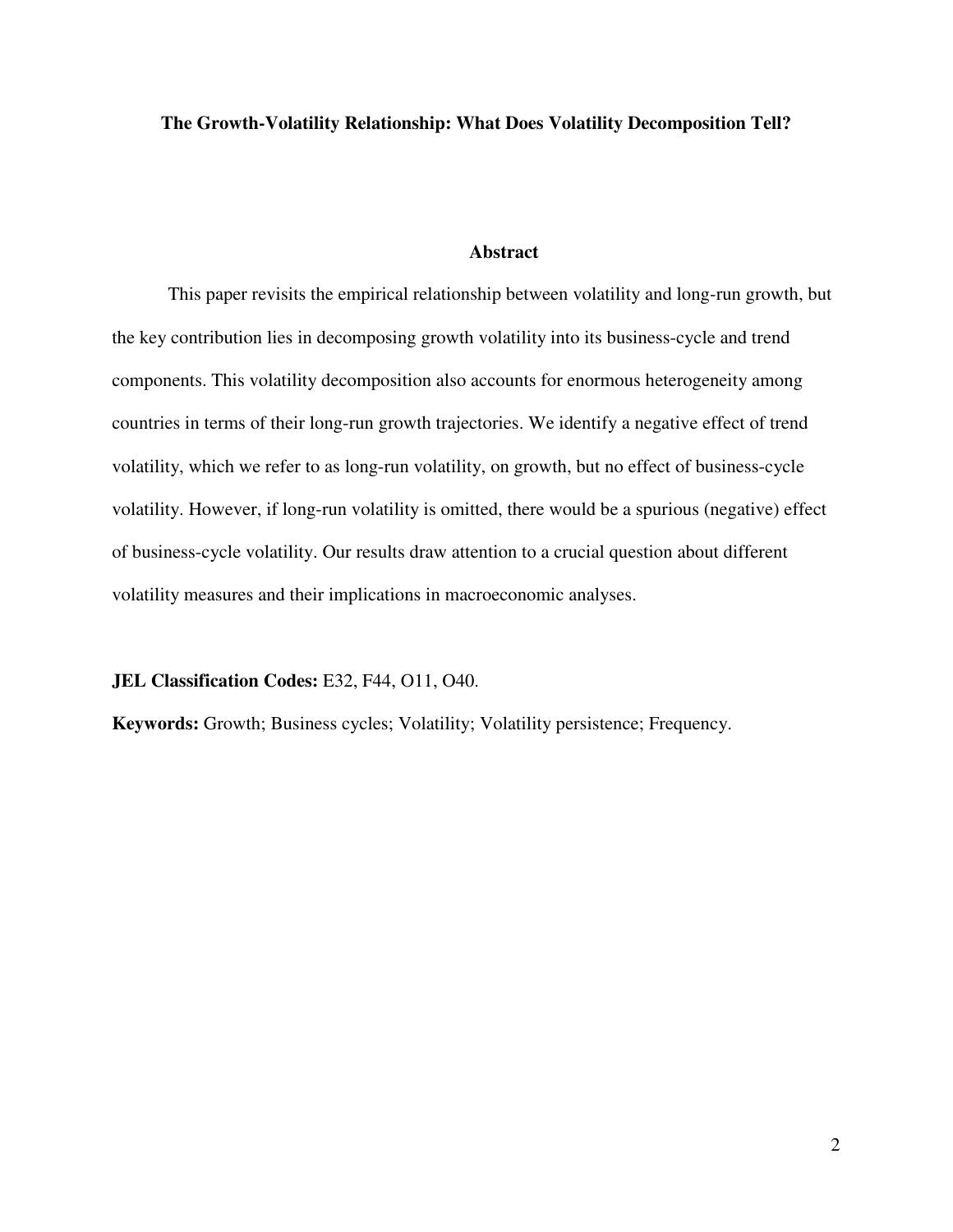**The Growth-Volatility Relationship: What Does Volatility Decomposition Tell?**

## Abstract

This paper revisits the empirical relationship between volatility and long-run growth, but the key contribution lies in decomposing growth volatility into its business-cycle and trend components. This volatility decomposition also accounts for enormous heterogeneity among countries in terms of their long-run growth trajectories. We identify a negative effect of trend volatility, which we refer to as long-run volatility, on growth, but no effect of business-cycle volatility. However, if long-run volatility is omitted, there would be a spurious (negative) effect of business-cycle volatility. Our results draw attention to a crucial question about different volatility measures and their implications in macroeconomic analyses.

**JEL Classification Codes:** E32, F44, O11, O40.

**Keywords:** Growth; Business cycles; Volatility; Volatility persistence; Frequency.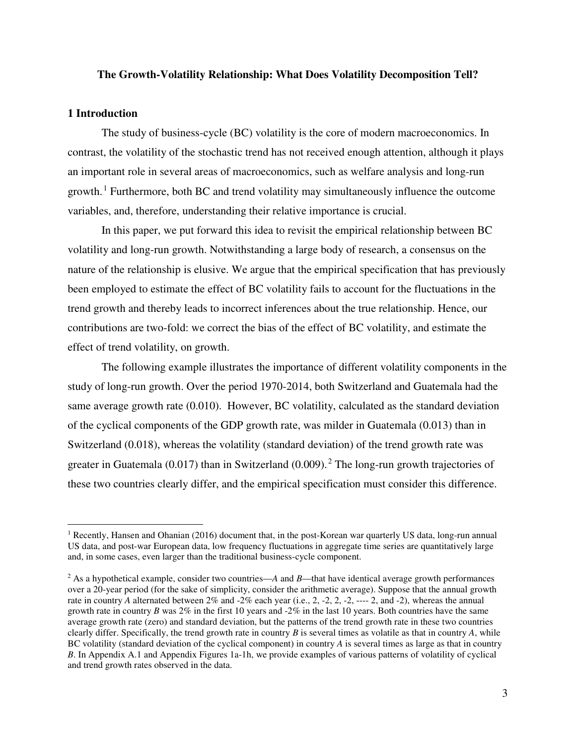**The Growth-Volatility Relationship: What Does Volatility Decomposition Tell?**

## 1 Introduction

The study of business-cycle (BC) volatility is the core of modern macroeconomics. In contrast, the volatility of the stochastic trend has not received enough attention, although it plays an important role in several areas of macroeconomics, such as welfare analysis and long-run growth.[1] Furthermore, both BC and trend volatility may simultaneously influence the outcome variables, and, therefore, understanding their relative importance is crucial.

In this paper, we put forward this idea to revisit the empirical relationship between BC volatility and long-run growth. Notwithstanding a large body of research, a consensus on the nature of the relationship is elusive. We argue that the empirical specification that has previously been employed to estimate the effect of BC volatility fails to account for the fluctuations in the trend growth and thereby leads to incorrect inferences about the true relationship. Hence, our contributions are two-fold: we correct the bias of the effect of BC volatility, and estimate the effect of trend volatility, on growth.

The following example illustrates the importance of different volatility components in the study of long-run growth. Over the period 1970-2014, both Switzerland and Guatemala had the same average growth rate (0.010). However, BC volatility, calculated as the standard deviation of the cyclical components of the GDP growth rate, was milder in Guatemala (0.013) than in Switzerland (0.018), whereas the volatility (standard deviation) of the trend growth rate was greater in Guatemala (0.017) than in Switzerland (0.009).[2] The long-run growth trajectories of these two countries clearly differ, and the empirical specification must consider this difference.

---

[1] Recently, Hansen and Ohanian (2016) document that, in the post-Korean war quarterly US data, long-run annual US data, and post-war European data, low frequency fluctuations in aggregate time series are quantitatively large and, in some cases, even larger than the traditional business-cycle component.

[2] As a hypothetical example, consider two countries—*A* and *B*—that have identical average growth performances over a 20-year period (for the sake of simplicity, consider the arithmetic average). Suppose that the annual growth rate in country *A* alternated between 2% and -2% each year (i.e., 2, -2, 2, -2, ---- 2, and -2), whereas the annual growth rate in country *B* was 2% in the first 10 years and -2% in the last 10 years. Both countries have the same average growth rate (zero) and standard deviation, but the patterns of the trend growth rate in these two countries clearly differ. Specifically, the trend growth rate in country *B* is several times as volatile as that in country *A*, while BC volatility (standard deviation of the cyclical component) in country *A* is several times as large as that in country *B*. In Appendix A.1 and Appendix Figures 1a-1h, we provide examples of various patterns of volatility of cyclical and trend growth rates observed in the data.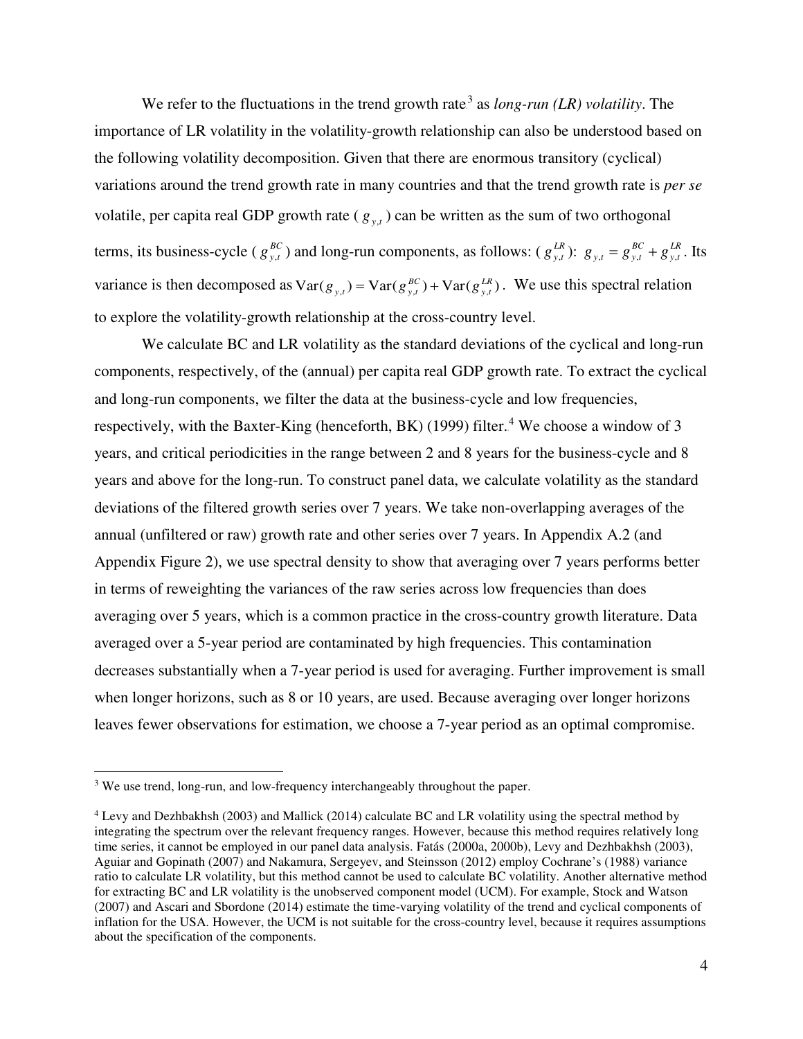We refer to the fluctuations in the trend growth rate[3] as *long-run (LR) volatility*. The importance of LR volatility in the volatility-growth relationship can also be understood based on the following volatility decomposition. Given that there are enormous transitory (cyclical) variations around the trend growth rate in many countries and that the trend growth rate is *per se* volatile, per capita real GDP growth rate ( $g_{y,t}$ ) can be written as the sum of two orthogonal terms, its business-cycle ( $g_{y,t}^{BC}$ ) and long-run components, as follows: ( $g_{y,t}^{LR}$ ): $g_{y,t} = g_{y,t}^{BC} + g_{y,t}^{LR}$. Its variance is then decomposed as $\text{Var}(g_{y,t}) = \text{Var}(g_{y,t}^{BC}) + \text{Var}(g_{y,t}^{LR})$. We use this spectral relation to explore the volatility-growth relationship at the cross-country level.

We calculate BC and LR volatility as the standard deviations of the cyclical and long-run components, respectively, of the (annual) per capita real GDP growth rate. To extract the cyclical and long-run components, we filter the data at the business-cycle and low frequencies, respectively, with the Baxter-King (henceforth, BK) (1999) filter.[4] We choose a window of 3 years, and critical periodicities in the range between 2 and 8 years for the business-cycle and 8 years and above for the long-run. To construct panel data, we calculate volatility as the standard deviations of the filtered growth series over 7 years. We take non-overlapping averages of the annual (unfiltered or raw) growth rate and other series over 7 years. In Appendix A.2 (and Appendix Figure 2), we use spectral density to show that averaging over 7 years performs better in terms of reweighting the variances of the raw series across low frequencies than does averaging over 5 years, which is a common practice in the cross-country growth literature. Data averaged over a 5-year period are contaminated by high frequencies. This contamination decreases substantially when a 7-year period is used for averaging. Further improvement is small when longer horizons, such as 8 or 10 years, are used. Because averaging over longer horizons leaves fewer observations for estimation, we choose a 7-year period as an optimal compromise.

---

[3] We use trend, long-run, and low-frequency interchangeably throughout the paper.

[4] Levy and Dezhbakhsh (2003) and Mallick (2014) calculate BC and LR volatility using the spectral method by integrating the spectrum over the relevant frequency ranges. However, because this method requires relatively long time series, it cannot be employed in our panel data analysis. Fatás (2000a, 2000b), Levy and Dezhbakhsh (2003), Aguiar and Gopinath (2007) and Nakamura, Sergeyev, and Steinsson (2012) employ Cochrane's (1988) variance ratio to calculate LR volatility, but this method cannot be used to calculate BC volatility. Another alternative method for extracting BC and LR volatility is the unobserved component model (UCM). For example, Stock and Watson (2007) and Ascari and Sbordone (2014) estimate the time-varying volatility of the trend and cyclical components of inflation for the USA. However, the UCM is not suitable for the cross-country level, because it requires assumptions about the specification of the components.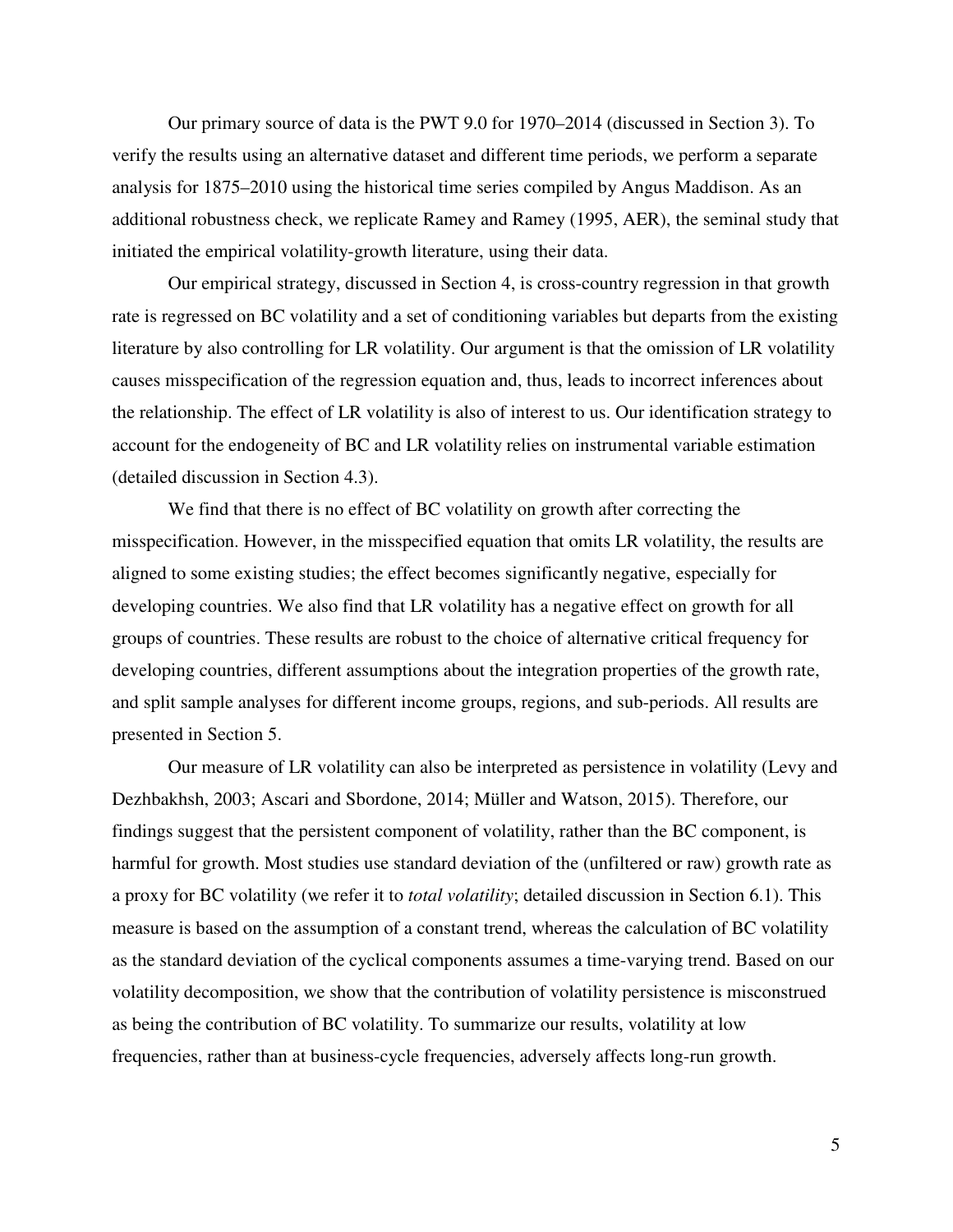Our primary source of data is the PWT 9.0 for 1970–2014 (discussed in Section 3). To verify the results using an alternative dataset and different time periods, we perform a separate analysis for 1875–2010 using the historical time series compiled by Angus Maddison. As an additional robustness check, we replicate Ramey and Ramey (1995, AER), the seminal study that initiated the empirical volatility-growth literature, using their data.

Our empirical strategy, discussed in Section 4, is cross-country regression in that growth rate is regressed on BC volatility and a set of conditioning variables but departs from the existing literature by also controlling for LR volatility. Our argument is that the omission of LR volatility causes misspecification of the regression equation and, thus, leads to incorrect inferences about the relationship. The effect of LR volatility is also of interest to us. Our identification strategy to account for the endogeneity of BC and LR volatility relies on instrumental variable estimation (detailed discussion in Section 4.3).

We find that there is no effect of BC volatility on growth after correcting the misspecification. However, in the misspecified equation that omits LR volatility, the results are aligned to some existing studies; the effect becomes significantly negative, especially for developing countries. We also find that LR volatility has a negative effect on growth for all groups of countries. These results are robust to the choice of alternative critical frequency for developing countries, different assumptions about the integration properties of the growth rate, and split sample analyses for different income groups, regions, and sub-periods. All results are presented in Section 5.

Our measure of LR volatility can also be interpreted as persistence in volatility (Levy and Dezhbakhsh, 2003; Ascari and Sbordone, 2014; Müller and Watson, 2015). Therefore, our findings suggest that the persistent component of volatility, rather than the BC component, is harmful for growth. Most studies use standard deviation of the (unfiltered or raw) growth rate as a proxy for BC volatility (we refer it to *total volatility*; detailed discussion in Section 6.1). This measure is based on the assumption of a constant trend, whereas the calculation of BC volatility as the standard deviation of the cyclical components assumes a time-varying trend. Based on our volatility decomposition, we show that the contribution of volatility persistence is misconstrued as being the contribution of BC volatility. To summarize our results, volatility at low frequencies, rather than at business-cycle frequencies, adversely affects long-run growth.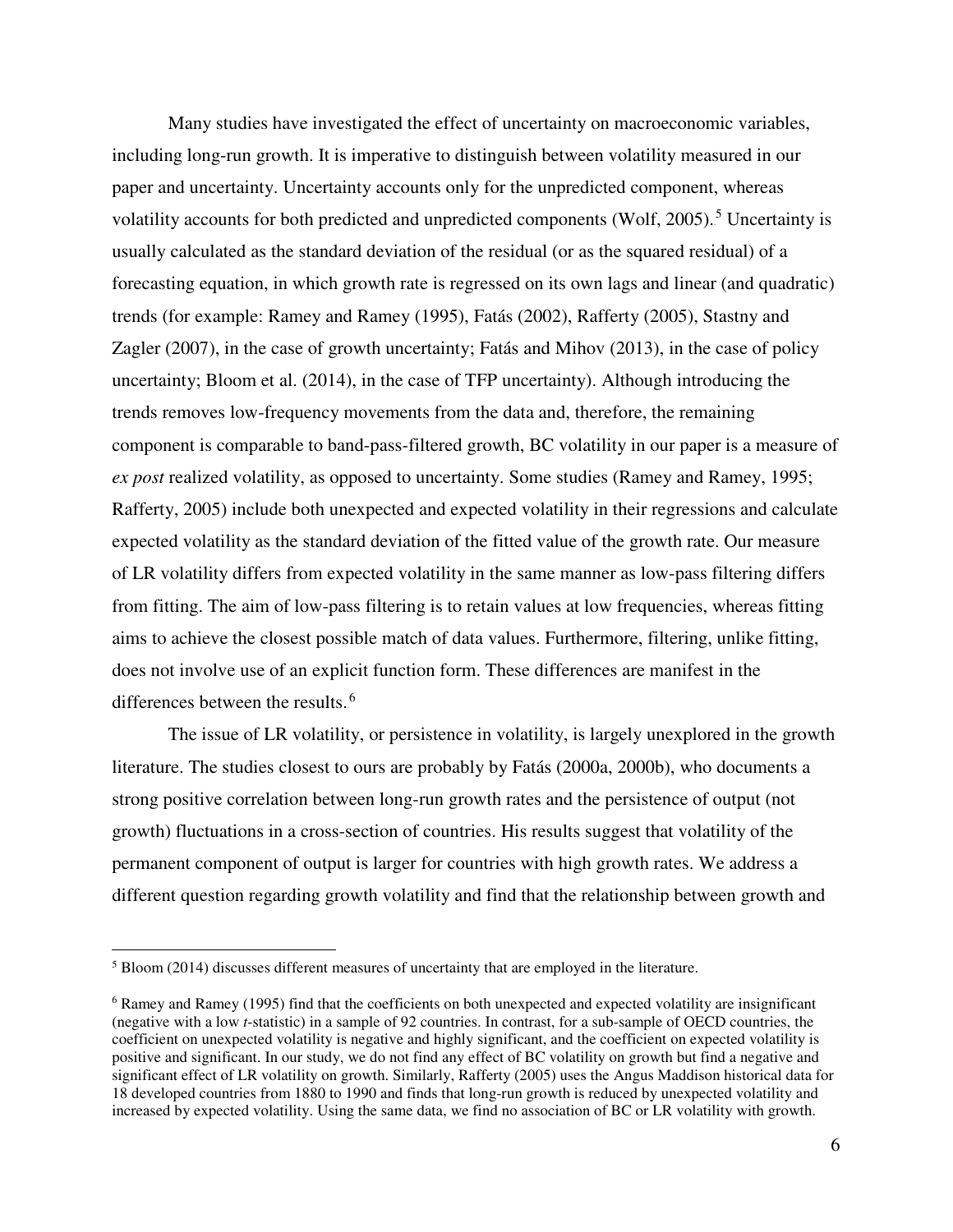Many studies have investigated the effect of uncertainty on macroeconomic variables, including long-run growth. It is imperative to distinguish between volatility measured in our paper and uncertainty. Uncertainty accounts only for the unpredicted component, whereas volatility accounts for both predicted and unpredicted components (Wolf, 2005).[5] Uncertainty is usually calculated as the standard deviation of the residual (or as the squared residual) of a forecasting equation, in which growth rate is regressed on its own lags and linear (and quadratic) trends (for example: Ramey and Ramey (1995), Fatás (2002), Rafferty (2005), Stastny and Zagler (2007), in the case of growth uncertainty; Fatás and Mihov (2013), in the case of policy uncertainty; Bloom et al. (2014), in the case of TFP uncertainty). Although introducing the trends removes low-frequency movements from the data and, therefore, the remaining component is comparable to band-pass-filtered growth, BC volatility in our paper is a measure of *ex post* realized volatility, as opposed to uncertainty. Some studies (Ramey and Ramey, 1995; Rafferty, 2005) include both unexpected and expected volatility in their regressions and calculate expected volatility as the standard deviation of the fitted value of the growth rate. Our measure of LR volatility differs from expected volatility in the same manner as low-pass filtering differs from fitting. The aim of low-pass filtering is to retain values at low frequencies, whereas fitting aims to achieve the closest possible match of data values. Furthermore, filtering, unlike fitting, does not involve use of an explicit function form. These differences are manifest in the differences between the results.[6]

The issue of LR volatility, or persistence in volatility, is largely unexplored in the growth literature. The studies closest to ours are probably by Fatás (2000a, 2000b), who documents a strong positive correlation between long-run growth rates and the persistence of output (not growth) fluctuations in a cross-section of countries. His results suggest that volatility of the permanent component of output is larger for countries with high growth rates. We address a different question regarding growth volatility and find that the relationship between growth and

---

[5] Bloom (2014) discusses different measures of uncertainty that are employed in the literature.

[6] Ramey and Ramey (1995) find that the coefficients on both unexpected and expected volatility are insignificant (negative with a low *t*-statistic) in a sample of 92 countries. In contrast, for a sub-sample of OECD countries, the coefficient on unexpected volatility is negative and highly significant, and the coefficient on expected volatility is positive and significant. In our study, we do not find any effect of BC volatility on growth but find a negative and significant effect of LR volatility on growth. Similarly, Rafferty (2005) uses the Angus Maddison historical data for 18 developed countries from 1880 to 1990 and finds that long-run growth is reduced by unexpected volatility and increased by expected volatility. Using the same data, we find no association of BC or LR volatility with growth.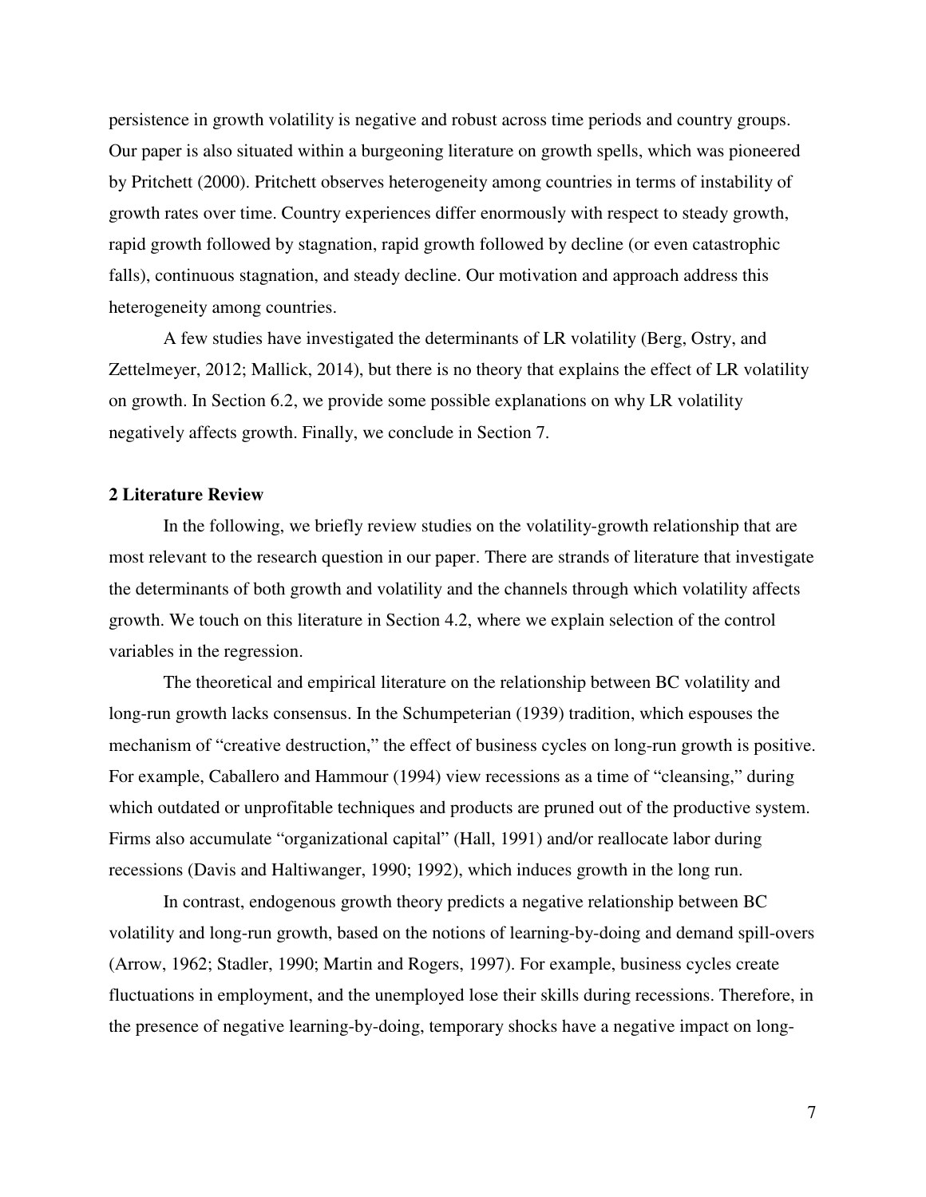persistence in growth volatility is negative and robust across time periods and country groups. Our paper is also situated within a burgeoning literature on growth spells, which was pioneered by Pritchett (2000). Pritchett observes heterogeneity among countries in terms of instability of growth rates over time. Country experiences differ enormously with respect to steady growth, rapid growth followed by stagnation, rapid growth followed by decline (or even catastrophic falls), continuous stagnation, and steady decline. Our motivation and approach address this heterogeneity among countries.

A few studies have investigated the determinants of LR volatility (Berg, Ostry, and Zettelmeyer, 2012; Mallick, 2014), but there is no theory that explains the effect of LR volatility on growth. In Section 6.2, we provide some possible explanations on why LR volatility negatively affects growth. Finally, we conclude in Section 7.

## 2 Literature Review

In the following, we briefly review studies on the volatility-growth relationship that are most relevant to the research question in our paper. There are strands of literature that investigate the determinants of both growth and volatility and the channels through which volatility affects growth. We touch on this literature in Section 4.2, where we explain selection of the control variables in the regression.

The theoretical and empirical literature on the relationship between BC volatility and long-run growth lacks consensus. In the Schumpeterian (1939) tradition, which espouses the mechanism of "creative destruction," the effect of business cycles on long-run growth is positive. For example, Caballero and Hammour (1994) view recessions as a time of "cleansing," during which outdated or unprofitable techniques and products are pruned out of the productive system. Firms also accumulate "organizational capital" (Hall, 1991) and/or reallocate labor during recessions (Davis and Haltiwanger, 1990; 1992), which induces growth in the long run.

In contrast, endogenous growth theory predicts a negative relationship between BC volatility and long-run growth, based on the notions of learning-by-doing and demand spill-overs (Arrow, 1962; Stadler, 1990; Martin and Rogers, 1997). For example, business cycles create fluctuations in employment, and the unemployed lose their skills during recessions. Therefore, in the presence of negative learning-by-doing, temporary shocks have a negative impact on long-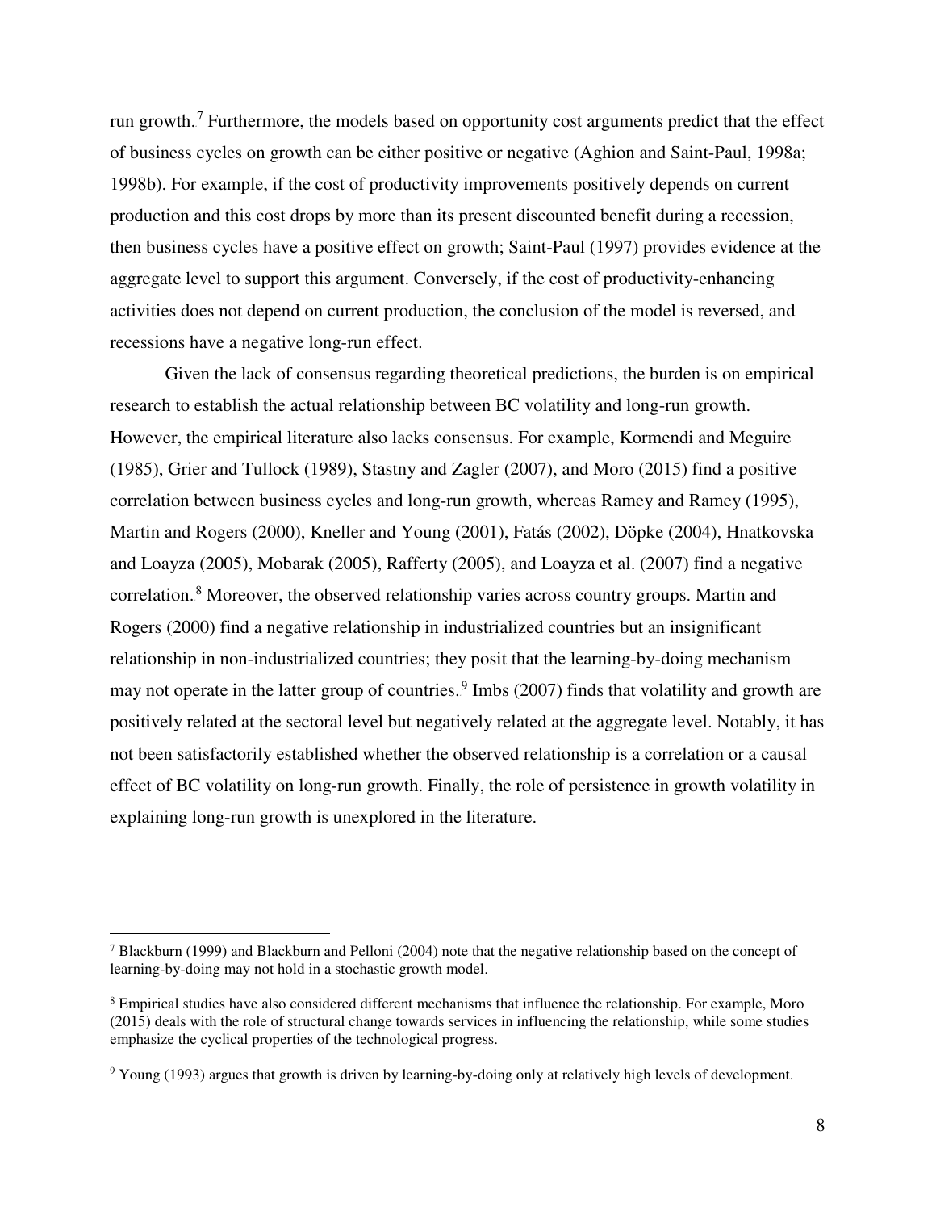run growth.[7] Furthermore, the models based on opportunity cost arguments predict that the effect of business cycles on growth can be either positive or negative (Aghion and Saint-Paul, 1998a; 1998b). For example, if the cost of productivity improvements positively depends on current production and this cost drops by more than its present discounted benefit during a recession, then business cycles have a positive effect on growth; Saint-Paul (1997) provides evidence at the aggregate level to support this argument. Conversely, if the cost of productivity-enhancing activities does not depend on current production, the conclusion of the model is reversed, and recessions have a negative long-run effect.

Given the lack of consensus regarding theoretical predictions, the burden is on empirical research to establish the actual relationship between BC volatility and long-run growth. However, the empirical literature also lacks consensus. For example, Kormendi and Meguire (1985), Grier and Tullock (1989), Stastny and Zagler (2007), and Moro (2015) find a positive correlation between business cycles and long-run growth, whereas Ramey and Ramey (1995), Martin and Rogers (2000), Kneller and Young (2001), Fatás (2002), Döpke (2004), Hnatkovska and Loayza (2005), Mobarak (2005), Rafferty (2005), and Loayza et al. (2007) find a negative correlation.[8] Moreover, the observed relationship varies across country groups. Martin and Rogers (2000) find a negative relationship in industrialized countries but an insignificant relationship in non-industrialized countries; they posit that the learning-by-doing mechanism may not operate in the latter group of countries.[9] Imbs (2007) finds that volatility and growth are positively related at the sectoral level but negatively related at the aggregate level. Notably, it has not been satisfactorily established whether the observed relationship is a correlation or a causal effect of BC volatility on long-run growth. Finally, the role of persistence in growth volatility in explaining long-run growth is unexplored in the literature.

---

[7] Blackburn (1999) and Blackburn and Pelloni (2004) note that the negative relationship based on the concept of learning-by-doing may not hold in a stochastic growth model.

[8] Empirical studies have also considered different mechanisms that influence the relationship. For example, Moro (2015) deals with the role of structural change towards services in influencing the relationship, while some studies emphasize the cyclical properties of the technological progress.

[9] Young (1993) argues that growth is driven by learning-by-doing only at relatively high levels of development.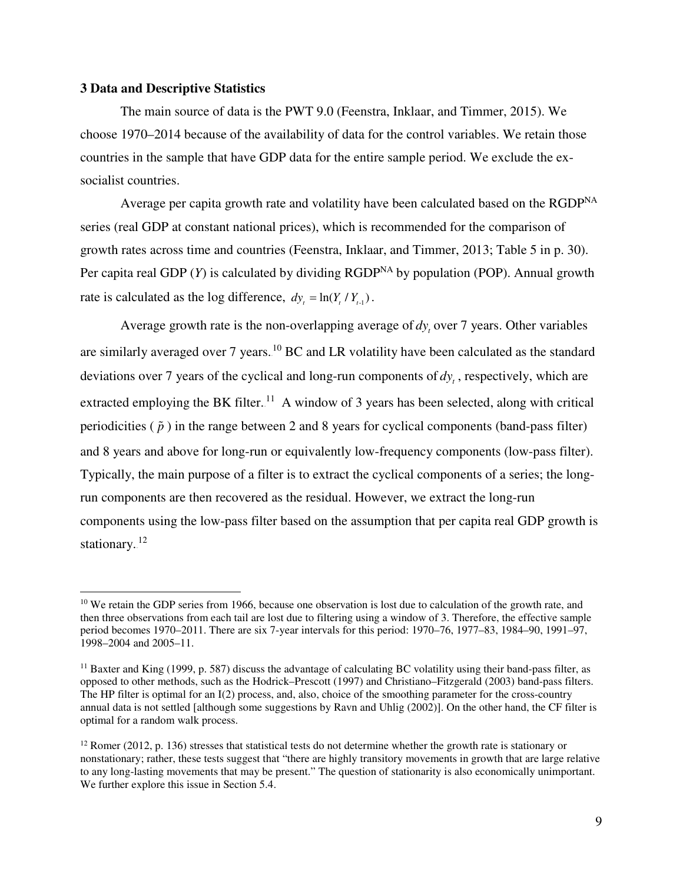### 3 Data and Descriptive Statistics

The main source of data is the PWT 9.0 (Feenstra, Inklaar, and Timmer, 2015). We choose 1970–2014 because of the availability of data for the control variables. We retain those countries in the sample that have GDP data for the entire sample period. We exclude the ex-socialist countries.

Average per capita growth rate and volatility have been calculated based on the RGDP$^{NA}$ series (real GDP at constant national prices), which is recommended for the comparison of growth rates across time and countries (Feenstra, Inklaar, and Timmer, 2013; Table 5 in p. 30). Per capita real GDP ($Y$) is calculated by dividing RGDP$^{NA}$ by population (POP). Annual growth rate is calculated as the log difference, $dy_t = \ln(Y_t / Y_{t-1})$.

Average growth rate is the non-overlapping average of $dy_t$ over 7 years. Other variables are similarly averaged over 7 years.[10] BC and LR volatility have been calculated as the standard deviations over 7 years of the cyclical and long-run components of $dy_t$, respectively, which are extracted employing the BK filter.[11] A window of 3 years has been selected, along with critical periodicities ($\tilde{p}$) in the range between 2 and 8 years for cyclical components (band-pass filter) and 8 years and above for long-run or equivalently low-frequency components (low-pass filter). Typically, the main purpose of a filter is to extract the cyclical components of a series; the long-run components are then recovered as the residual. However, we extract the long-run components using the low-pass filter based on the assumption that per capita real GDP growth is stationary.[12]

---

[10] We retain the GDP series from 1966, because one observation is lost due to calculation of the growth rate, and then three observations from each tail are lost due to filtering using a window of 3. Therefore, the effective sample period becomes 1970–2011. There are six 7-year intervals for this period: 1970–76, 1977–83, 1984–90, 1991–97, 1998–2004 and 2005–11.

[11] Baxter and King (1999, p. 587) discuss the advantage of calculating BC volatility using their band-pass filter, as opposed to other methods, such as the Hodrick–Prescott (1997) and Christiano–Fitzgerald (2003) band-pass filters. The HP filter is optimal for an I(2) process, and, also, choice of the smoothing parameter for the cross-country annual data is not settled [although some suggestions by Ravn and Uhlig (2002)]. On the other hand, the CF filter is optimal for a random walk process.

[12] Romer (2012, p. 136) stresses that statistical tests do not determine whether the growth rate is stationary or nonstationary; rather, these tests suggest that "there are highly transitory movements in growth that are large relative to any long-lasting movements that may be present." The question of stationarity is also economically unimportant. We further explore this issue in Section 5.4.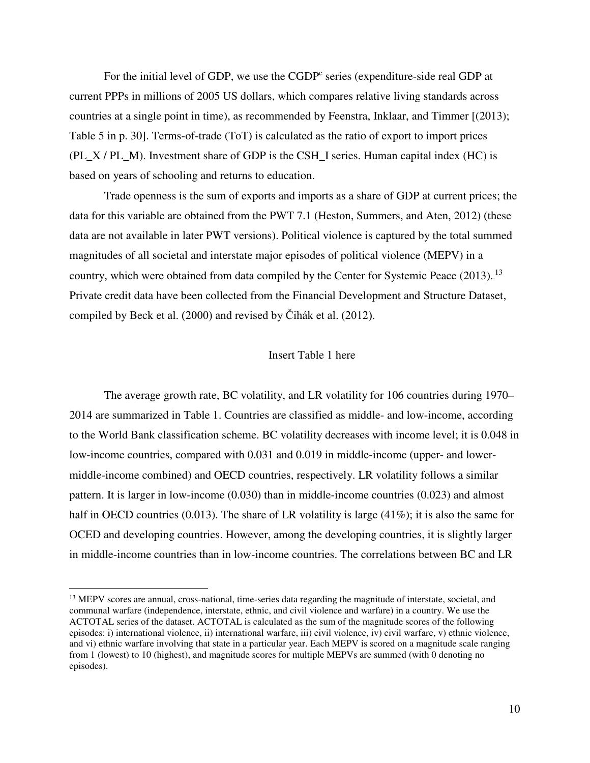For the initial level of GDP, we use the CGDP$^e$ series (expenditure-side real GDP at current PPPs in millions of 2005 US dollars, which compares relative living standards across countries at a single point in time), as recommended by Feenstra, Inklaar, and Timmer [(2013); Table 5 in p. 30]. Terms-of-trade (ToT) is calculated as the ratio of export to import prices (PL_X / PL_M). Investment share of GDP is the CSH_I series. Human capital index (HC) is based on years of schooling and returns to education.

Trade openness is the sum of exports and imports as a share of GDP at current prices; the data for this variable are obtained from the PWT 7.1 (Heston, Summers, and Aten, 2012) (these data are not available in later PWT versions). Political violence is captured by the total summed magnitudes of all societal and interstate major episodes of political violence (MEPV) in a country, which were obtained from data compiled by the Center for Systemic Peace (2013).[13] Private credit data have been collected from the Financial Development and Structure Dataset, compiled by Beck et al. (2000) and revised by Čihák et al. (2012).

Insert Table 1 here

The average growth rate, BC volatility, and LR volatility for 106 countries during 1970–2014 are summarized in Table 1. Countries are classified as middle- and low-income, according to the World Bank classification scheme. BC volatility decreases with income level; it is 0.048 in low-income countries, compared with 0.031 and 0.019 in middle-income (upper- and lower-middle-income combined) and OECD countries, respectively. LR volatility follows a similar pattern. It is larger in low-income (0.030) than in middle-income countries (0.023) and almost half in OECD countries (0.013). The share of LR volatility is large (41%); it is also the same for OCED and developing countries. However, among the developing countries, it is slightly larger in middle-income countries than in low-income countries. The correlations between BC and LR

[13] MEPV scores are annual, cross-national, time-series data regarding the magnitude of interstate, societal, and communal warfare (independence, interstate, ethnic, and civil violence and warfare) in a country. We use the ACTOTAL series of the dataset. ACTOTAL is calculated as the sum of the magnitude scores of the following episodes: i) international violence, ii) international warfare, iii) civil violence, iv) civil warfare, v) ethnic violence, and vi) ethnic warfare involving that state in a particular year. Each MEPV is scored on a magnitude scale ranging from 1 (lowest) to 10 (highest), and magnitude scores for multiple MEPVs are summed (with 0 denoting no episodes).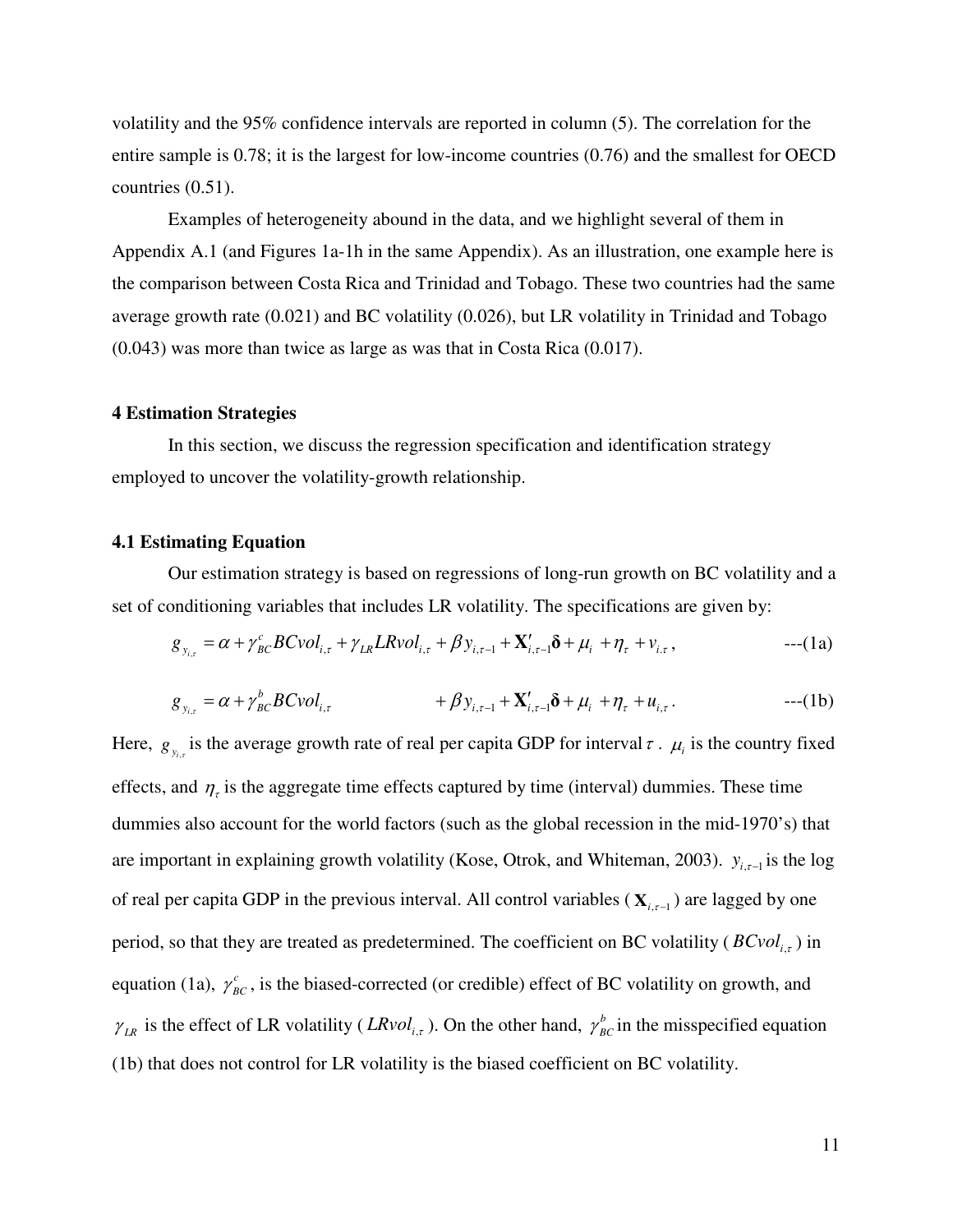volatility and the 95% confidence intervals are reported in column (5). The correlation for the entire sample is 0.78; it is the largest for low-income countries (0.76) and the smallest for OECD countries (0.51).

Examples of heterogeneity abound in the data, and we highlight several of them in Appendix A.1 (and Figures 1a-1h in the same Appendix). As an illustration, one example here is the comparison between Costa Rica and Trinidad and Tobago. These two countries had the same average growth rate (0.021) and BC volatility (0.026), but LR volatility in Trinidad and Tobago (0.043) was more than twice as large as was that in Costa Rica (0.017).

## 4 Estimation Strategies

In this section, we discuss the regression specification and identification strategy employed to uncover the volatility-growth relationship.

### 4.1 Estimating Equation

Our estimation strategy is based on regressions of long-run growth on BC volatility and a set of conditioning variables that includes LR volatility. The specifications are given by:

$$g_{y_{i,\tau}} = \alpha + \gamma^{c}_{BC} BCvol_{i,\tau} + \gamma_{LR} LRvol_{i,\tau} + \beta y_{i,\tau-1} + \mathbf{X}'_{i,\tau-1}\boldsymbol{\delta} + \mu_i + \eta_\tau + v_{i,\tau}, \qquad \text{---(1a)}$$

$$g_{y_{i,\tau}} = \alpha + \gamma^{b}_{BC} BCvol_{i,\tau} + \beta y_{i,\tau-1} + \mathbf{X}'_{i,\tau-1}\boldsymbol{\delta} + \mu_i + \eta_\tau + u_{i,\tau}. \qquad \text{---(1b)}$$

Here, $g_{y_{i,\tau}}$ is the average growth rate of real per capita GDP for interval $\tau$. $\mu_i$ is the country fixed effects, and $\eta_\tau$ is the aggregate time effects captured by time (interval) dummies. These time dummies also account for the world factors (such as the global recession in the mid-1970's) that are important in explaining growth volatility (Kose, Otrok, and Whiteman, 2003). $y_{i,\tau-1}$ is the log of real per capita GDP in the previous interval. All control variables ($\mathbf{X}_{i,\tau-1}$) are lagged by one period, so that they are treated as predetermined. The coefficient on BC volatility ($BCvol_{i,\tau}$) in equation (1a), $\gamma^{c}_{BC}$, is the biased-corrected (or credible) effect of BC volatility on growth, and $\gamma_{LR}$ is the effect of LR volatility ($LRvol_{i,\tau}$). On the other hand, $\gamma^{b}_{BC}$ in the misspecified equation (1b) that does not control for LR volatility is the biased coefficient on BC volatility.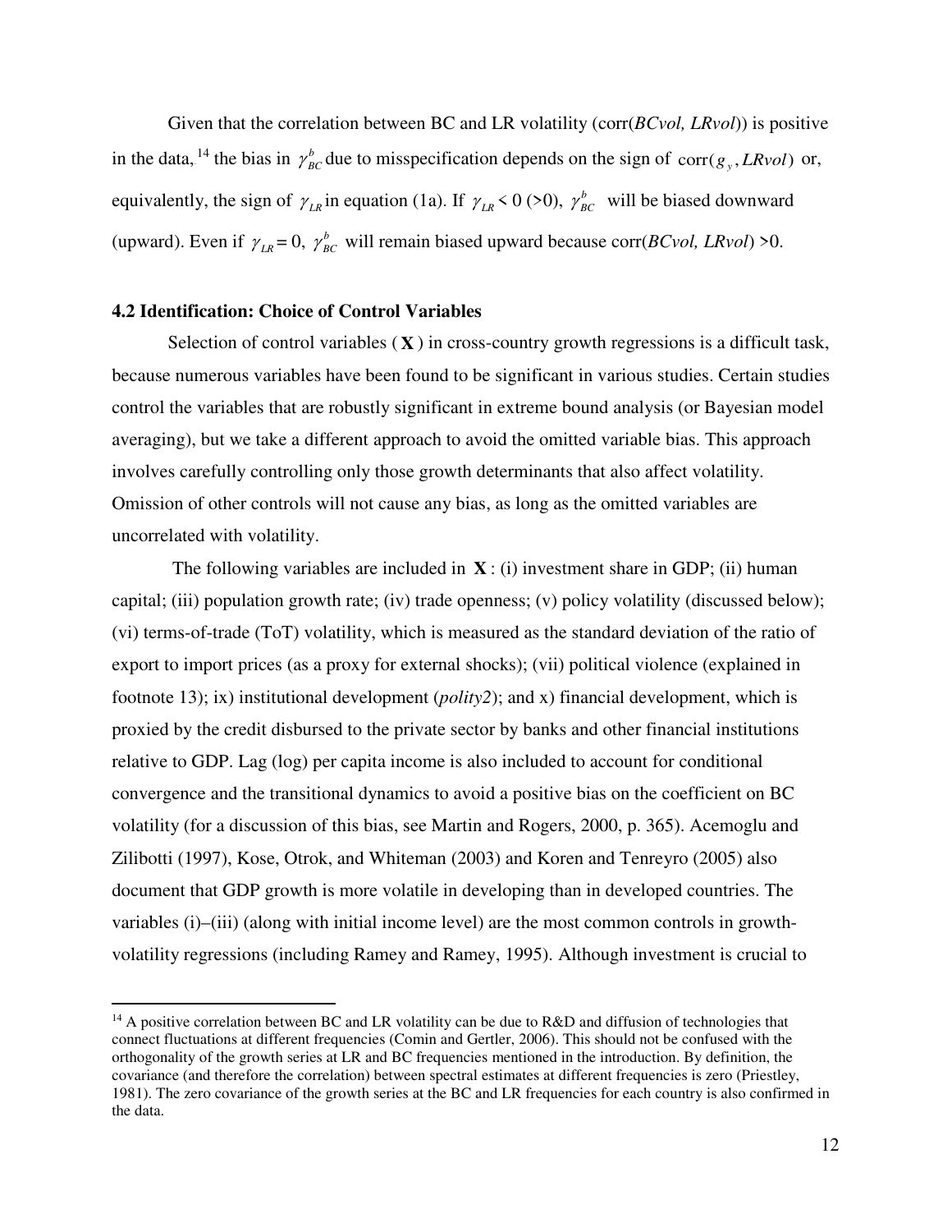Given that the correlation between BC and LR volatility (corr(*BCvol, LRvol*)) is positive in the data,[14] the bias in $\gamma_{BC}^{b}$ due to misspecification depends on the sign of $\text{corr}(g_y, LRvol)$ or, equivalently, the sign of $\gamma_{LR}$ in equation (1a). If $\gamma_{LR} < 0$ (>0), $\gamma_{BC}^{b}$ will be biased downward (upward). Even if $\gamma_{LR} = 0$, $\gamma_{BC}^{b}$ will remain biased upward because corr(*BCvol, LRvol*) >0.

### 4.2 Identification: Choice of Control Variables

Selection of control variables ($\mathbf{X}$) in cross-country growth regressions is a difficult task, because numerous variables have been found to be significant in various studies. Certain studies control the variables that are robustly significant in extreme bound analysis (or Bayesian model averaging), but we take a different approach to avoid the omitted variable bias. This approach involves carefully controlling only those growth determinants that also affect volatility. Omission of other controls will not cause any bias, as long as the omitted variables are uncorrelated with volatility.

The following variables are included in $\mathbf{X}$: (i) investment share in GDP; (ii) human capital; (iii) population growth rate; (iv) trade openness; (v) policy volatility (discussed below); (vi) terms-of-trade (ToT) volatility, which is measured as the standard deviation of the ratio of export to import prices (as a proxy for external shocks); (vii) political violence (explained in footnote 13); ix) institutional development (*polity2*); and x) financial development, which is proxied by the credit disbursed to the private sector by banks and other financial institutions relative to GDP. Lag (log) per capita income is also included to account for conditional convergence and the transitional dynamics to avoid a positive bias on the coefficient on BC volatility (for a discussion of this bias, see Martin and Rogers, 2000, p. 365). Acemoglu and Zilibotti (1997), Kose, Otrok, and Whiteman (2003) and Koren and Tenreyro (2005) also document that GDP growth is more volatile in developing than in developed countries. The variables (i)–(iii) (along with initial income level) are the most common controls in growth-volatility regressions (including Ramey and Ramey, 1995). Although investment is crucial to

---

[14] A positive correlation between BC and LR volatility can be due to R&D and diffusion of technologies that connect fluctuations at different frequencies (Comin and Gertler, 2006). This should not be confused with the orthogonality of the growth series at LR and BC frequencies mentioned in the introduction. By definition, the covariance (and therefore the correlation) between spectral estimates at different frequencies is zero (Priestley, 1981). The zero covariance of the growth series at the BC and LR frequencies for each country is also confirmed in the data.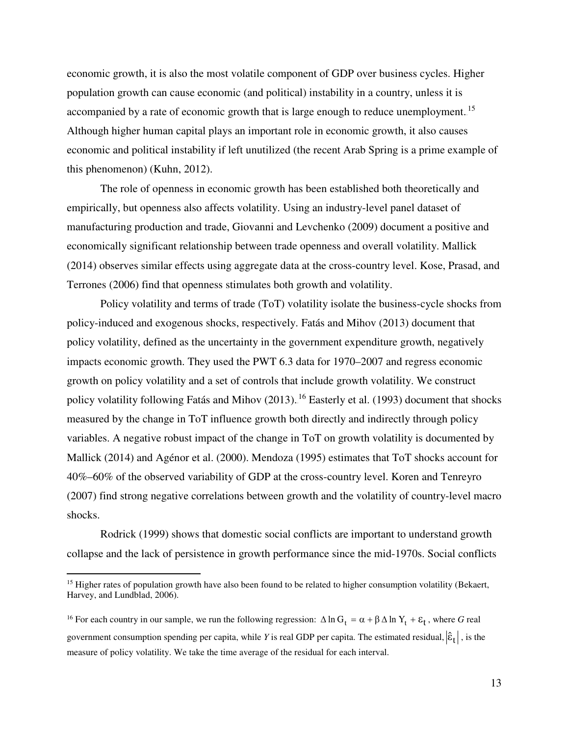economic growth, it is also the most volatile component of GDP over business cycles. Higher population growth can cause economic (and political) instability in a country, unless it is accompanied by a rate of economic growth that is large enough to reduce unemployment.[15] Although higher human capital plays an important role in economic growth, it also causes economic and political instability if left unutilized (the recent Arab Spring is a prime example of this phenomenon) (Kuhn, 2012).

The role of openness in economic growth has been established both theoretically and empirically, but openness also affects volatility. Using an industry-level panel dataset of manufacturing production and trade, Giovanni and Levchenko (2009) document a positive and economically significant relationship between trade openness and overall volatility. Mallick (2014) observes similar effects using aggregate data at the cross-country level. Kose, Prasad, and Terrones (2006) find that openness stimulates both growth and volatility.

Policy volatility and terms of trade (ToT) volatility isolate the business-cycle shocks from policy-induced and exogenous shocks, respectively. Fatás and Mihov (2013) document that policy volatility, defined as the uncertainty in the government expenditure growth, negatively impacts economic growth. They used the PWT 6.3 data for 1970–2007 and regress economic growth on policy volatility and a set of controls that include growth volatility. We construct policy volatility following Fatás and Mihov (2013).[16] Easterly et al. (1993) document that shocks measured by the change in ToT influence growth both directly and indirectly through policy variables. A negative robust impact of the change in ToT on growth volatility is documented by Mallick (2014) and Agénor et al. (2000). Mendoza (1995) estimates that ToT shocks account for 40%–60% of the observed variability of GDP at the cross-country level. Koren and Tenreyro (2007) find strong negative correlations between growth and the volatility of country-level macro shocks.

Rodrick (1999) shows that domestic social conflicts are important to understand growth collapse and the lack of persistence in growth performance since the mid-1970s. Social conflicts

---

[15] Higher rates of population growth have also been found to be related to higher consumption volatility (Bekaert, Harvey, and Lundblad, 2006).

[16] For each country in our sample, we run the following regression: $\Delta \ln G_t = \alpha + \beta \Delta \ln Y_t + \varepsilon_t$, where *G* real government consumption spending per capita, while *Y* is real GDP per capita. The estimated residual, $|\hat{\varepsilon}_t|$, is the measure of policy volatility. We take the time average of the residual for each interval.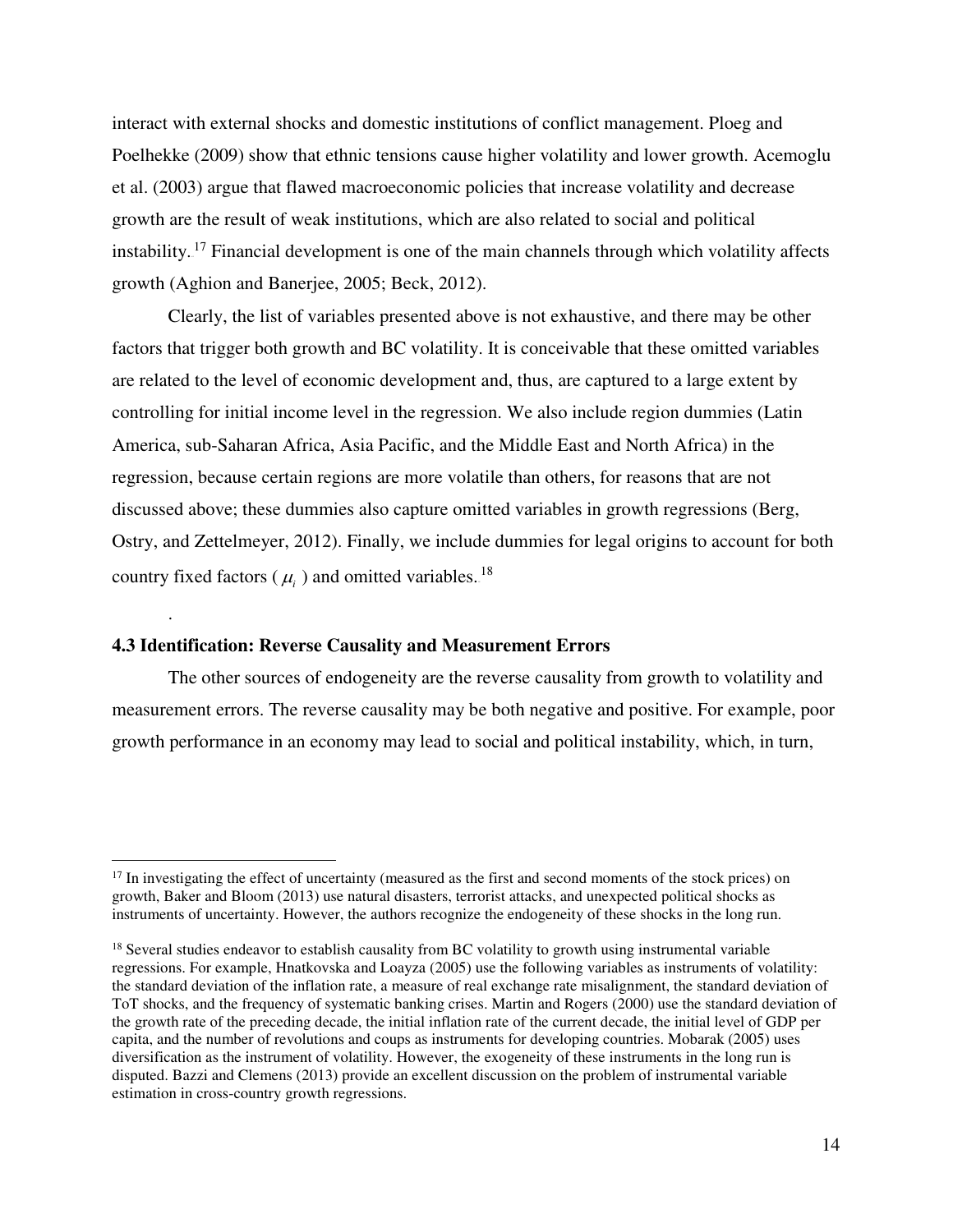interact with external shocks and domestic institutions of conflict management. Ploeg and Poelhekke (2009) show that ethnic tensions cause higher volatility and lower growth. Acemoglu et al. (2003) argue that flawed macroeconomic policies that increase volatility and decrease growth are the result of weak institutions, which are also related to social and political instability.[17] Financial development is one of the main channels through which volatility affects growth (Aghion and Banerjee, 2005; Beck, 2012).

Clearly, the list of variables presented above is not exhaustive, and there may be other factors that trigger both growth and BC volatility. It is conceivable that these omitted variables are related to the level of economic development and, thus, are captured to a large extent by controlling for initial income level in the regression. We also include region dummies (Latin America, sub-Saharan Africa, Asia Pacific, and the Middle East and North Africa) in the regression, because certain regions are more volatile than others, for reasons that are not discussed above; these dummies also capture omitted variables in growth regressions (Berg, Ostry, and Zettelmeyer, 2012). Finally, we include dummies for legal origins to account for both country fixed factors ( $\mu_i$ ) and omitted variables.[18]

.

### 4.3 Identification: Reverse Causality and Measurement Errors

The other sources of endogeneity are the reverse causality from growth to volatility and measurement errors. The reverse causality may be both negative and positive. For example, poor growth performance in an economy may lead to social and political instability, which, in turn,

---

[17] In investigating the effect of uncertainty (measured as the first and second moments of the stock prices) on growth, Baker and Bloom (2013) use natural disasters, terrorist attacks, and unexpected political shocks as instruments of uncertainty. However, the authors recognize the endogeneity of these shocks in the long run.

[18] Several studies endeavor to establish causality from BC volatility to growth using instrumental variable regressions. For example, Hnatkovska and Loayza (2005) use the following variables as instruments of volatility: the standard deviation of the inflation rate, a measure of real exchange rate misalignment, the standard deviation of ToT shocks, and the frequency of systematic banking crises. Martin and Rogers (2000) use the standard deviation of the growth rate of the preceding decade, the initial inflation rate of the current decade, the initial level of GDP per capita, and the number of revolutions and coups as instruments for developing countries. Mobarak (2005) uses diversification as the instrument of volatility. However, the exogeneity of these instruments in the long run is disputed. Bazzi and Clemens (2013) provide an excellent discussion on the problem of instrumental variable estimation in cross-country growth regressions.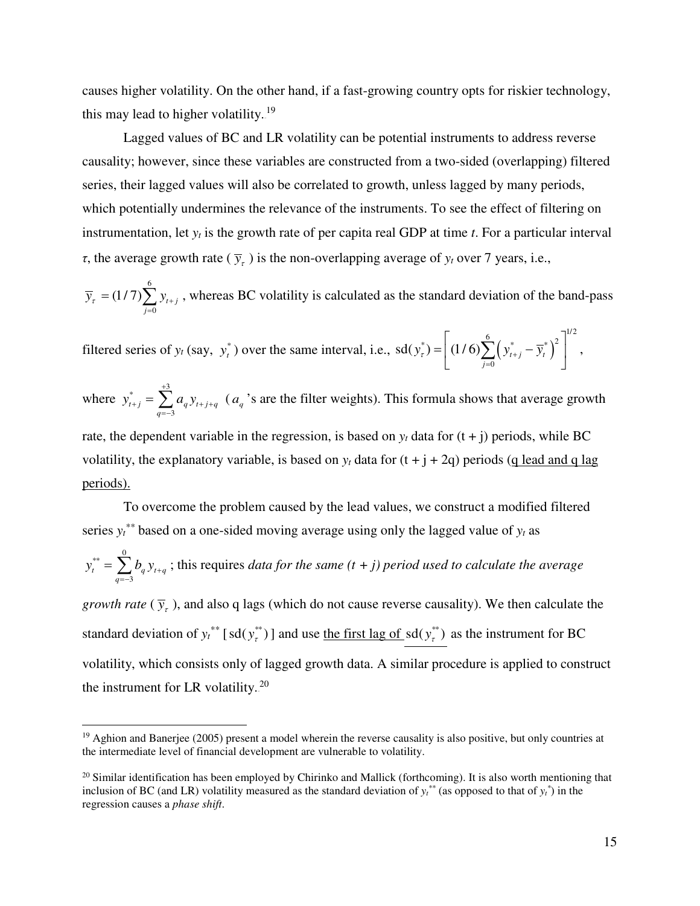causes higher volatility. On the other hand, if a fast-growing country opts for riskier technology, this may lead to higher volatility.[19]

Lagged values of BC and LR volatility can be potential instruments to address reverse causality; however, since these variables are constructed from a two-sided (overlapping) filtered series, their lagged values will also be correlated to growth, unless lagged by many periods, which potentially undermines the relevance of the instruments. To see the effect of filtering on instrumentation, let $y_t$ is the growth rate of per capita real GDP at time $t$. For a particular interval $\tau$, the average growth rate ( $\overline{y}_\tau$ ) is the non-overlapping average of $y_t$ over 7 years, i.e., $\overline{y}_\tau = (1/7)\sum_{j=0}^{6} y_{t+j}$ , whereas BC volatility is calculated as the standard deviation of the band-pass filtered series of $y_t$ (say, $y_t^*$) over the same interval, i.e., $\text{sd}(y_\tau^*) = \left[ (1/6)\sum_{j=0}^{6} \left( y_{t+j}^* - \overline{y}_t^* \right)^2 \right]^{1/2}$ , where $y_{t+j}^* = \sum_{q=-3}^{+3} a_q y_{t+j+q}$ ( $a_q$ 's are the filter weights). This formula shows that average growth rate, the dependent variable in the regression, is based on $y_t$ data for (t + j) periods, while BC volatility, the explanatory variable, is based on $y_t$ data for (t + j + 2q) periods (q lead and q lag periods).

To overcome the problem caused by the lead values, we construct a modified filtered series $y_t^{**}$ based on a one-sided moving average using only the lagged value of $y_t$ as $y_t^{**} = \sum_{q=-3}^{0} b_q y_{t+q}$ ; this requires *data for the same (t + j) period used to calculate the average growth rate* ( $\overline{y}_\tau$ ), and also q lags (which do not cause reverse causality). We then calculate the standard deviation of $y_t^{**}$ [ $\text{sd}(y_\tau^{**})$ ] and use the first lag of $\text{sd}(y_\tau^{**})$ as the instrument for BC volatility, which consists only of lagged growth data. A similar procedure is applied to construct the instrument for LR volatility.[20]

---

[19] Aghion and Banerjee (2005) present a model wherein the reverse causality is also positive, but only countries at the intermediate level of financial development are vulnerable to volatility.

[20] Similar identification has been employed by Chirinko and Mallick (forthcoming). It is also worth mentioning that inclusion of BC (and LR) volatility measured as the standard deviation of $y_t^{**}$ (as opposed to that of $y_t^*$) in the regression causes a *phase shift*.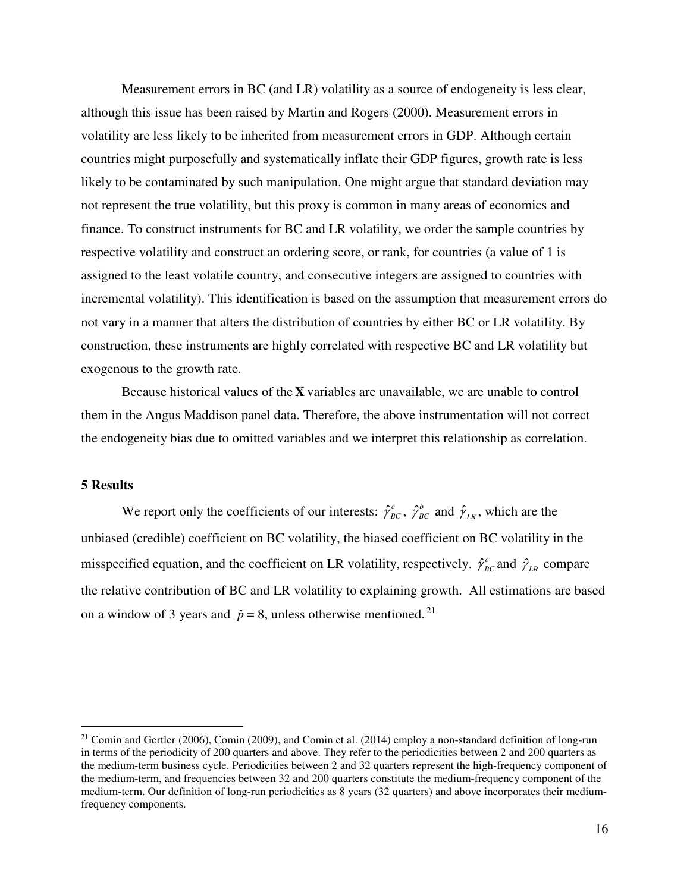Measurement errors in BC (and LR) volatility as a source of endogeneity is less clear, although this issue has been raised by Martin and Rogers (2000). Measurement errors in volatility are less likely to be inherited from measurement errors in GDP. Although certain countries might purposefully and systematically inflate their GDP figures, growth rate is less likely to be contaminated by such manipulation. One might argue that standard deviation may not represent the true volatility, but this proxy is common in many areas of economics and finance. To construct instruments for BC and LR volatility, we order the sample countries by respective volatility and construct an ordering score, or rank, for countries (a value of 1 is assigned to the least volatile country, and consecutive integers are assigned to countries with incremental volatility). This identification is based on the assumption that measurement errors do not vary in a manner that alters the distribution of countries by either BC or LR volatility. By construction, these instruments are highly correlated with respective BC and LR volatility but exogenous to the growth rate.

Because historical values of the **X** variables are unavailable, we are unable to control them in the Angus Maddison panel data. Therefore, the above instrumentation will not correct the endogeneity bias due to omitted variables and we interpret this relationship as correlation.

## 5 Results

We report only the coefficients of our interests: $\hat{\gamma}_{BC}^{c}$, $\hat{\gamma}_{BC}^{b}$ and $\hat{\gamma}_{LR}$, which are the unbiased (credible) coefficient on BC volatility, the biased coefficient on BC volatility in the misspecified equation, and the coefficient on LR volatility, respectively. $\hat{\gamma}_{BC}^{c}$ and $\hat{\gamma}_{LR}$ compare the relative contribution of BC and LR volatility to explaining growth. All estimations are based on a window of 3 years and $\tilde{p} = 8$, unless otherwise mentioned.[21]

---

[21] Comin and Gertler (2006), Comin (2009), and Comin et al. (2014) employ a non-standard definition of long-run in terms of the periodicity of 200 quarters and above. They refer to the periodicities between 2 and 200 quarters as the medium-term business cycle. Periodicities between 2 and 32 quarters represent the high-frequency component of the medium-term, and frequencies between 32 and 200 quarters constitute the medium-frequency component of the medium-term. Our definition of long-run periodicities as 8 years (32 quarters) and above incorporates their medium-frequency components.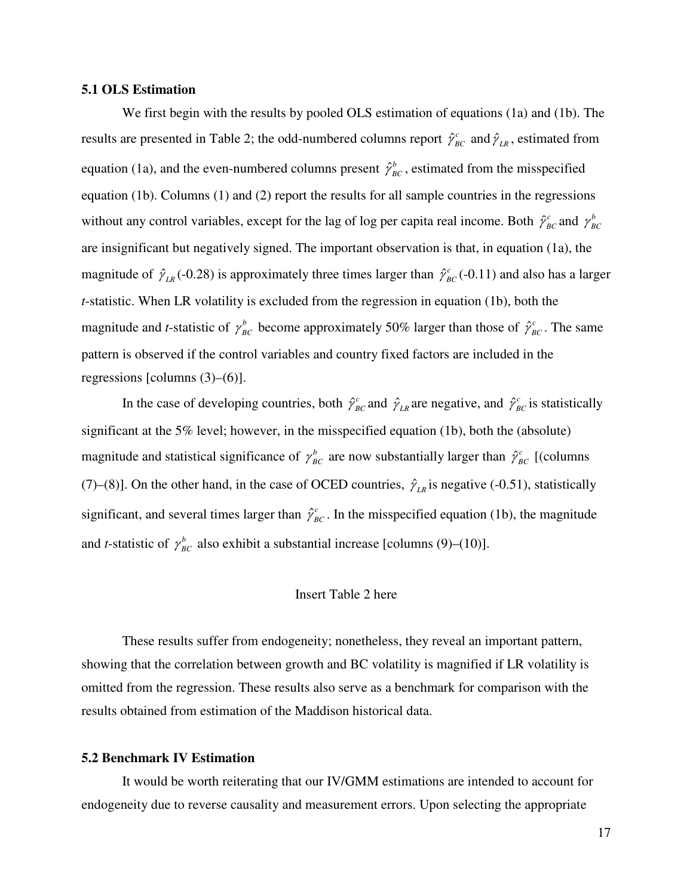### 5.1 OLS Estimation

We first begin with the results by pooled OLS estimation of equations (1a) and (1b). The results are presented in Table 2; the odd-numbered columns report $\hat{\gamma}_{BC}^{c}$ and $\hat{\gamma}_{LR}$, estimated from equation (1a), and the even-numbered columns present $\hat{\gamma}_{BC}^{b}$, estimated from the misspecified equation (1b). Columns (1) and (2) report the results for all sample countries in the regressions without any control variables, except for the lag of log per capita real income. Both $\hat{\gamma}_{BC}^{c}$ and $\gamma_{BC}^{b}$ are insignificant but negatively signed. The important observation is that, in equation (1a), the magnitude of $\hat{\gamma}_{LR}$ (-0.28) is approximately three times larger than $\hat{\gamma}_{BC}^{c}$ (-0.11) and also has a larger *t*-statistic. When LR volatility is excluded from the regression in equation (1b), both the magnitude and *t*-statistic of $\gamma_{BC}^{b}$ become approximately 50% larger than those of $\hat{\gamma}_{BC}^{c}$. The same pattern is observed if the control variables and country fixed factors are included in the regressions [columns (3)–(6)].

In the case of developing countries, both $\hat{\gamma}_{BC}^{c}$ and $\hat{\gamma}_{LR}$ are negative, and $\hat{\gamma}_{BC}^{c}$ is statistically significant at the 5% level; however, in the misspecified equation (1b), both the (absolute) magnitude and statistical significance of $\gamma_{BC}^{b}$ are now substantially larger than $\hat{\gamma}_{BC}^{c}$ [(columns (7)–(8)]. On the other hand, in the case of OCED countries, $\hat{\gamma}_{LR}$ is negative (-0.51), statistically significant, and several times larger than $\hat{\gamma}_{BC}^{c}$. In the misspecified equation (1b), the magnitude and *t*-statistic of $\gamma_{BC}^{b}$ also exhibit a substantial increase [columns (9)–(10)].

Insert Table 2 here

These results suffer from endogeneity; nonetheless, they reveal an important pattern, showing that the correlation between growth and BC volatility is magnified if LR volatility is omitted from the regression. These results also serve as a benchmark for comparison with the results obtained from estimation of the Maddison historical data.

### 5.2 Benchmark IV Estimation

It would be worth reiterating that our IV/GMM estimations are intended to account for endogeneity due to reverse causality and measurement errors. Upon selecting the appropriate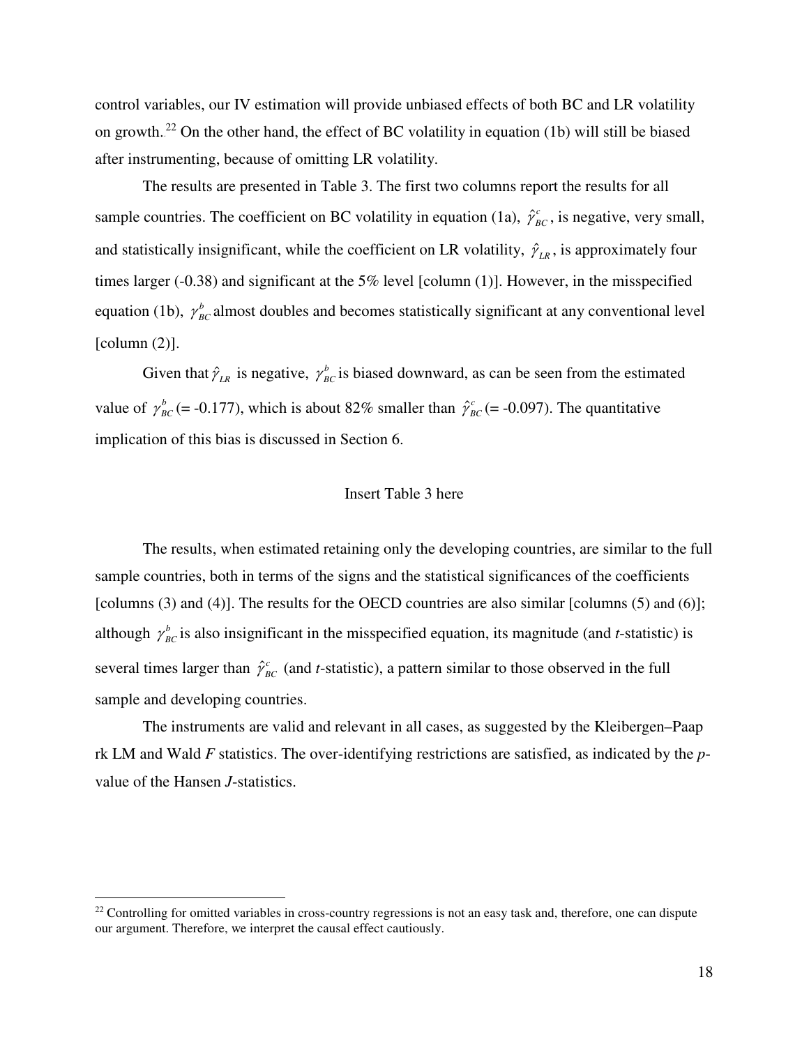control variables, our IV estimation will provide unbiased effects of both BC and LR volatility on growth.[22] On the other hand, the effect of BC volatility in equation (1b) will still be biased after instrumenting, because of omitting LR volatility.

The results are presented in Table 3. The first two columns report the results for all sample countries. The coefficient on BC volatility in equation (1a), $\hat{\gamma}^{c}_{BC}$, is negative, very small, and statistically insignificant, while the coefficient on LR volatility, $\hat{\gamma}_{LR}$, is approximately four times larger (-0.38) and significant at the 5% level [column (1)]. However, in the misspecified equation (1b), $\gamma^{b}_{BC}$ almost doubles and becomes statistically significant at any conventional level [column (2)].

Given that $\hat{\gamma}_{LR}$ is negative, $\gamma^{b}_{BC}$ is biased downward, as can be seen from the estimated value of $\gamma^{b}_{BC}$ (= -0.177), which is about 82% smaller than $\hat{\gamma}^{c}_{BC}$ (= -0.097). The quantitative implication of this bias is discussed in Section 6.

Insert Table 3 here

The results, when estimated retaining only the developing countries, are similar to the full sample countries, both in terms of the signs and the statistical significances of the coefficients [columns (3) and (4)]. The results for the OECD countries are also similar [columns (5) and (6)]; although $\gamma^{b}_{BC}$ is also insignificant in the misspecified equation, its magnitude (and *t*-statistic) is several times larger than $\hat{\gamma}^{c}_{BC}$ (and *t*-statistic), a pattern similar to those observed in the full sample and developing countries.

The instruments are valid and relevant in all cases, as suggested by the Kleibergen–Paap rk LM and Wald *F* statistics. The over-identifying restrictions are satisfied, as indicated by the *p*-value of the Hansen *J*-statistics.

[22] Controlling for omitted variables in cross-country regressions is not an easy task and, therefore, one can dispute our argument. Therefore, we interpret the causal effect cautiously.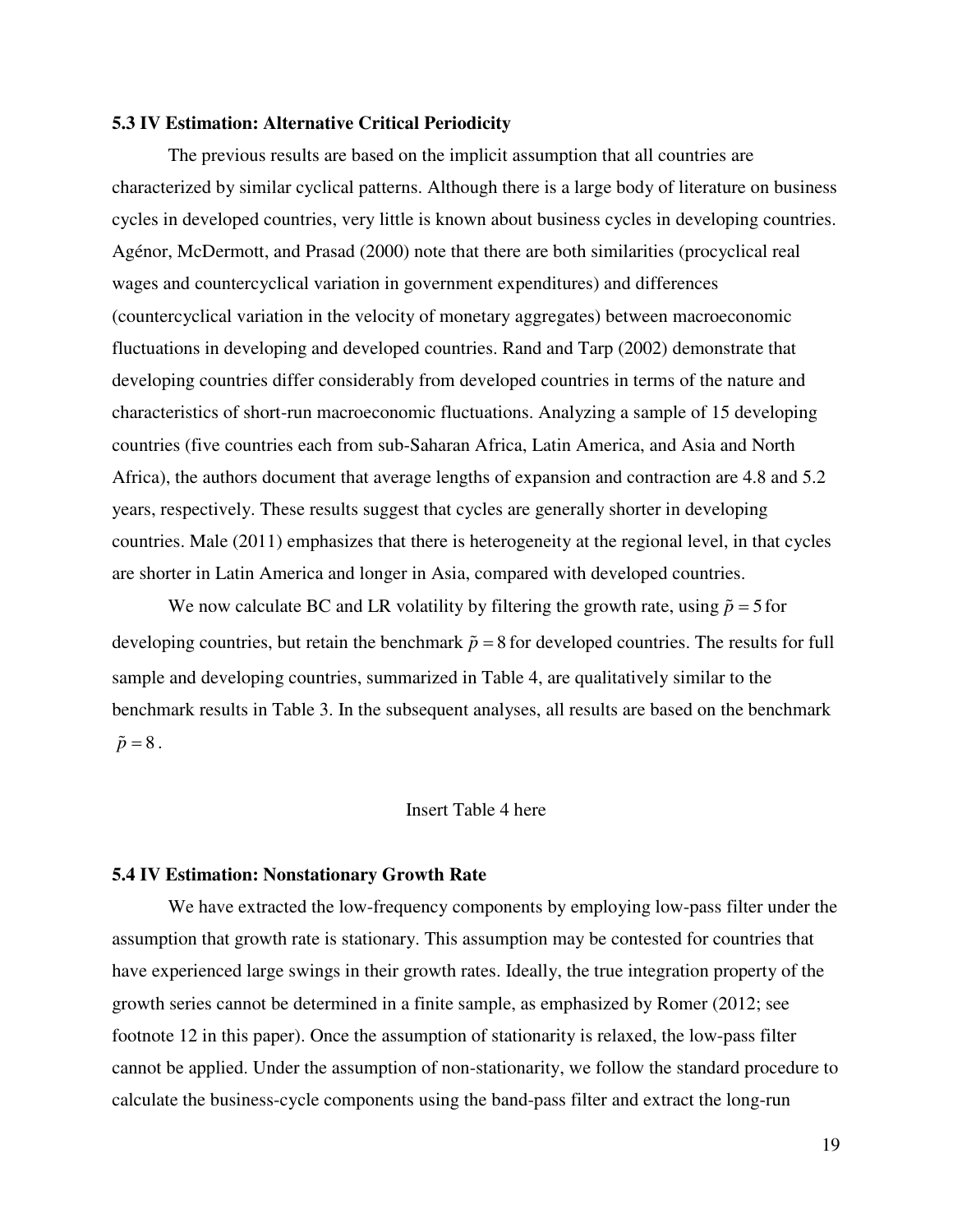### 5.3 IV Estimation: Alternative Critical Periodicity

The previous results are based on the implicit assumption that all countries are characterized by similar cyclical patterns. Although there is a large body of literature on business cycles in developed countries, very little is known about business cycles in developing countries. Agénor, McDermott, and Prasad (2000) note that there are both similarities (procyclical real wages and countercyclical variation in government expenditures) and differences (countercyclical variation in the velocity of monetary aggregates) between macroeconomic fluctuations in developing and developed countries. Rand and Tarp (2002) demonstrate that developing countries differ considerably from developed countries in terms of the nature and characteristics of short-run macroeconomic fluctuations. Analyzing a sample of 15 developing countries (five countries each from sub-Saharan Africa, Latin America, and Asia and North Africa), the authors document that average lengths of expansion and contraction are 4.8 and 5.2 years, respectively. These results suggest that cycles are generally shorter in developing countries. Male (2011) emphasizes that there is heterogeneity at the regional level, in that cycles are shorter in Latin America and longer in Asia, compared with developed countries.

We now calculate BC and LR volatility by filtering the growth rate, using $\tilde{p} = 5$ for developing countries, but retain the benchmark $\tilde{p} = 8$ for developed countries. The results for full sample and developing countries, summarized in Table 4, are qualitatively similar to the benchmark results in Table 3. In the subsequent analyses, all results are based on the benchmark $\tilde{p} = 8$.

Insert Table 4 here

### 5.4 IV Estimation: Nonstationary Growth Rate

We have extracted the low-frequency components by employing low-pass filter under the assumption that growth rate is stationary. This assumption may be contested for countries that have experienced large swings in their growth rates. Ideally, the true integration property of the growth series cannot be determined in a finite sample, as emphasized by Romer (2012; see footnote 12 in this paper). Once the assumption of stationarity is relaxed, the low-pass filter cannot be applied. Under the assumption of non-stationarity, we follow the standard procedure to calculate the business-cycle components using the band-pass filter and extract the long-run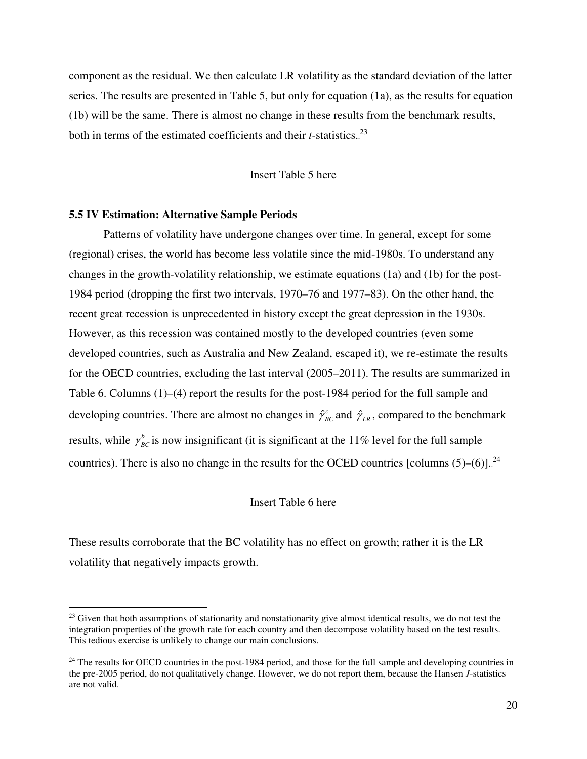component as the residual. We then calculate LR volatility as the standard deviation of the latter series. The results are presented in Table 5, but only for equation (1a), as the results for equation (1b) will be the same. There is almost no change in these results from the benchmark results, both in terms of the estimated coefficients and their *t*-statistics.[23]

Insert Table 5 here

### 5.5 IV Estimation: Alternative Sample Periods

Patterns of volatility have undergone changes over time. In general, except for some (regional) crises, the world has become less volatile since the mid-1980s. To understand any changes in the growth-volatility relationship, we estimate equations (1a) and (1b) for the post-1984 period (dropping the first two intervals, 1970–76 and 1977–83). On the other hand, the recent great recession is unprecedented in history except the great depression in the 1930s. However, as this recession was contained mostly to the developed countries (even some developed countries, such as Australia and New Zealand, escaped it), we re-estimate the results for the OECD countries, excluding the last interval (2005–2011). The results are summarized in Table 6. Columns (1)–(4) report the results for the post-1984 period for the full sample and developing countries. There are almost no changes in $\hat{\gamma}^{c}_{BC}$ and $\hat{\gamma}_{LR}$, compared to the benchmark results, while $\gamma^{b}_{BC}$ is now insignificant (it is significant at the 11% level for the full sample countries). There is also no change in the results for the OCED countries [columns (5)–(6)].[24]

Insert Table 6 here

These results corroborate that the BC volatility has no effect on growth; rather it is the LR volatility that negatively impacts growth.

---

[23] Given that both assumptions of stationarity and nonstationarity give almost identical results, we do not test the integration properties of the growth rate for each country and then decompose volatility based on the test results. This tedious exercise is unlikely to change our main conclusions.

[24] The results for OECD countries in the post-1984 period, and those for the full sample and developing countries in the pre-2005 period, do not qualitatively change. However, we do not report them, because the Hansen *J*-statistics are not valid.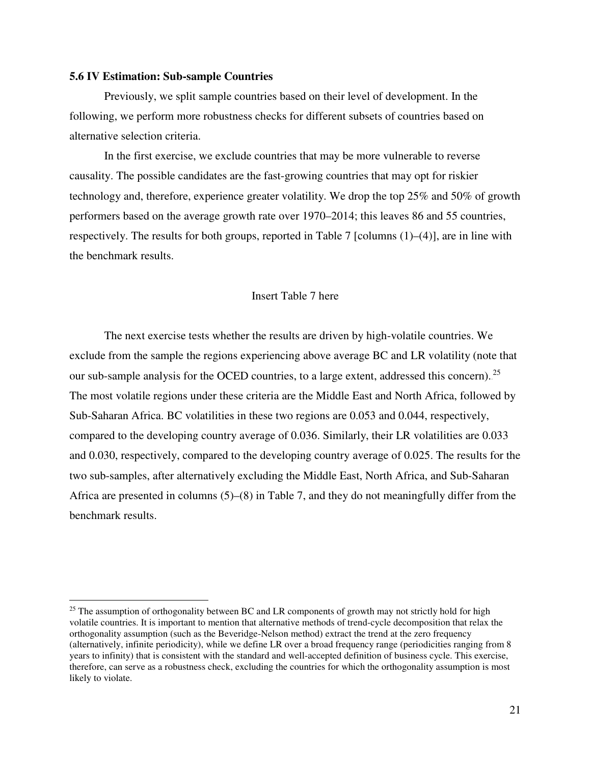### 5.6 IV Estimation: Sub-sample Countries

Previously, we split sample countries based on their level of development. In the following, we perform more robustness checks for different subsets of countries based on alternative selection criteria.

In the first exercise, we exclude countries that may be more vulnerable to reverse causality. The possible candidates are the fast-growing countries that may opt for riskier technology and, therefore, experience greater volatility. We drop the top 25% and 50% of growth performers based on the average growth rate over 1970–2014; this leaves 86 and 55 countries, respectively. The results for both groups, reported in Table 7 [columns (1)–(4)], are in line with the benchmark results.

Insert Table 7 here

The next exercise tests whether the results are driven by high-volatile countries. We exclude from the sample the regions experiencing above average BC and LR volatility (note that our sub-sample analysis for the OCED countries, to a large extent, addressed this concern).[25] The most volatile regions under these criteria are the Middle East and North Africa, followed by Sub-Saharan Africa. BC volatilities in these two regions are 0.053 and 0.044, respectively, compared to the developing country average of 0.036. Similarly, their LR volatilities are 0.033 and 0.030, respectively, compared to the developing country average of 0.025. The results for the two sub-samples, after alternatively excluding the Middle East, North Africa, and Sub-Saharan Africa are presented in columns (5)–(8) in Table 7, and they do not meaningfully differ from the benchmark results.

---

[25] The assumption of orthogonality between BC and LR components of growth may not strictly hold for high volatile countries. It is important to mention that alternative methods of trend-cycle decomposition that relax the orthogonality assumption (such as the Beveridge-Nelson method) extract the trend at the zero frequency (alternatively, infinite periodicity), while we define LR over a broad frequency range (periodicities ranging from 8 years to infinity) that is consistent with the standard and well-accepted definition of business cycle. This exercise, therefore, can serve as a robustness check, excluding the countries for which the orthogonality assumption is most likely to violate.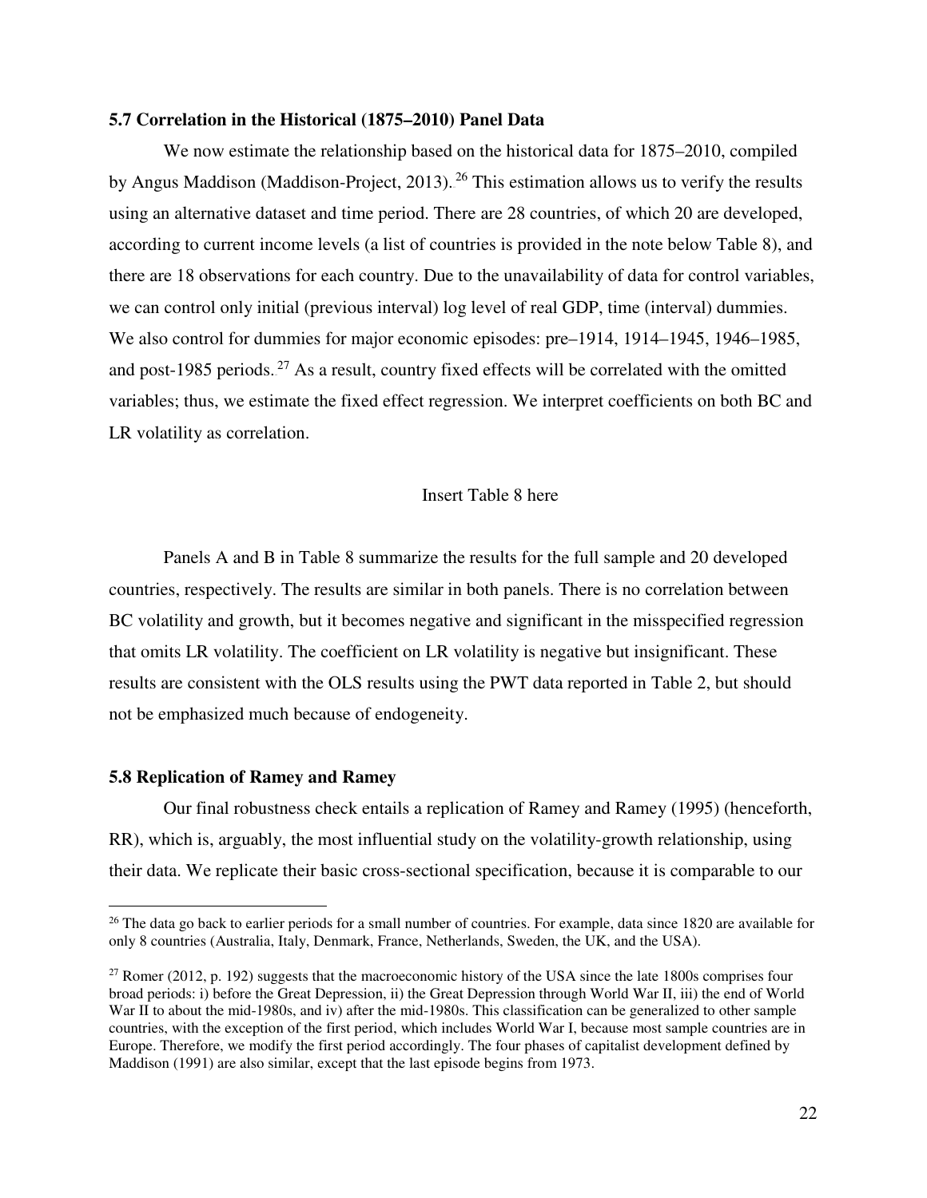### 5.7 Correlation in the Historical (1875–2010) Panel Data

We now estimate the relationship based on the historical data for 1875–2010, compiled by Angus Maddison (Maddison-Project, 2013).[26] This estimation allows us to verify the results using an alternative dataset and time period. There are 28 countries, of which 20 are developed, according to current income levels (a list of countries is provided in the note below Table 8), and there are 18 observations for each country. Due to the unavailability of data for control variables, we can control only initial (previous interval) log level of real GDP, time (interval) dummies. We also control for dummies for major economic episodes: pre–1914, 1914–1945, 1946–1985, and post-1985 periods.[27] As a result, country fixed effects will be correlated with the omitted variables; thus, we estimate the fixed effect regression. We interpret coefficients on both BC and LR volatility as correlation.

Insert Table 8 here

Panels A and B in Table 8 summarize the results for the full sample and 20 developed countries, respectively. The results are similar in both panels. There is no correlation between BC volatility and growth, but it becomes negative and significant in the misspecified regression that omits LR volatility. The coefficient on LR volatility is negative but insignificant. These results are consistent with the OLS results using the PWT data reported in Table 2, but should not be emphasized much because of endogeneity.

### 5.8 Replication of Ramey and Ramey

Our final robustness check entails a replication of Ramey and Ramey (1995) (henceforth, RR), which is, arguably, the most influential study on the volatility-growth relationship, using their data. We replicate their basic cross-sectional specification, because it is comparable to our

---

[26] The data go back to earlier periods for a small number of countries. For example, data since 1820 are available for only 8 countries (Australia, Italy, Denmark, France, Netherlands, Sweden, the UK, and the USA).

[27] Romer (2012, p. 192) suggests that the macroeconomic history of the USA since the late 1800s comprises four broad periods: i) before the Great Depression, ii) the Great Depression through World War II, iii) the end of World War II to about the mid-1980s, and iv) after the mid-1980s. This classification can be generalized to other sample countries, with the exception of the first period, which includes World War I, because most sample countries are in Europe. Therefore, we modify the first period accordingly. The four phases of capitalist development defined by Maddison (1991) are also similar, except that the last episode begins from 1973.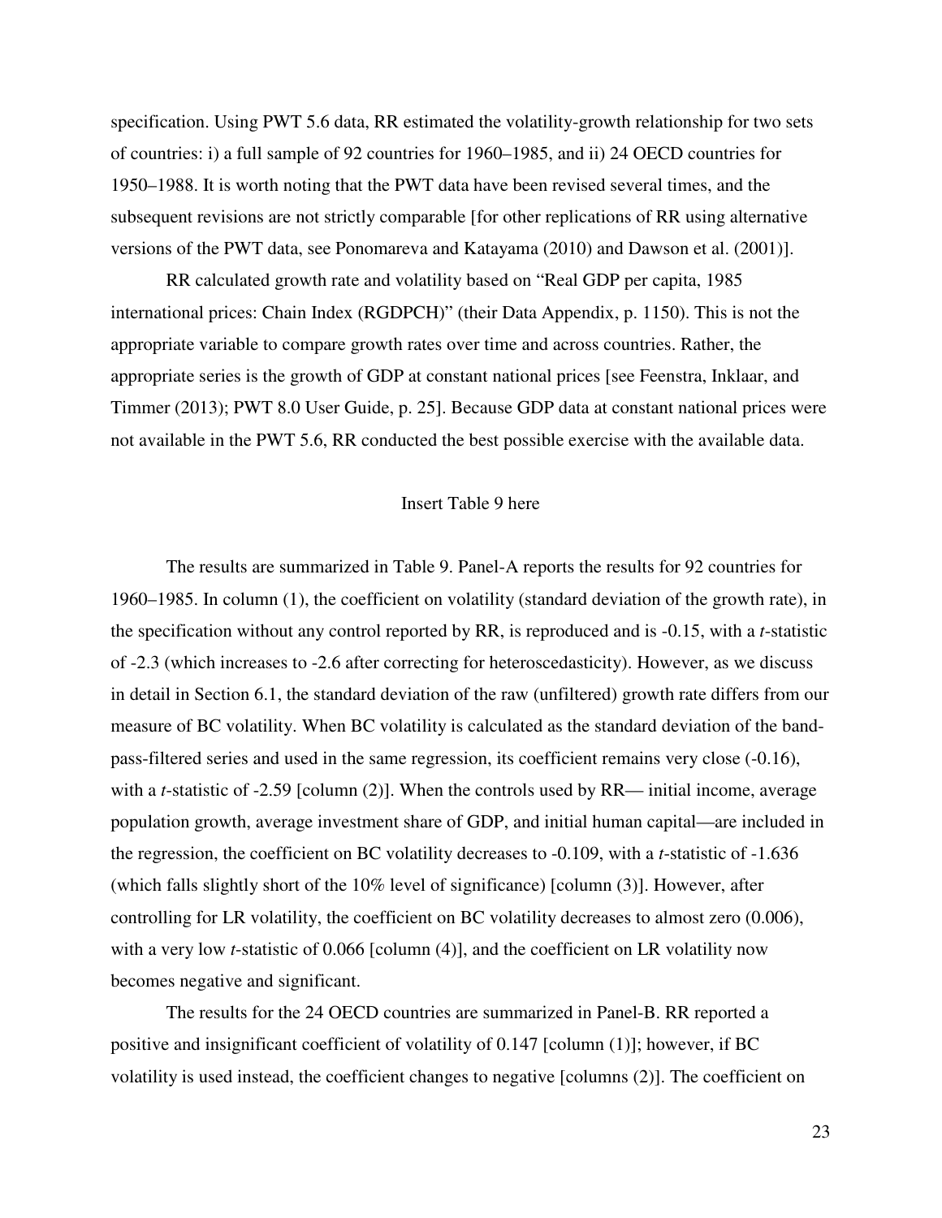specification. Using PWT 5.6 data, RR estimated the volatility-growth relationship for two sets of countries: i) a full sample of 92 countries for 1960–1985, and ii) 24 OECD countries for 1950–1988. It is worth noting that the PWT data have been revised several times, and the subsequent revisions are not strictly comparable [for other replications of RR using alternative versions of the PWT data, see Ponomareva and Katayama (2010) and Dawson et al. (2001)].

RR calculated growth rate and volatility based on "Real GDP per capita, 1985 international prices: Chain Index (RGDPCH)" (their Data Appendix, p. 1150). This is not the appropriate variable to compare growth rates over time and across countries. Rather, the appropriate series is the growth of GDP at constant national prices [see Feenstra, Inklaar, and Timmer (2013); PWT 8.0 User Guide, p. 25]. Because GDP data at constant national prices were not available in the PWT 5.6, RR conducted the best possible exercise with the available data.

Insert Table 9 here

The results are summarized in Table 9. Panel-A reports the results for 92 countries for 1960–1985. In column (1), the coefficient on volatility (standard deviation of the growth rate), in the specification without any control reported by RR, is reproduced and is -0.15, with a *t*-statistic of -2.3 (which increases to -2.6 after correcting for heteroscedasticity). However, as we discuss in detail in Section 6.1, the standard deviation of the raw (unfiltered) growth rate differs from our measure of BC volatility. When BC volatility is calculated as the standard deviation of the band-pass-filtered series and used in the same regression, its coefficient remains very close (-0.16), with a *t*-statistic of -2.59 [column (2)]. When the controls used by RR— initial income, average population growth, average investment share of GDP, and initial human capital—are included in the regression, the coefficient on BC volatility decreases to -0.109, with a *t*-statistic of -1.636 (which falls slightly short of the 10% level of significance) [column (3)]. However, after controlling for LR volatility, the coefficient on BC volatility decreases to almost zero (0.006), with a very low *t*-statistic of 0.066 [column (4)], and the coefficient on LR volatility now becomes negative and significant.

The results for the 24 OECD countries are summarized in Panel-B. RR reported a positive and insignificant coefficient of volatility of 0.147 [column (1)]; however, if BC volatility is used instead, the coefficient changes to negative [columns (2)]. The coefficient on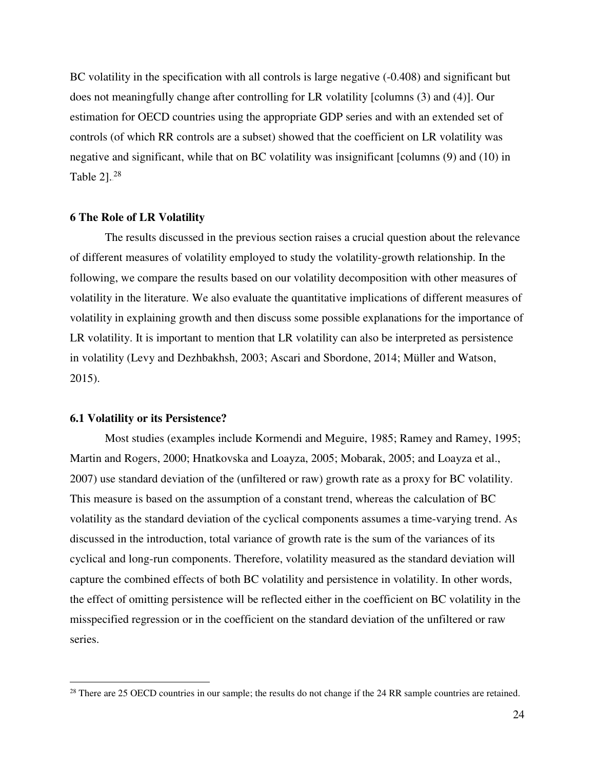BC volatility in the specification with all controls is large negative (-0.408) and significant but does not meaningfully change after controlling for LR volatility [columns (3) and (4)]. Our estimation for OECD countries using the appropriate GDP series and with an extended set of controls (of which RR controls are a subset) showed that the coefficient on LR volatility was negative and significant, while that on BC volatility was insignificant [columns (9) and (10) in Table 2].[28]

### 6 The Role of LR Volatility

The results discussed in the previous section raises a crucial question about the relevance of different measures of volatility employed to study the volatility-growth relationship. In the following, we compare the results based on our volatility decomposition with other measures of volatility in the literature. We also evaluate the quantitative implications of different measures of volatility in explaining growth and then discuss some possible explanations for the importance of LR volatility. It is important to mention that LR volatility can also be interpreted as persistence in volatility (Levy and Dezhbakhsh, 2003; Ascari and Sbordone, 2014; Müller and Watson, 2015).

#### 6.1 Volatility or its Persistence?

Most studies (examples include Kormendi and Meguire, 1985; Ramey and Ramey, 1995; Martin and Rogers, 2000; Hnatkovska and Loayza, 2005; Mobarak, 2005; and Loayza et al., 2007) use standard deviation of the (unfiltered or raw) growth rate as a proxy for BC volatility. This measure is based on the assumption of a constant trend, whereas the calculation of BC volatility as the standard deviation of the cyclical components assumes a time-varying trend. As discussed in the introduction, total variance of growth rate is the sum of the variances of its cyclical and long-run components. Therefore, volatility measured as the standard deviation will capture the combined effects of both BC volatility and persistence in volatility. In other words, the effect of omitting persistence will be reflected either in the coefficient on BC volatility in the misspecified regression or in the coefficient on the standard deviation of the unfiltered or raw series.

[28] There are 25 OECD countries in our sample; the results do not change if the 24 RR sample countries are retained.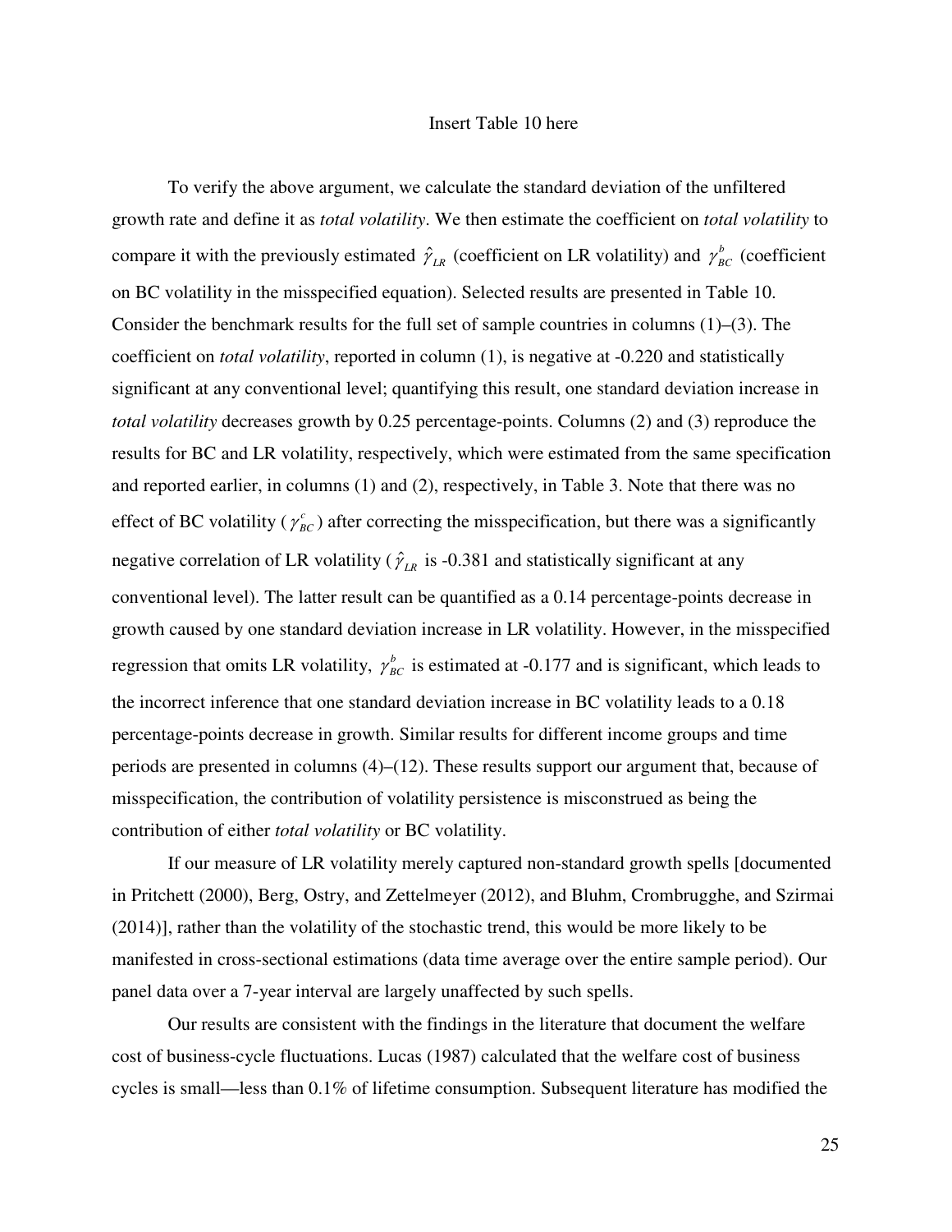Insert Table 10 here

To verify the above argument, we calculate the standard deviation of the unfiltered growth rate and define it as *total volatility*. We then estimate the coefficient on *total volatility* to compare it with the previously estimated $\hat{\gamma}_{LR}$ (coefficient on LR volatility) and $\gamma_{BC}^{b}$ (coefficient on BC volatility in the misspecified equation). Selected results are presented in Table 10. Consider the benchmark results for the full set of sample countries in columns (1)–(3). The coefficient on *total volatility*, reported in column (1), is negative at -0.220 and statistically significant at any conventional level; quantifying this result, one standard deviation increase in *total volatility* decreases growth by 0.25 percentage-points. Columns (2) and (3) reproduce the results for BC and LR volatility, respectively, which were estimated from the same specification and reported earlier, in columns (1) and (2), respectively, in Table 3. Note that there was no effect of BC volatility ($\gamma_{BC}^{c}$) after correcting the misspecification, but there was a significantly negative correlation of LR volatility ($\hat{\gamma}_{LR}$ is -0.381 and statistically significant at any conventional level). The latter result can be quantified as a 0.14 percentage-points decrease in growth caused by one standard deviation increase in LR volatility. However, in the misspecified regression that omits LR volatility, $\gamma_{BC}^{b}$ is estimated at -0.177 and is significant, which leads to the incorrect inference that one standard deviation increase in BC volatility leads to a 0.18 percentage-points decrease in growth. Similar results for different income groups and time periods are presented in columns (4)–(12). These results support our argument that, because of misspecification, the contribution of volatility persistence is misconstrued as being the contribution of either *total volatility* or BC volatility.

If our measure of LR volatility merely captured non-standard growth spells [documented in Pritchett (2000), Berg, Ostry, and Zettelmeyer (2012), and Bluhm, Crombrugghe, and Szirmai (2014)], rather than the volatility of the stochastic trend, this would be more likely to be manifested in cross-sectional estimations (data time average over the entire sample period). Our panel data over a 7-year interval are largely unaffected by such spells.

Our results are consistent with the findings in the literature that document the welfare cost of business-cycle fluctuations. Lucas (1987) calculated that the welfare cost of business cycles is small—less than 0.1% of lifetime consumption. Subsequent literature has modified the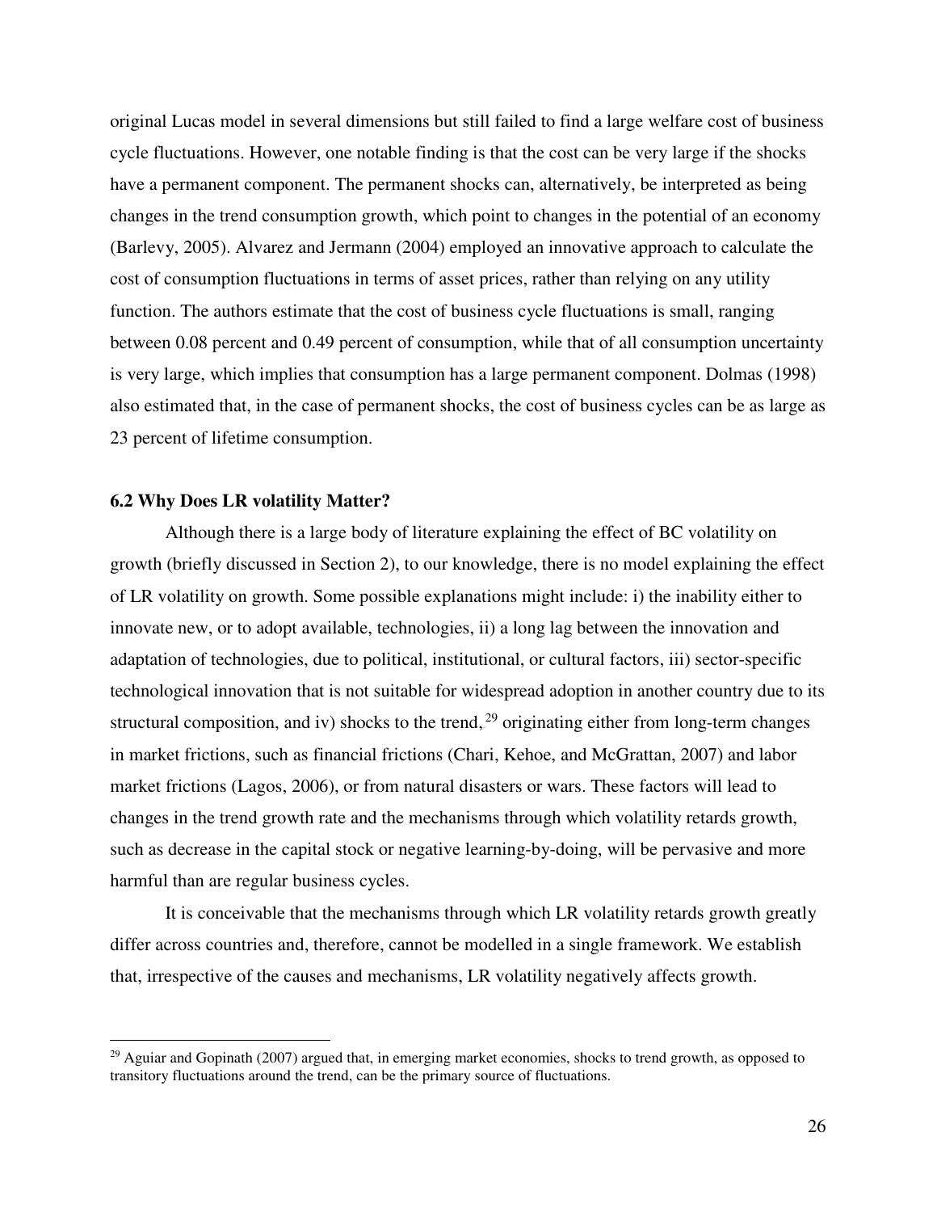original Lucas model in several dimensions but still failed to find a large welfare cost of business cycle fluctuations. However, one notable finding is that the cost can be very large if the shocks have a permanent component. The permanent shocks can, alternatively, be interpreted as being changes in the trend consumption growth, which point to changes in the potential of an economy (Barlevy, 2005). Alvarez and Jermann (2004) employed an innovative approach to calculate the cost of consumption fluctuations in terms of asset prices, rather than relying on any utility function. The authors estimate that the cost of business cycle fluctuations is small, ranging between 0.08 percent and 0.49 percent of consumption, while that of all consumption uncertainty is very large, which implies that consumption has a large permanent component. Dolmas (1998) also estimated that, in the case of permanent shocks, the cost of business cycles can be as large as 23 percent of lifetime consumption.

### 6.2 Why Does LR volatility Matter?

Although there is a large body of literature explaining the effect of BC volatility on growth (briefly discussed in Section 2), to our knowledge, there is no model explaining the effect of LR volatility on growth. Some possible explanations might include: i) the inability either to innovate new, or to adopt available, technologies, ii) a long lag between the innovation and adaptation of technologies, due to political, institutional, or cultural factors, iii) sector-specific technological innovation that is not suitable for widespread adoption in another country due to its structural composition, and iv) shocks to the trend,[29] originating either from long-term changes in market frictions, such as financial frictions (Chari, Kehoe, and McGrattan, 2007) and labor market frictions (Lagos, 2006), or from natural disasters or wars. These factors will lead to changes in the trend growth rate and the mechanisms through which volatility retards growth, such as decrease in the capital stock or negative learning-by-doing, will be pervasive and more harmful than are regular business cycles.

It is conceivable that the mechanisms through which LR volatility retards growth greatly differ across countries and, therefore, cannot be modelled in a single framework. We establish that, irrespective of the causes and mechanisms, LR volatility negatively affects growth.

---

[29] Aguiar and Gopinath (2007) argued that, in emerging market economies, shocks to trend growth, as opposed to transitory fluctuations around the trend, can be the primary source of fluctuations.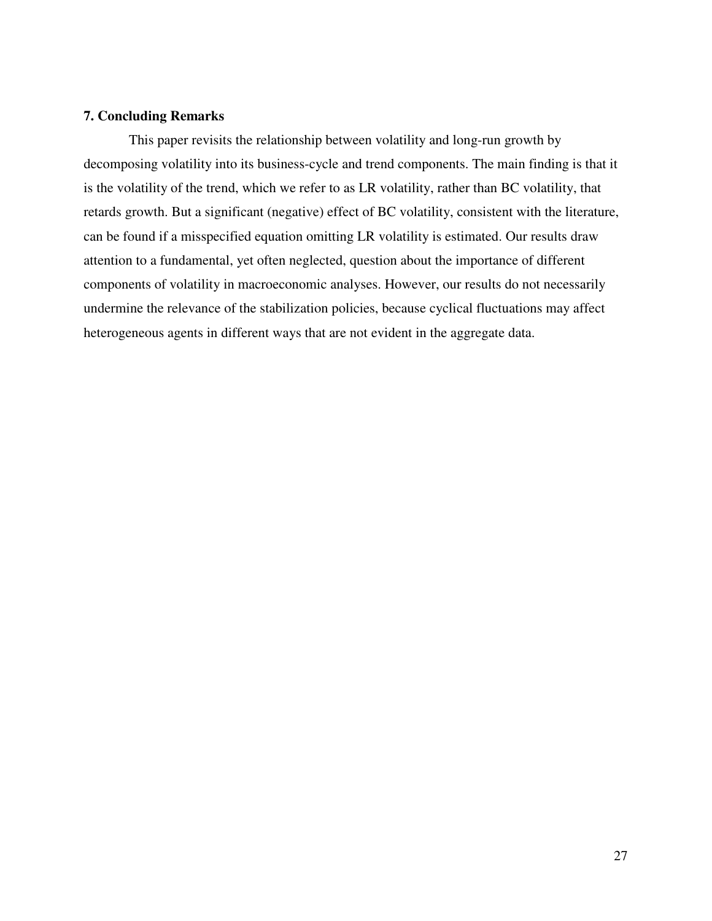## 7. Concluding Remarks

This paper revisits the relationship between volatility and long-run growth by decomposing volatility into its business-cycle and trend components. The main finding is that it is the volatility of the trend, which we refer to as LR volatility, rather than BC volatility, that retards growth. But a significant (negative) effect of BC volatility, consistent with the literature, can be found if a misspecified equation omitting LR volatility is estimated. Our results draw attention to a fundamental, yet often neglected, question about the importance of different components of volatility in macroeconomic analyses. However, our results do not necessarily undermine the relevance of the stabilization policies, because cyclical fluctuations may affect heterogeneous agents in different ways that are not evident in the aggregate data.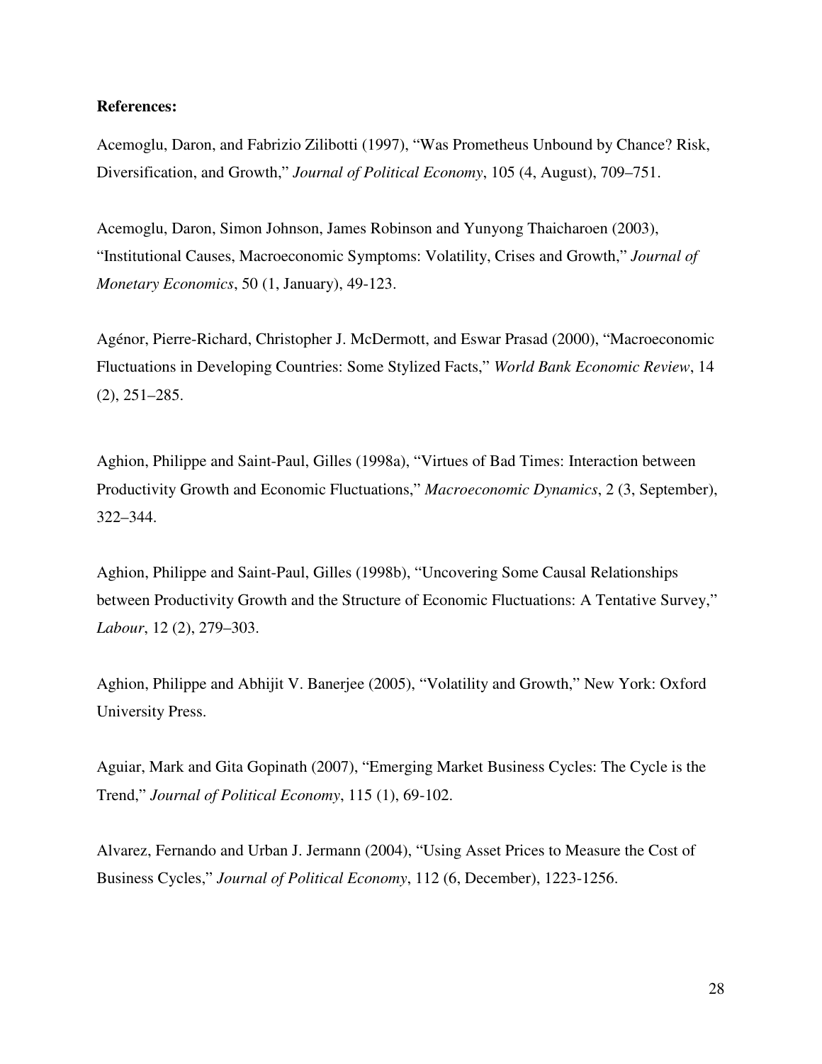**References:**

Acemoglu, Daron, and Fabrizio Zilibotti (1997), "Was Prometheus Unbound by Chance? Risk, Diversification, and Growth," *Journal of Political Economy*, 105 (4, August), 709–751.

Acemoglu, Daron, Simon Johnson, James Robinson and Yunyong Thaicharoen (2003), "Institutional Causes, Macroeconomic Symptoms: Volatility, Crises and Growth," *Journal of Monetary Economics*, 50 (1, January), 49-123.

Agénor, Pierre-Richard, Christopher J. McDermott, and Eswar Prasad (2000), "Macroeconomic Fluctuations in Developing Countries: Some Stylized Facts," *World Bank Economic Review*, 14 (2), 251–285.

Aghion, Philippe and Saint-Paul, Gilles (1998a), "Virtues of Bad Times: Interaction between Productivity Growth and Economic Fluctuations," *Macroeconomic Dynamics*, 2 (3, September), 322–344.

Aghion, Philippe and Saint-Paul, Gilles (1998b), "Uncovering Some Causal Relationships between Productivity Growth and the Structure of Economic Fluctuations: A Tentative Survey," *Labour*, 12 (2), 279–303.

Aghion, Philippe and Abhijit V. Banerjee (2005), "Volatility and Growth," New York: Oxford University Press.

Aguiar, Mark and Gita Gopinath (2007), "Emerging Market Business Cycles: The Cycle is the Trend," *Journal of Political Economy*, 115 (1), 69-102.

Alvarez, Fernando and Urban J. Jermann (2004), "Using Asset Prices to Measure the Cost of Business Cycles," *Journal of Political Economy*, 112 (6, December), 1223-1256.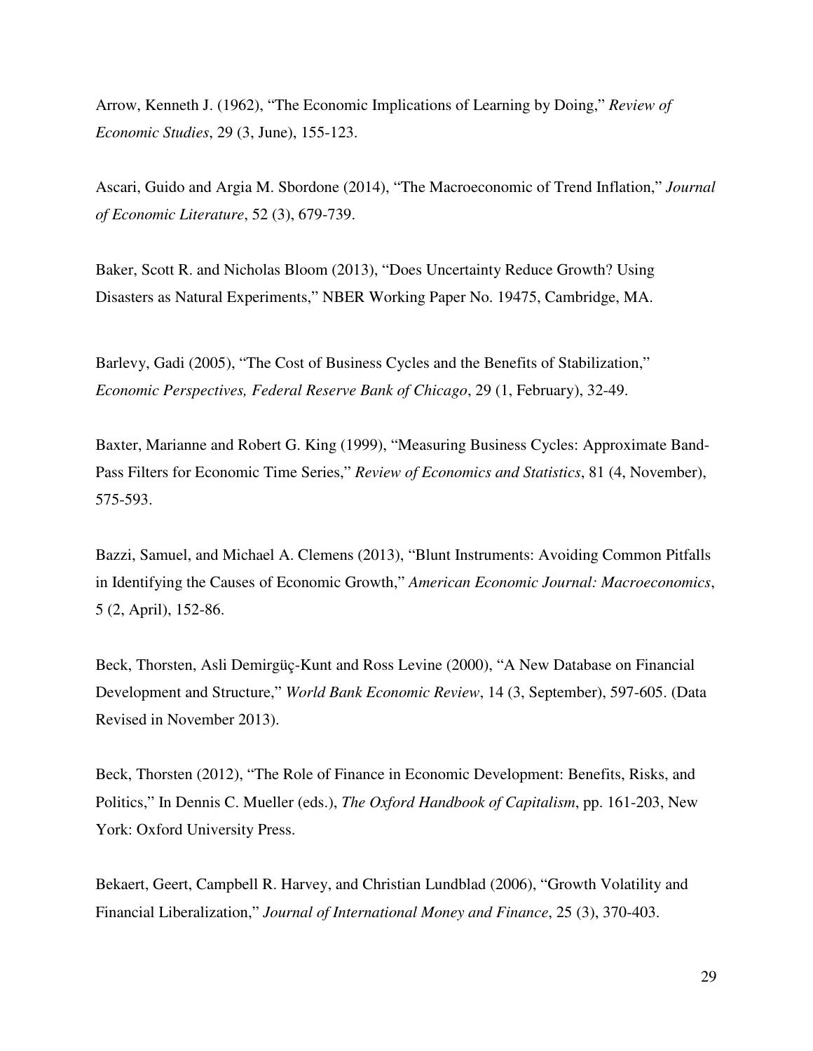Arrow, Kenneth J. (1962), "The Economic Implications of Learning by Doing," *Review of Economic Studies*, 29 (3, June), 155-123.

Ascari, Guido and Argia M. Sbordone (2014), "The Macroeconomic of Trend Inflation," *Journal of Economic Literature*, 52 (3), 679-739.

Baker, Scott R. and Nicholas Bloom (2013), "Does Uncertainty Reduce Growth? Using Disasters as Natural Experiments," NBER Working Paper No. 19475, Cambridge, MA.

Barlevy, Gadi (2005), "The Cost of Business Cycles and the Benefits of Stabilization," *Economic Perspectives, Federal Reserve Bank of Chicago*, 29 (1, February), 32-49.

Baxter, Marianne and Robert G. King (1999), "Measuring Business Cycles: Approximate Band-Pass Filters for Economic Time Series," *Review of Economics and Statistics*, 81 (4, November), 575-593.

Bazzi, Samuel, and Michael A. Clemens (2013), "Blunt Instruments: Avoiding Common Pitfalls in Identifying the Causes of Economic Growth," *American Economic Journal: Macroeconomics*, 5 (2, April), 152-86.

Beck, Thorsten, Asli Demirgüç-Kunt and Ross Levine (2000), "A New Database on Financial Development and Structure," *World Bank Economic Review*, 14 (3, September), 597-605. (Data Revised in November 2013).

Beck, Thorsten (2012), "The Role of Finance in Economic Development: Benefits, Risks, and Politics," In Dennis C. Mueller (eds.), *The Oxford Handbook of Capitalism*, pp. 161-203, New York: Oxford University Press.

Bekaert, Geert, Campbell R. Harvey, and Christian Lundblad (2006), "Growth Volatility and Financial Liberalization," *Journal of International Money and Finance*, 25 (3), 370-403.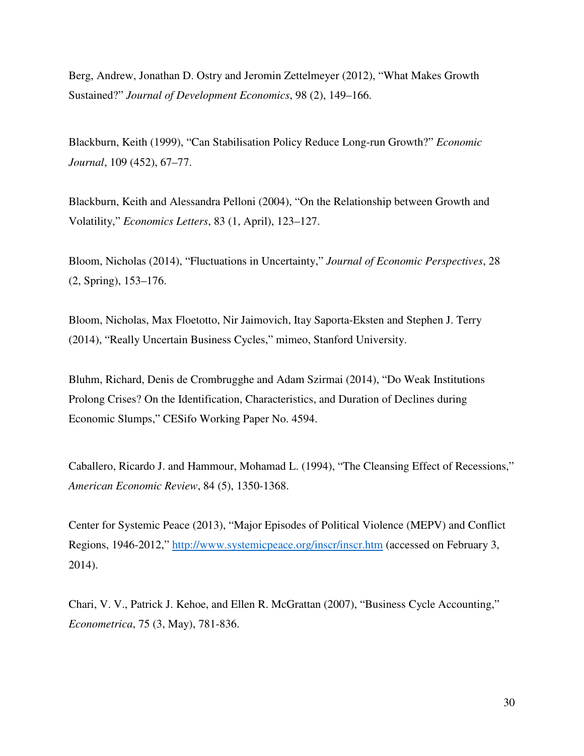Berg, Andrew, Jonathan D. Ostry and Jeromin Zettelmeyer (2012), "What Makes Growth Sustained?" *Journal of Development Economics*, 98 (2), 149–166.

Blackburn, Keith (1999), "Can Stabilisation Policy Reduce Long-run Growth?" *Economic Journal*, 109 (452), 67–77.

Blackburn, Keith and Alessandra Pelloni (2004), "On the Relationship between Growth and Volatility," *Economics Letters*, 83 (1, April), 123–127.

Bloom, Nicholas (2014), "Fluctuations in Uncertainty," *Journal of Economic Perspectives*, 28 (2, Spring), 153–176.

Bloom, Nicholas, Max Floetotto, Nir Jaimovich, Itay Saporta-Eksten and Stephen J. Terry (2014), "Really Uncertain Business Cycles," mimeo, Stanford University.

Bluhm, Richard, Denis de Crombrugghe and Adam Szirmai (2014), "Do Weak Institutions Prolong Crises? On the Identification, Characteristics, and Duration of Declines during Economic Slumps," CESifo Working Paper No. 4594.

Caballero, Ricardo J. and Hammour, Mohamad L. (1994), "The Cleansing Effect of Recessions," *American Economic Review*, 84 (5), 1350-1368.

Center for Systemic Peace (2013), "Major Episodes of Political Violence (MEPV) and Conflict Regions, 1946-2012," http://www.systemicpeace.org/inscr/inscr.htm (accessed on February 3, 2014).

Chari, V. V., Patrick J. Kehoe, and Ellen R. McGrattan (2007), "Business Cycle Accounting," *Econometrica*, 75 (3, May), 781-836.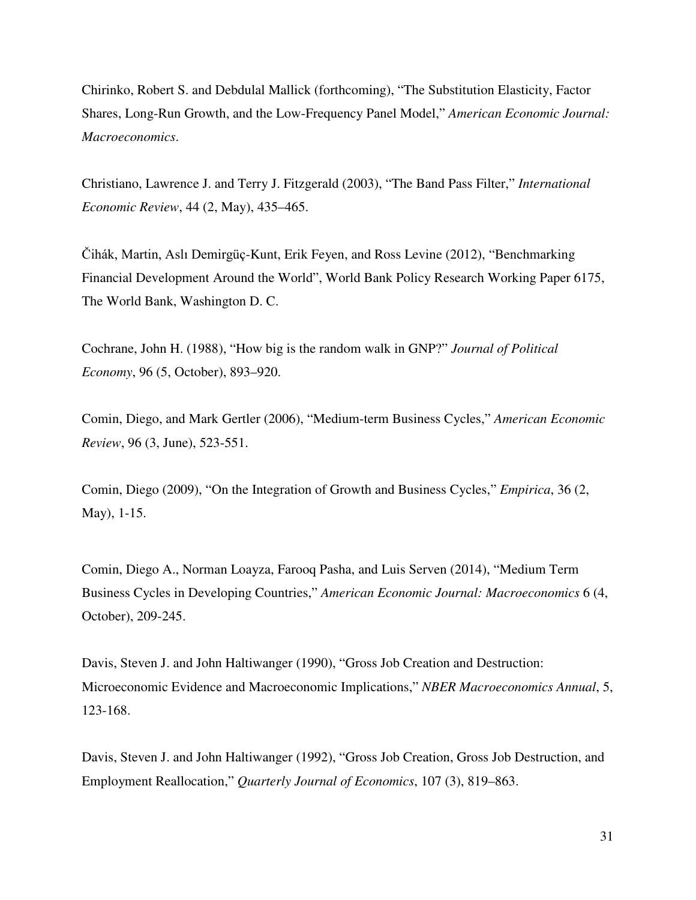Chirinko, Robert S. and Debdulal Mallick (forthcoming), “The Substitution Elasticity, Factor Shares, Long-Run Growth, and the Low-Frequency Panel Model,” *American Economic Journal: Macroeconomics*.

Christiano, Lawrence J. and Terry J. Fitzgerald (2003), “The Band Pass Filter,” *International Economic Review*, 44 (2, May), 435–465.

Čihák, Martin, Aslı Demirgüç-Kunt, Erik Feyen, and Ross Levine (2012), “Benchmarking Financial Development Around the World”, World Bank Policy Research Working Paper 6175, The World Bank, Washington D. C.

Cochrane, John H. (1988), “How big is the random walk in GNP?” *Journal of Political Economy*, 96 (5, October), 893–920.

Comin, Diego, and Mark Gertler (2006), “Medium-term Business Cycles,” *American Economic Review*, 96 (3, June), 523-551.

Comin, Diego (2009), “On the Integration of Growth and Business Cycles,” *Empirica*, 36 (2, May), 1-15.

Comin, Diego A., Norman Loayza, Farooq Pasha, and Luis Serven (2014), “Medium Term Business Cycles in Developing Countries,” *American Economic Journal: Macroeconomics* 6 (4, October), 209-245.

Davis, Steven J. and John Haltiwanger (1990), “Gross Job Creation and Destruction: Microeconomic Evidence and Macroeconomic Implications,” *NBER Macroeconomics Annual*, 5, 123-168.

Davis, Steven J. and John Haltiwanger (1992), “Gross Job Creation, Gross Job Destruction, and Employment Reallocation,” *Quarterly Journal of Economics*, 107 (3), 819–863.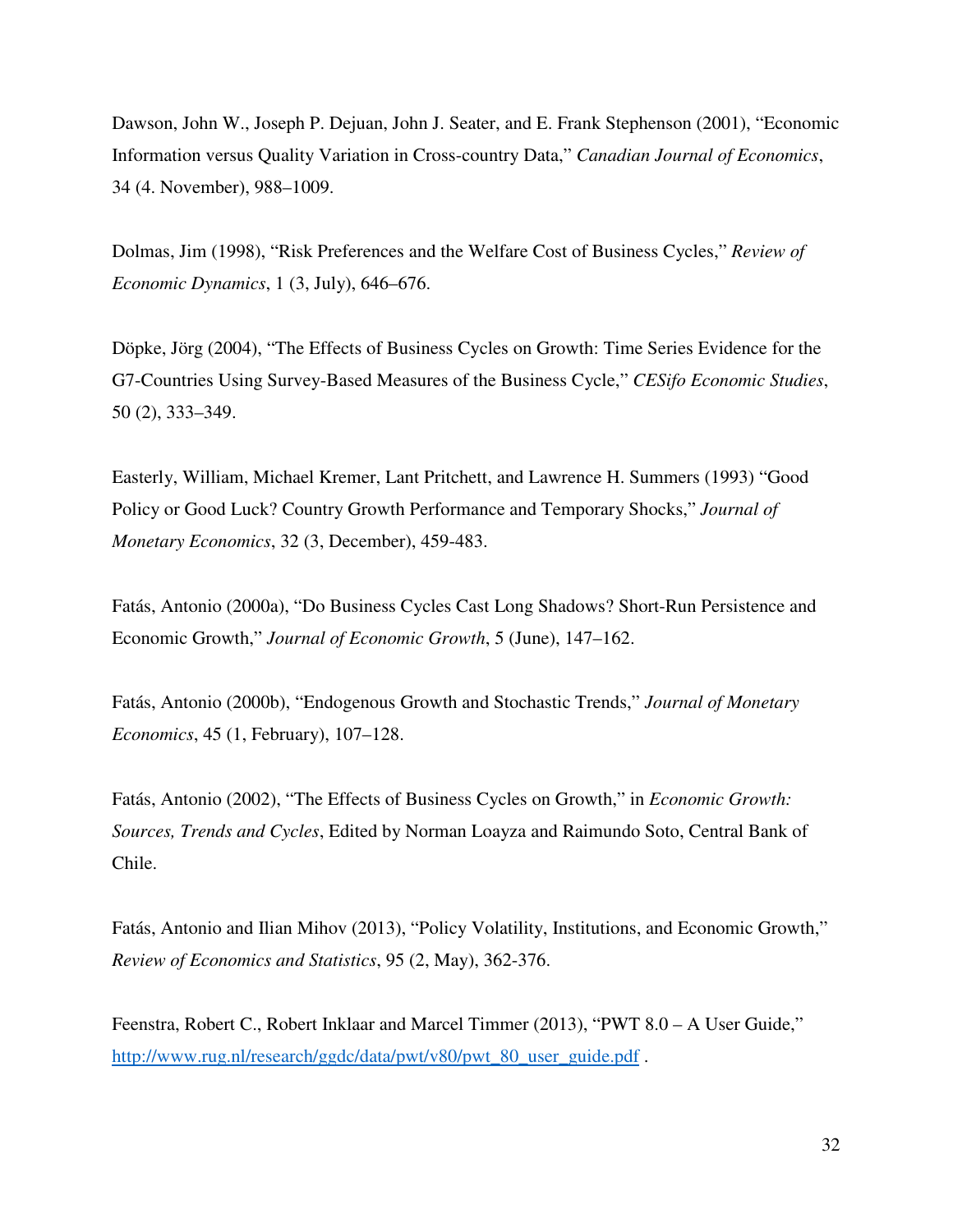Dawson, John W., Joseph P. Dejuan, John J. Seater, and E. Frank Stephenson (2001), "Economic Information versus Quality Variation in Cross-country Data," *Canadian Journal of Economics*, 34 (4. November), 988–1009.

Dolmas, Jim (1998), "Risk Preferences and the Welfare Cost of Business Cycles," *Review of Economic Dynamics*, 1 (3, July), 646–676.

Döpke, Jörg (2004), "The Effects of Business Cycles on Growth: Time Series Evidence for the G7-Countries Using Survey-Based Measures of the Business Cycle," *CESifo Economic Studies*, 50 (2), 333–349.

Easterly, William, Michael Kremer, Lant Pritchett, and Lawrence H. Summers (1993) "Good Policy or Good Luck? Country Growth Performance and Temporary Shocks," *Journal of Monetary Economics*, 32 (3, December), 459-483.

Fatás, Antonio (2000a), "Do Business Cycles Cast Long Shadows? Short-Run Persistence and Economic Growth," *Journal of Economic Growth*, 5 (June), 147–162.

Fatás, Antonio (2000b), "Endogenous Growth and Stochastic Trends," *Journal of Monetary Economics*, 45 (1, February), 107–128.

Fatás, Antonio (2002), "The Effects of Business Cycles on Growth," in *Economic Growth: Sources, Trends and Cycles*, Edited by Norman Loayza and Raimundo Soto, Central Bank of Chile.

Fatás, Antonio and Ilian Mihov (2013), "Policy Volatility, Institutions, and Economic Growth," *Review of Economics and Statistics*, 95 (2, May), 362-376.

Feenstra, Robert C., Robert Inklaar and Marcel Timmer (2013), "PWT 8.0 – A User Guide," http://www.rug.nl/research/ggdc/data/pwt/v80/pwt_80_user_guide.pdf .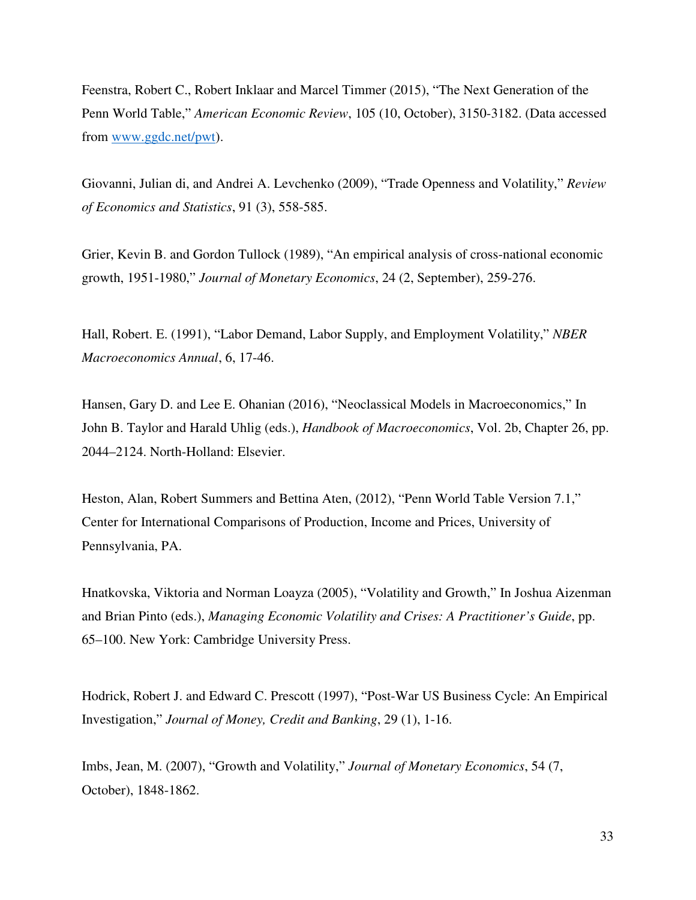Feenstra, Robert C., Robert Inklaar and Marcel Timmer (2015), "The Next Generation of the Penn World Table," *American Economic Review*, 105 (10, October), 3150-3182. (Data accessed from [www.ggdc.net/pwt](www.ggdc.net/pwt)).

Giovanni, Julian di, and Andrei A. Levchenko (2009), "Trade Openness and Volatility," *Review of Economics and Statistics*, 91 (3), 558-585.

Grier, Kevin B. and Gordon Tullock (1989), "An empirical analysis of cross-national economic growth, 1951-1980," *Journal of Monetary Economics*, 24 (2, September), 259-276.

Hall, Robert. E. (1991), "Labor Demand, Labor Supply, and Employment Volatility," *NBER Macroeconomics Annual*, 6, 17-46.

Hansen, Gary D. and Lee E. Ohanian (2016), "Neoclassical Models in Macroeconomics," In John B. Taylor and Harald Uhlig (eds.), *Handbook of Macroeconomics*, Vol. 2b, Chapter 26, pp. 2044–2124. North-Holland: Elsevier.

Heston, Alan, Robert Summers and Bettina Aten, (2012), "Penn World Table Version 7.1," Center for International Comparisons of Production, Income and Prices, University of Pennsylvania, PA.

Hnatkovska, Viktoria and Norman Loayza (2005), "Volatility and Growth," In Joshua Aizenman and Brian Pinto (eds.), *Managing Economic Volatility and Crises: A Practitioner's Guide*, pp. 65–100. New York: Cambridge University Press.

Hodrick, Robert J. and Edward C. Prescott (1997), "Post-War US Business Cycle: An Empirical Investigation," *Journal of Money, Credit and Banking*, 29 (1), 1-16.

Imbs, Jean, M. (2007), "Growth and Volatility," *Journal of Monetary Economics*, 54 (7, October), 1848-1862.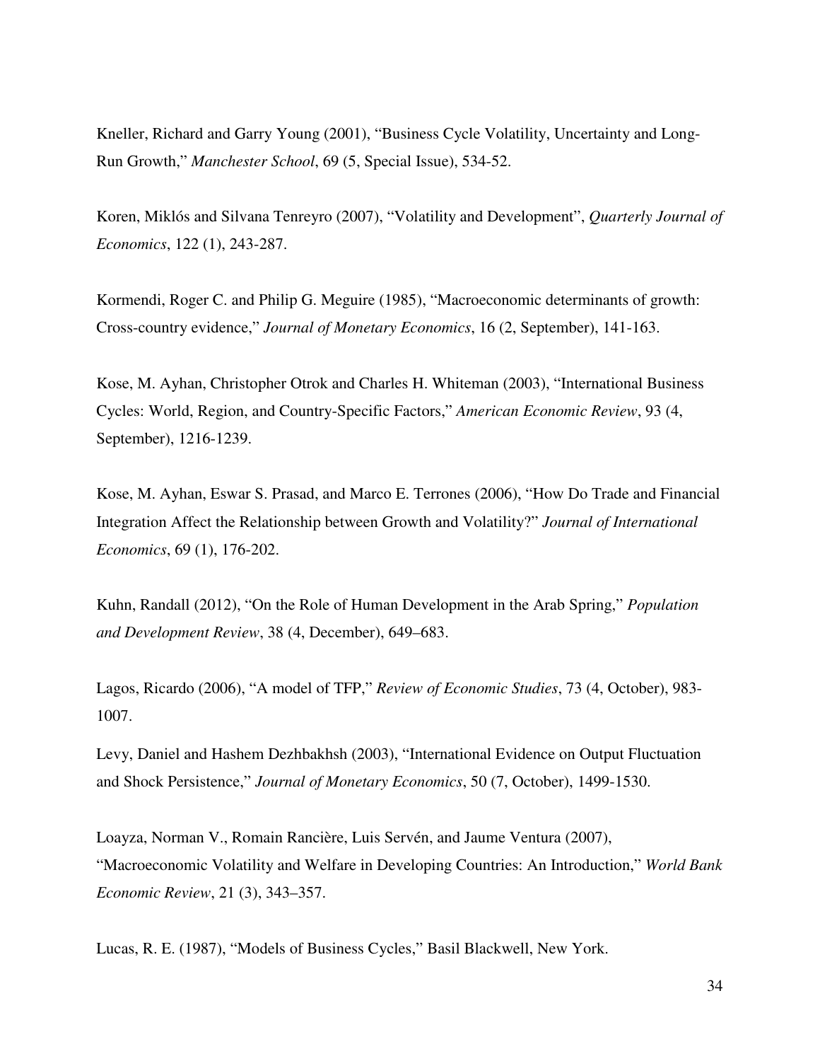Kneller, Richard and Garry Young (2001), "Business Cycle Volatility, Uncertainty and Long-Run Growth," *Manchester School*, 69 (5, Special Issue), 534-52.

Koren, Miklós and Silvana Tenreyro (2007), "Volatility and Development", *Quarterly Journal of Economics*, 122 (1), 243-287.

Kormendi, Roger C. and Philip G. Meguire (1985), "Macroeconomic determinants of growth: Cross-country evidence," *Journal of Monetary Economics*, 16 (2, September), 141-163.

Kose, M. Ayhan, Christopher Otrok and Charles H. Whiteman (2003), "International Business Cycles: World, Region, and Country-Specific Factors," *American Economic Review*, 93 (4, September), 1216-1239.

Kose, M. Ayhan, Eswar S. Prasad, and Marco E. Terrones (2006), "How Do Trade and Financial Integration Affect the Relationship between Growth and Volatility?" *Journal of International Economics*, 69 (1), 176-202.

Kuhn, Randall (2012), "On the Role of Human Development in the Arab Spring," *Population and Development Review*, 38 (4, December), 649–683.

Lagos, Ricardo (2006), "A model of TFP," *Review of Economic Studies*, 73 (4, October), 983-1007.

Levy, Daniel and Hashem Dezhbakhsh (2003), "International Evidence on Output Fluctuation and Shock Persistence," *Journal of Monetary Economics*, 50 (7, October), 1499-1530.

Loayza, Norman V., Romain Rancière, Luis Servén, and Jaume Ventura (2007), "Macroeconomic Volatility and Welfare in Developing Countries: An Introduction," *World Bank Economic Review*, 21 (3), 343–357.

Lucas, R. E. (1987), "Models of Business Cycles," Basil Blackwell, New York.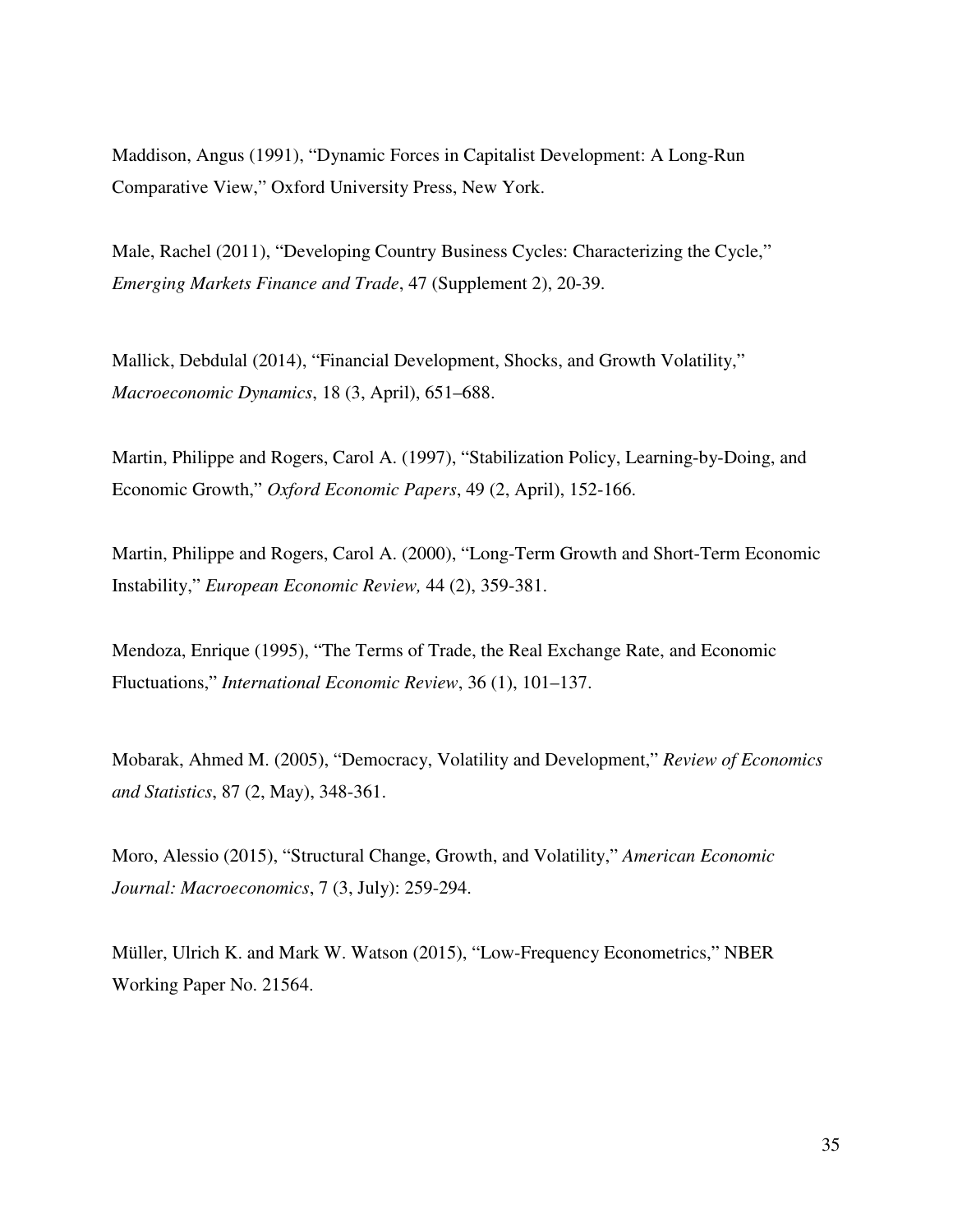Maddison, Angus (1991), "Dynamic Forces in Capitalist Development: A Long-Run Comparative View," Oxford University Press, New York.

Male, Rachel (2011), "Developing Country Business Cycles: Characterizing the Cycle," *Emerging Markets Finance and Trade*, 47 (Supplement 2), 20-39.

Mallick, Debdulal (2014), "Financial Development, Shocks, and Growth Volatility," *Macroeconomic Dynamics*, 18 (3, April), 651–688.

Martin, Philippe and Rogers, Carol A. (1997), "Stabilization Policy, Learning-by-Doing, and Economic Growth," *Oxford Economic Papers*, 49 (2, April), 152-166.

Martin, Philippe and Rogers, Carol A. (2000), "Long-Term Growth and Short-Term Economic Instability," *European Economic Review,* 44 (2), 359-381.

Mendoza, Enrique (1995), "The Terms of Trade, the Real Exchange Rate, and Economic Fluctuations," *International Economic Review*, 36 (1), 101–137.

Mobarak, Ahmed M. (2005), "Democracy, Volatility and Development," *Review of Economics and Statistics*, 87 (2, May), 348-361.

Moro, Alessio (2015), "Structural Change, Growth, and Volatility," *American Economic Journal: Macroeconomics*, 7 (3, July): 259-294.

Müller, Ulrich K. and Mark W. Watson (2015), "Low-Frequency Econometrics," NBER Working Paper No. 21564.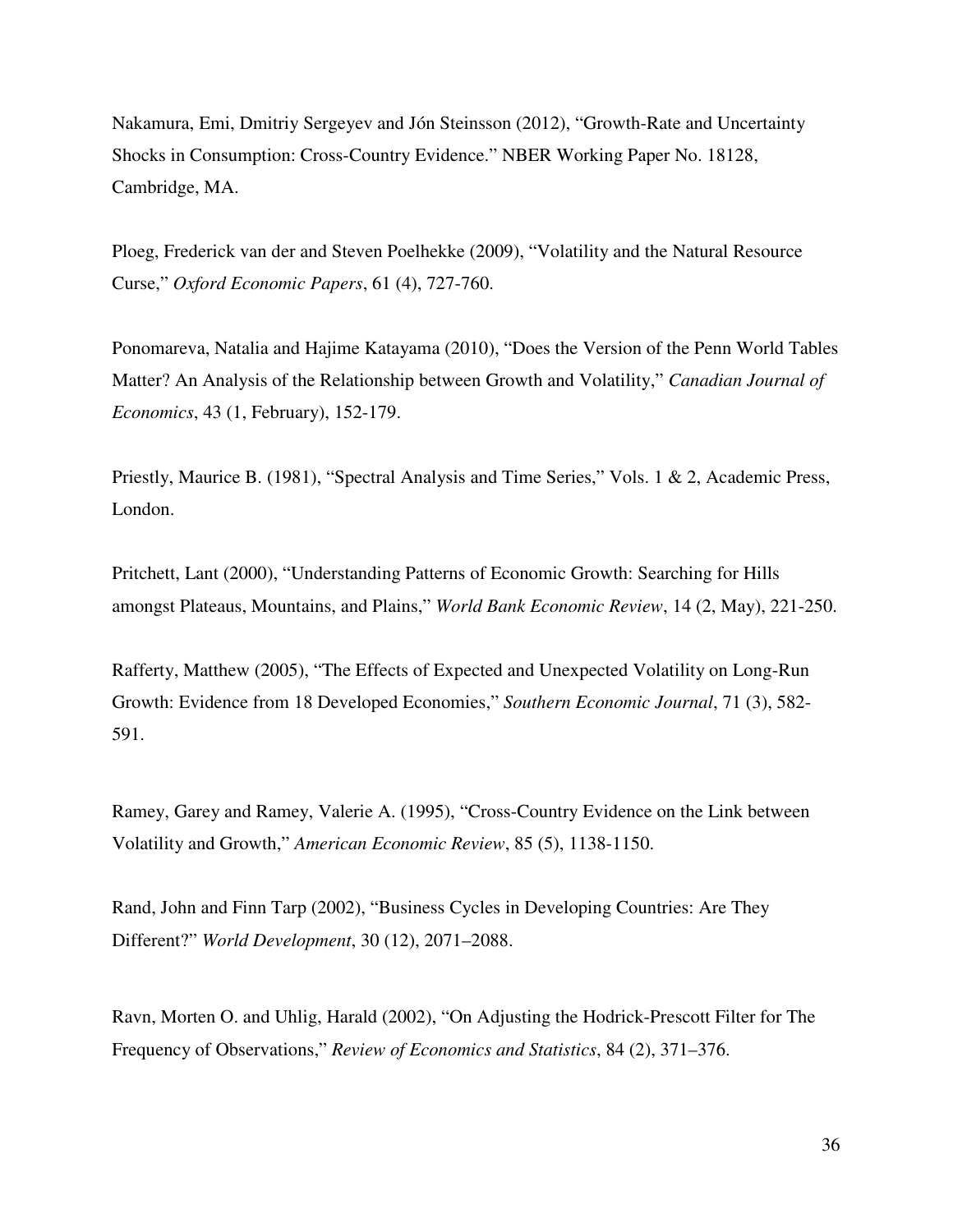Nakamura, Emi, Dmitriy Sergeyev and Jón Steinsson (2012), "Growth-Rate and Uncertainty Shocks in Consumption: Cross-Country Evidence." NBER Working Paper No. 18128, Cambridge, MA.

Ploeg, Frederick van der and Steven Poelhekke (2009), "Volatility and the Natural Resource Curse," *Oxford Economic Papers*, 61 (4), 727-760.

Ponomareva, Natalia and Hajime Katayama (2010), "Does the Version of the Penn World Tables Matter? An Analysis of the Relationship between Growth and Volatility," *Canadian Journal of Economics*, 43 (1, February), 152-179.

Priestly, Maurice B. (1981), "Spectral Analysis and Time Series," Vols. 1 & 2, Academic Press, London.

Pritchett, Lant (2000), "Understanding Patterns of Economic Growth: Searching for Hills amongst Plateaus, Mountains, and Plains," *World Bank Economic Review*, 14 (2, May), 221-250.

Rafferty, Matthew (2005), "The Effects of Expected and Unexpected Volatility on Long-Run Growth: Evidence from 18 Developed Economies," *Southern Economic Journal*, 71 (3), 582-591.

Ramey, Garey and Ramey, Valerie A. (1995), "Cross-Country Evidence on the Link between Volatility and Growth," *American Economic Review*, 85 (5), 1138-1150.

Rand, John and Finn Tarp (2002), "Business Cycles in Developing Countries: Are They Different?" *World Development*, 30 (12), 2071–2088.

Ravn, Morten O. and Uhlig, Harald (2002), "On Adjusting the Hodrick-Prescott Filter for The Frequency of Observations," *Review of Economics and Statistics*, 84 (2), 371–376.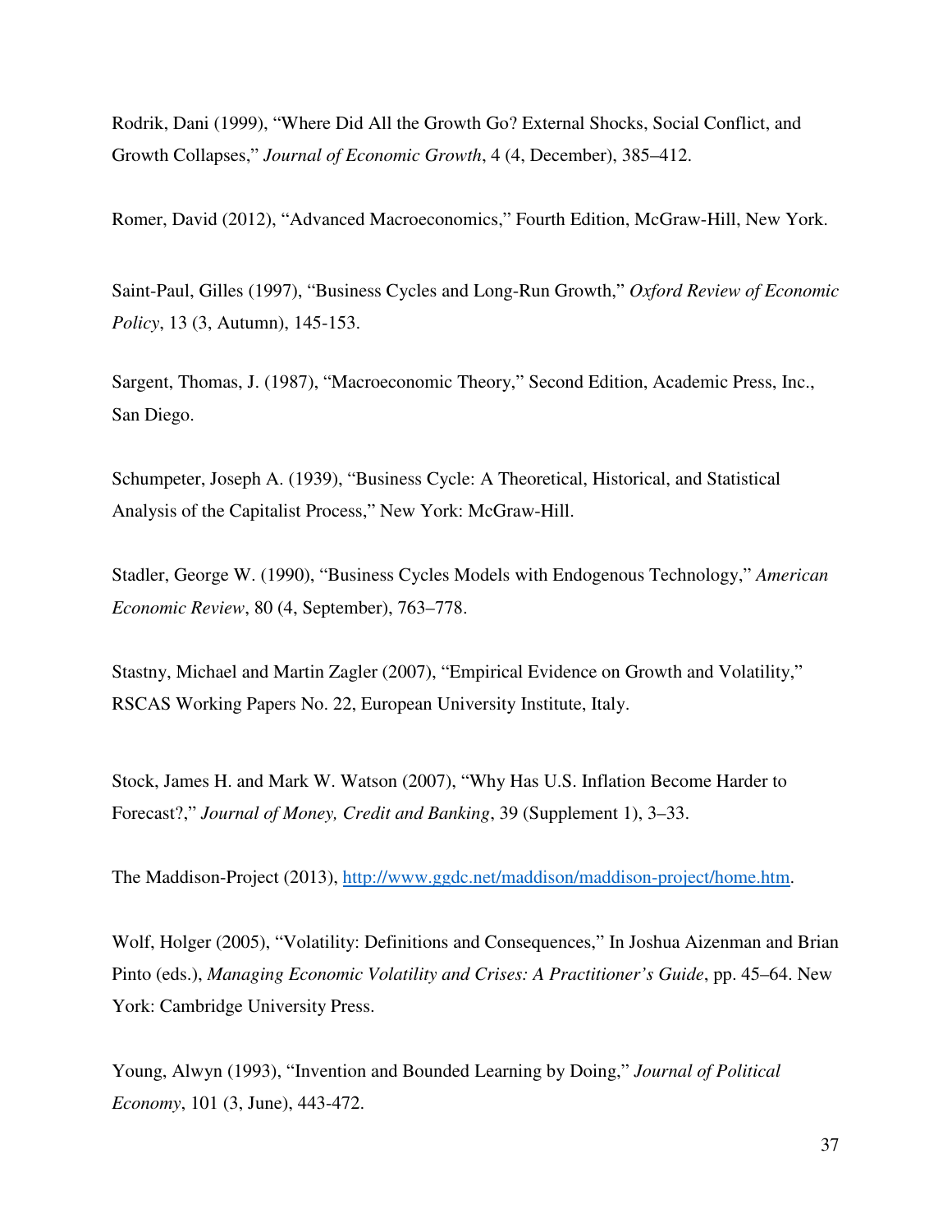Rodrik, Dani (1999), “Where Did All the Growth Go? External Shocks, Social Conflict, and Growth Collapses,” *Journal of Economic Growth*, 4 (4, December), 385–412.

Romer, David (2012), “Advanced Macroeconomics,” Fourth Edition, McGraw-Hill, New York.

Saint-Paul, Gilles (1997), “Business Cycles and Long-Run Growth,” *Oxford Review of Economic Policy*, 13 (3, Autumn), 145-153.

Sargent, Thomas, J. (1987), “Macroeconomic Theory,” Second Edition, Academic Press, Inc., San Diego.

Schumpeter, Joseph A. (1939), “Business Cycle: A Theoretical, Historical, and Statistical Analysis of the Capitalist Process,” New York: McGraw-Hill.

Stadler, George W. (1990), “Business Cycles Models with Endogenous Technology,” *American Economic Review*, 80 (4, September), 763–778.

Stastny, Michael and Martin Zagler (2007), “Empirical Evidence on Growth and Volatility,” RSCAS Working Papers No. 22, European University Institute, Italy.

Stock, James H. and Mark W. Watson (2007), “Why Has U.S. Inflation Become Harder to Forecast?,” *Journal of Money, Credit and Banking*, 39 (Supplement 1), 3–33.

The Maddison-Project (2013), [http://www.ggdc.net/maddison/maddison-project/home.htm](http://www.ggdc.net/maddison/maddison-project/home.htm).

Wolf, Holger (2005), “Volatility: Definitions and Consequences,” In Joshua Aizenman and Brian Pinto (eds.), *Managing Economic Volatility and Crises: A Practitioner’s Guide*, pp. 45–64. New York: Cambridge University Press.

Young, Alwyn (1993), “Invention and Bounded Learning by Doing,” *Journal of Political Economy*, 101 (3, June), 443-472.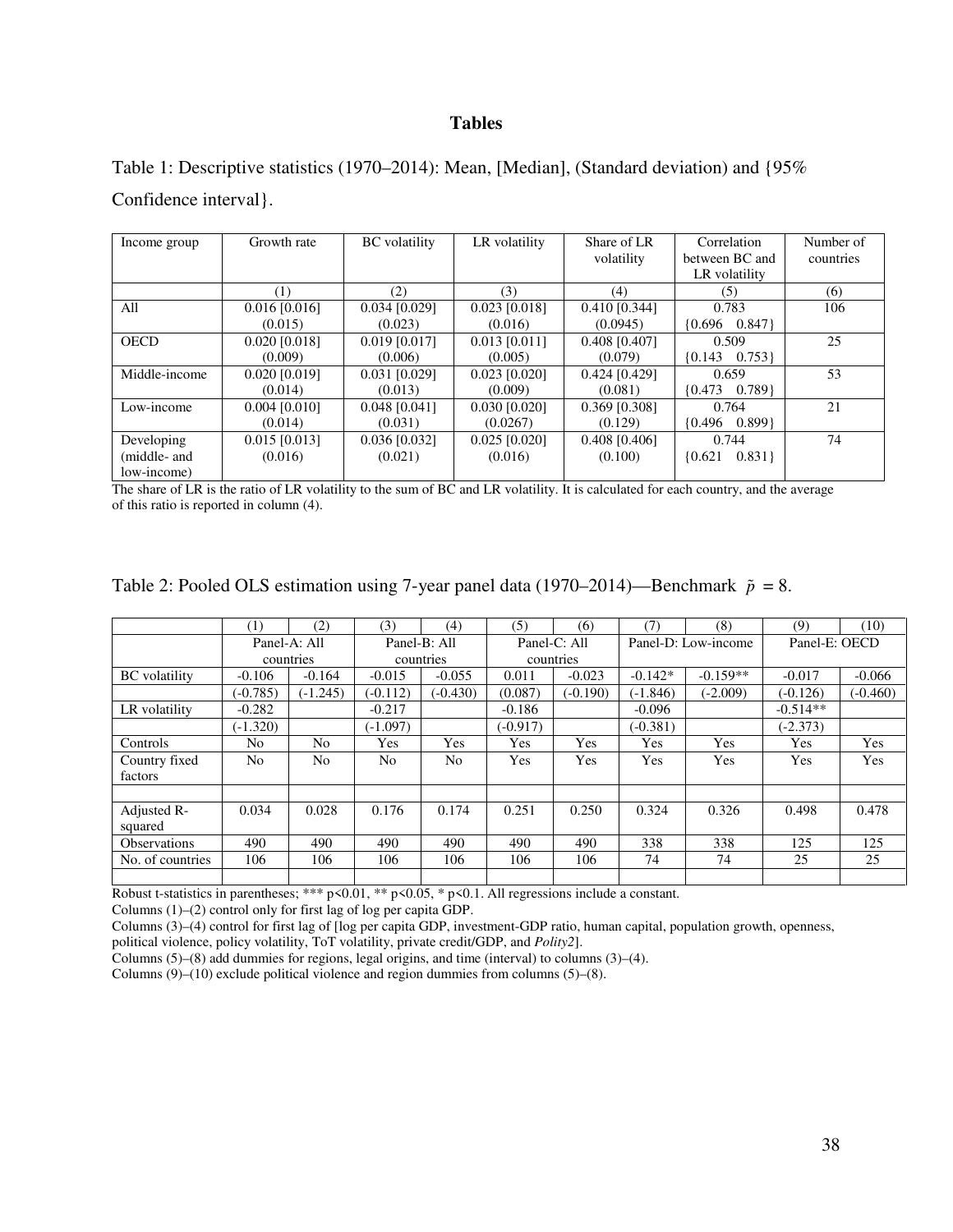# Tables

Table 1: Descriptive statistics (1970–2014): Mean, [Median], (Standard deviation) and {95% Confidence interval}.

| Income group | Growth rate | BC volatility | LR volatility | Share of LR volatility | Correlation between BC and LR volatility | Number of countries |
|---|---|---|---|---|---|---|
| | (1) | (2) | (3) | (4) | (5) | (6) |
| All | 0.016 [0.016] (0.015) | 0.034 [0.029] (0.023) | 0.023 [0.018] (0.016) | 0.410 [0.344] (0.0945) | 0.783 {0.696 0.847} | 106 |
| OECD | 0.020 [0.018] (0.009) | 0.019 [0.017] (0.006) | 0.013 [0.011] (0.005) | 0.408 [0.407] (0.079) | 0.509 {0.143 0.753} | 25 |
| Middle-income | 0.020 [0.019] (0.014) | 0.031 [0.029] (0.013) | 0.023 [0.020] (0.009) | 0.424 [0.429] (0.081) | 0.659 {0.473 0.789} | 53 |
| Low-income | 0.004 [0.010] (0.014) | 0.048 [0.041] (0.031) | 0.030 [0.020] (0.0267) | 0.369 [0.308] (0.129) | 0.764 {0.496 0.899} | 21 |
| Developing (middle- and low-income) | 0.015 [0.013] (0.016) | 0.036 [0.032] (0.021) | 0.025 [0.020] (0.016) | 0.408 [0.406] (0.100) | 0.744 {0.621 0.831} | 74 |

The share of LR is the ratio of LR volatility to the sum of BC and LR volatility. It is calculated for each country, and the average of this ratio is reported in column (4).

Table 2: Pooled OLS estimation using 7-year panel data (1970–2014)—Benchmark $\tilde{p} = 8$.

| | (1) | (2) | (3) | (4) | (5) | (6) | (7) | (8) | (9) | (10) |
|---|---|---|---|---|---|---|---|---|---|---|
| | Panel-A: All countries | | Panel-B: All countries | | Panel-C: All countries | | Panel-D: Low-income | | Panel-E: OECD | |
| BC volatility | -0.106 | -0.164 | -0.015 | -0.055 | 0.011 | -0.023 | -0.142* | -0.159** | -0.017 | -0.066 |
| | (-0.785) | (-1.245) | (-0.112) | (-0.430) | (0.087) | (-0.190) | (-1.846) | (-2.009) | (-0.126) | (-0.460) |
| LR volatility | -0.282 | | -0.217 | | -0.186 | | -0.096 | | -0.514** | |
| | (-1.320) | | (-1.097) | | (-0.917) | | (-0.381) | | (-2.373) | |
| Controls | No | No | Yes | Yes | Yes | Yes | Yes | Yes | Yes | Yes |
| Country fixed factors | No | No | No | No | Yes | Yes | Yes | Yes | Yes | Yes |
| | | | | | | | | | | |
| Adjusted R-squared | 0.034 | 0.028 | 0.176 | 0.174 | 0.251 | 0.250 | 0.324 | 0.326 | 0.498 | 0.478 |
| Observations | 490 | 490 | 490 | 490 | 490 | 490 | 338 | 338 | 125 | 125 |
| No. of countries | 106 | 106 | 106 | 106 | 106 | 106 | 74 | 74 | 25 | 25 |

Robust t-statistics in parentheses; *** p<0.01, ** p<0.05, * p<0.1. All regressions include a constant.

Columns (1)–(2) control only for first lag of log per capita GDP.

Columns (3)–(4) control for first lag of [log per capita GDP, investment-GDP ratio, human capital, population growth, openness, political violence, policy volatility, ToT volatility, private credit/GDP, and *Polity2*].

Columns (5)–(8) add dummies for regions, legal origins, and time (interval) to columns (3)–(4).

Columns (9)–(10) exclude political violence and region dummies from columns (5)–(8).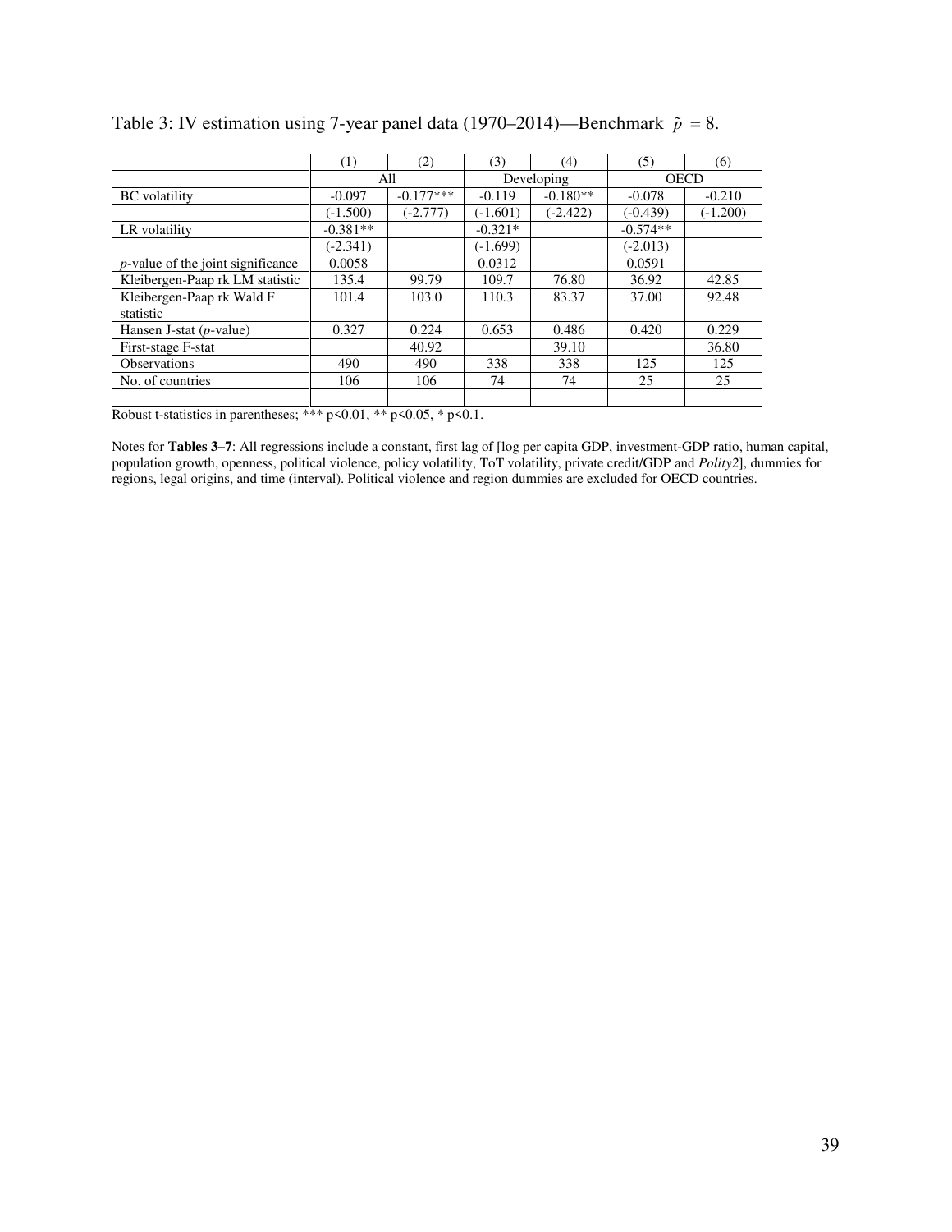Table 3: IV estimation using 7-year panel data (1970–2014)—Benchmark $\tilde{p}$ = 8.

| | (1) | (2) | (3) | (4) | (5) | (6) |
|---|---|---|---|---|---|---|
| | All | | Developing | | OECD | |
| BC volatility | -0.097 | -0.177*** | -0.119 | -0.180** | -0.078 | -0.210 |
| | (-1.500) | (-2.777) | (-1.601) | (-2.422) | (-0.439) | (-1.200) |
| LR volatility | -0.381** | | -0.321* | | -0.574** | |
| | (-2.341) | | (-1.699) | | (-2.013) | |
| *p*-value of the joint significance | 0.0058 | | 0.0312 | | 0.0591 | |
| Kleibergen-Paap rk LM statistic | 135.4 | 99.79 | 109.7 | 76.80 | 36.92 | 42.85 |
| Kleibergen-Paap rk Wald F statistic | 101.4 | 103.0 | 110.3 | 83.37 | 37.00 | 92.48 |
| Hansen J-stat (*p*-value) | 0.327 | 0.224 | 0.653 | 0.486 | 0.420 | 0.229 |
| First-stage F-stat | | 40.92 | | 39.10 | | 36.80 |
| Observations | 490 | 490 | 338 | 338 | 125 | 125 |
| No. of countries | 106 | 106 | 74 | 74 | 25 | 25 |
| | | | | | | |

Robust t-statistics in parentheses; *** p<0.01, ** p<0.05, * p<0.1.

Notes for **Tables 3–7**: All regressions include a constant, first lag of [log per capita GDP, investment-GDP ratio, human capital, population growth, openness, political violence, policy volatility, ToT volatility, private credit/GDP and *Polity2*], dummies for regions, legal origins, and time (interval). Political violence and region dummies are excluded for OECD countries.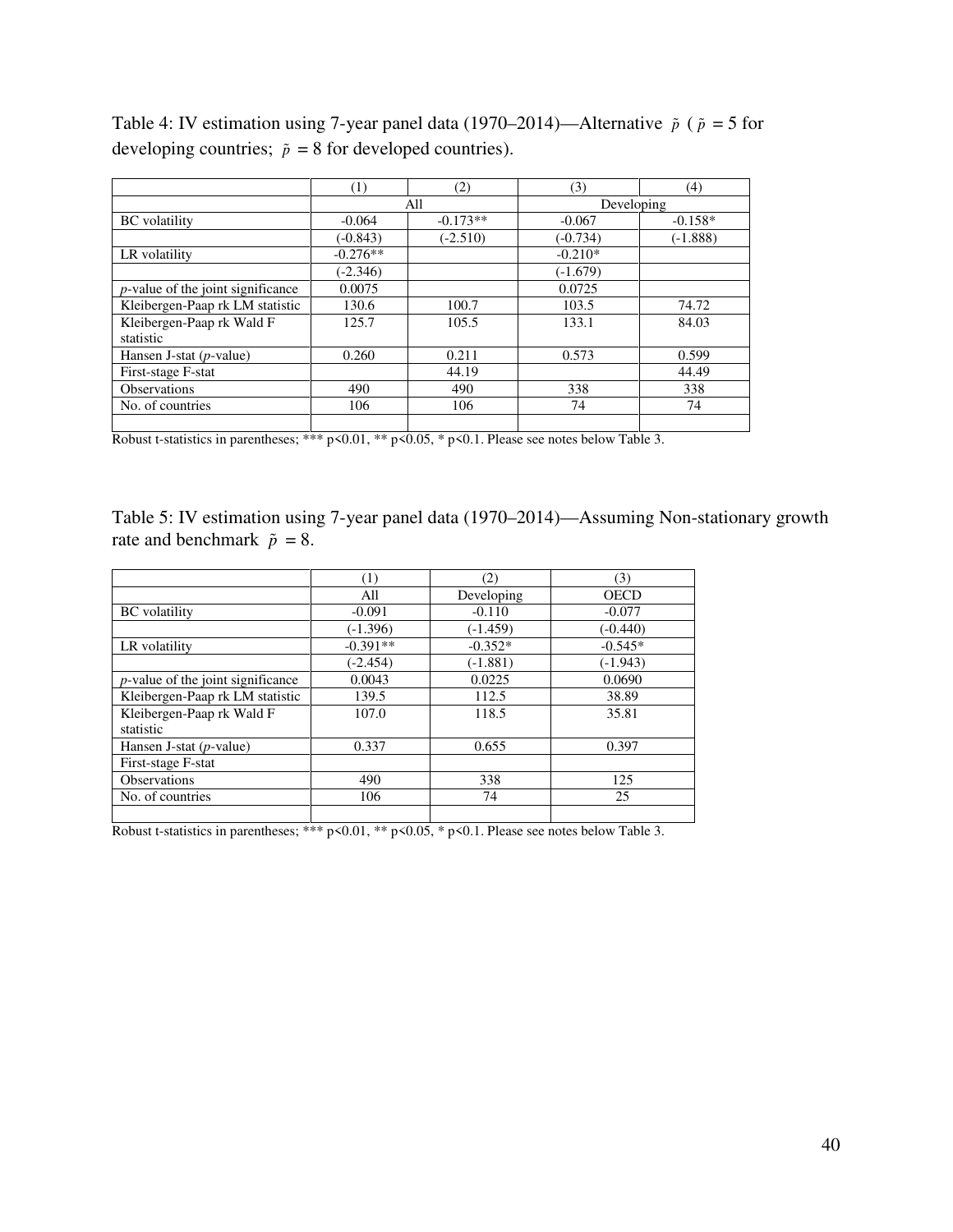Table 4: IV estimation using 7-year panel data (1970–2014)—Alternative $\tilde{p}$ ( $\tilde{p}$ = 5 for developing countries; $\tilde{p}$ = 8 for developed countries).

| | (1) | (2) | (3) | (4) |
|---|---|---|---|---|
| | All | | Developing | |
| BC volatility | -0.064 | -0.173** | -0.067 | -0.158* |
| | (-0.843) | (-2.510) | (-0.734) | (-1.888) |
| LR volatility | -0.276** | | -0.210* | |
| | (-2.346) | | (-1.679) | |
| *p*-value of the joint significance | 0.0075 | | 0.0725 | |
| Kleibergen-Paap rk LM statistic | 130.6 | 100.7 | 103.5 | 74.72 |
| Kleibergen-Paap rk Wald F statistic | 125.7 | 105.5 | 133.1 | 84.03 |
| Hansen J-stat (*p*-value) | 0.260 | 0.211 | 0.573 | 0.599 |
| First-stage F-stat | | 44.19 | | 44.49 |
| Observations | 490 | 490 | 338 | 338 |
| No. of countries | 106 | 106 | 74 | 74 |
| | | | | |

Robust t-statistics in parentheses; *** p<0.01, ** p<0.05, * p<0.1. Please see notes below Table 3.

Table 5: IV estimation using 7-year panel data (1970–2014)—Assuming Non-stationary growth rate and benchmark $\tilde{p}$ = 8.

| | (1) | (2) | (3) |
|---|---|---|---|
| | All | Developing | OECD |
| BC volatility | -0.091 | -0.110 | -0.077 |
| | (-1.396) | (-1.459) | (-0.440) |
| LR volatility | -0.391** | -0.352* | -0.545* |
| | (-2.454) | (-1.881) | (-1.943) |
| *p*-value of the joint significance | 0.0043 | 0.0225 | 0.0690 |
| Kleibergen-Paap rk LM statistic | 139.5 | 112.5 | 38.89 |
| Kleibergen-Paap rk Wald F statistic | 107.0 | 118.5 | 35.81 |
| Hansen J-stat (*p*-value) | 0.337 | 0.655 | 0.397 |
| First-stage F-stat | | | |
| Observations | 490 | 338 | 125 |
| No. of countries | 106 | 74 | 25 |
| | | | |

Robust t-statistics in parentheses; *** p<0.01, ** p<0.05, * p<0.1. Please see notes below Table 3.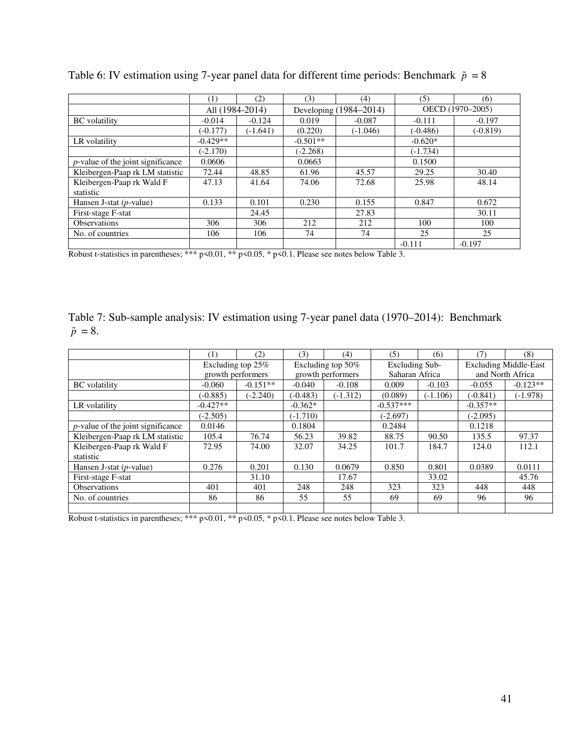Table 6: IV estimation using 7-year panel data for different time periods: Benchmark $\tilde{p} = 8$

| | (1) | (2) | (3) | (4) | (5) | (6) |
|---|---|---|---|---|---|---|
| | All (1984-2014) | | Developing (1984–2014) | | OECD (1970–2005) | |
| BC volatility | -0.014 | -0.124 | 0.019 | -0.087 | -0.111 | -0.197 |
| | (-0.177) | (-1.641) | (0.220) | (-1.046) | (-0.486) | (-0.819) |
| LR volatility | -0.429** | | -0.501** | | -0.620* | |
| | (-2.170) | | (-2.268) | | (-1.734) | |
| *p*-value of the joint significance | 0.0606 | | 0.0663 | | 0.1500 | |
| Kleibergen-Paap rk LM statistic | 72.44 | 48.85 | 61.96 | 45.57 | 29.25 | 30.40 |
| Kleibergen-Paap rk Wald F statistic | 47.13 | 41.64 | 74.06 | 72.68 | 25.98 | 48.14 |
| Hansen J-stat (*p*-value) | 0.133 | 0.101 | 0.230 | 0.155 | 0.847 | 0.672 |
| First-stage F-stat | | 24.45 | | 27.83 | | 30.11 |
| Observations | 306 | 306 | 212 | 212 | 100 | 100 |
| No. of countries | 106 | 106 | 74 | 74 | 25 | 25 |
| | | | | | -0.111 | -0.197 |

Robust t-statistics in parentheses; *** p<0.01, ** p<0.05, * p<0.1. Please see notes below Table 3.

Table 7: Sub-sample analysis: IV estimation using 7-year panel data (1970–2014): Benchmark $\tilde{p} = 8$.

| | (1) | (2) | (3) | (4) | (5) | (6) | (7) | (8) |
|---|---|---|---|---|---|---|---|---|
| | Excluding top 25% growth performers | | Excluding top 50% growth performers | | Excluding Sub-Saharan Africa | | Excluding Middle-East and North Africa | |
| BC volatility | -0.060 | -0.151** | -0.040 | -0.108 | 0.009 | -0.103 | -0.055 | -0.123** |
| | (-0.885) | (-2.240) | (-0.483) | (-1.312) | (0.089) | (-1.106) | (-0.841) | (-1.978) |
| LR volatility | -0.427** | | -0.362* | | -0.537*** | | -0.357** | |
| | (-2.505) | | (-1.710) | | (-2.697) | | (-2.095) | |
| *p*-value of the joint significance | 0.0146 | | 0.1804 | | 0.2484 | | 0.1218 | |
| Kleibergen-Paap rk LM statistic | 105.4 | 76.74 | 56.23 | 39.82 | 88.75 | 90.50 | 135.5 | 97.37 |
| Kleibergen-Paap rk Wald F statistic | 72.95 | 74.00 | 32.07 | 34.25 | 101.7 | 184.7 | 124.0 | 112.1 |
| Hansen J-stat (*p*-value) | 0.276 | 0.201 | 0.130 | 0.0679 | 0.850 | 0.801 | 0.0389 | 0.0111 |
| First-stage F-stat | | 31.10 | | 17.67 | | 33.02 | | 45.76 |
| Observations | 401 | 401 | 248 | 248 | 323 | 323 | 448 | 448 |
| No. of countries | 86 | 86 | 55 | 55 | 69 | 69 | 96 | 96 |

Robust t-statistics in parentheses; *** p<0.01, ** p<0.05, * p<0.1. Please see notes below Table 3.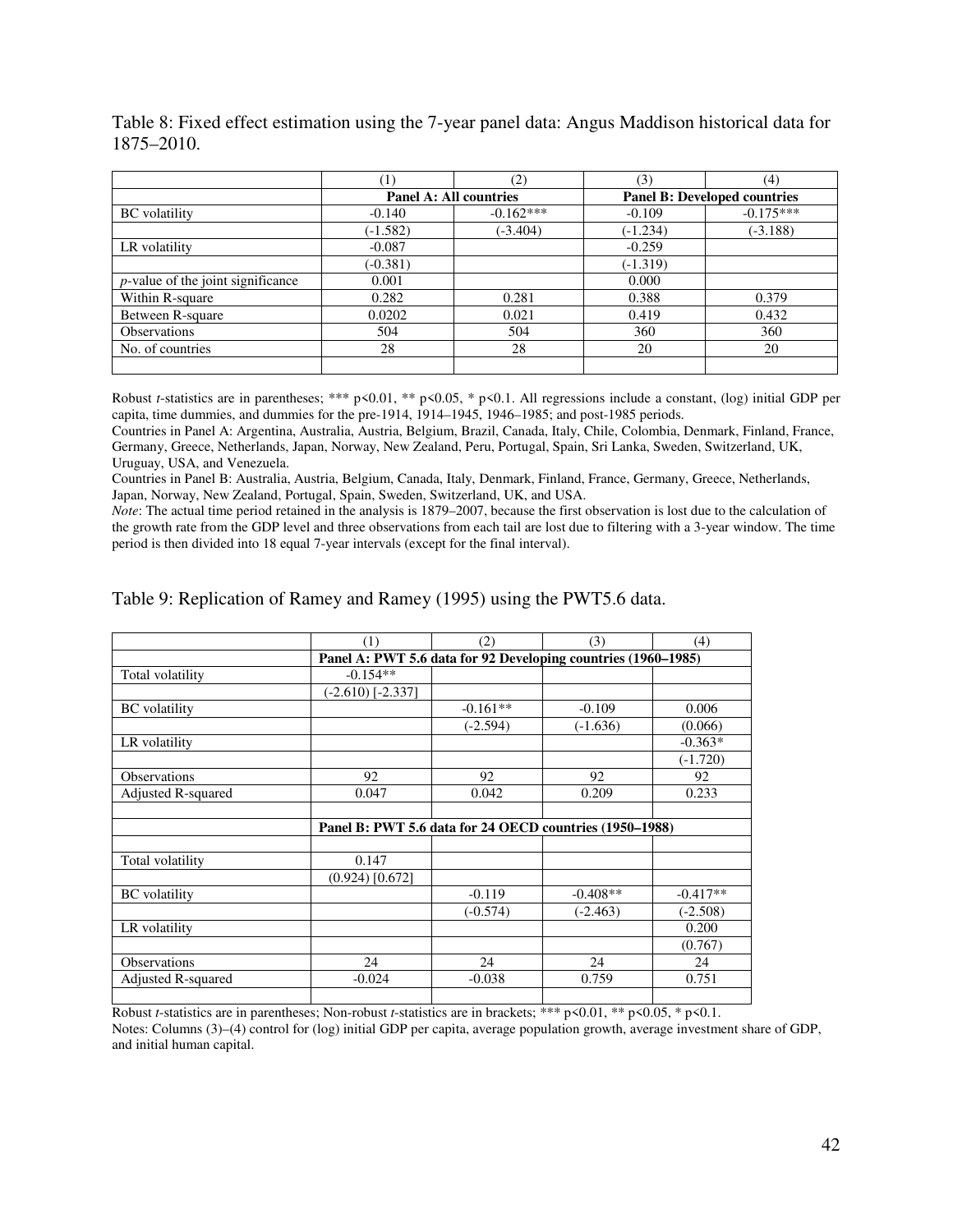Table 8: Fixed effect estimation using the 7-year panel data: Angus Maddison historical data for 1875–2010.

| | (1) | (2) | (3) | (4) |
|---|---|---|---|---|
| | **Panel A: All countries** | | **Panel B: Developed countries** | |
| BC volatility | -0.140 | -0.162*** | -0.109 | -0.175*** |
| | (-1.582) | (-3.404) | (-1.234) | (-3.188) |
| LR volatility | -0.087 | | -0.259 | |
| | (-0.381) | | (-1.319) | |
| *p*-value of the joint significance | 0.001 | | 0.000 | |
| Within R-square | 0.282 | 0.281 | 0.388 | 0.379 |
| Between R-square | 0.0202 | 0.021 | 0.419 | 0.432 |
| Observations | 504 | 504 | 360 | 360 |
| No. of countries | 28 | 28 | 20 | 20 |

Robust *t*-statistics are in parentheses; *** p<0.01, ** p<0.05, * p<0.1. All regressions include a constant, (log) initial GDP per capita, time dummies, and dummies for the pre-1914, 1914–1945, 1946–1985; and post-1985 periods.

Countries in Panel A: Argentina, Australia, Austria, Belgium, Brazil, Canada, Italy, Chile, Colombia, Denmark, Finland, France, Germany, Greece, Netherlands, Japan, Norway, New Zealand, Peru, Portugal, Spain, Sri Lanka, Sweden, Switzerland, UK, Uruguay, USA, and Venezuela.

Countries in Panel B: Australia, Austria, Belgium, Canada, Italy, Denmark, Finland, France, Germany, Greece, Netherlands, Japan, Norway, New Zealand, Portugal, Spain, Sweden, Switzerland, UK, and USA.

*Note*: The actual time period retained in the analysis is 1879–2007, because the first observation is lost due to the calculation of the growth rate from the GDP level and three observations from each tail are lost due to filtering with a 3-year window. The time period is then divided into 18 equal 7-year intervals (except for the final interval).

Table 9: Replication of Ramey and Ramey (1995) using the PWT5.6 data.

| | (1) | (2) | (3) | (4) |
|---|---|---|---|---|
| | **Panel A: PWT 5.6 data for 92 Developing countries (1960–1985)** | | | |
| Total volatility | -0.154** | | | |
| | (-2.610) [-2.337] | | | |
| BC volatility | | -0.161** | -0.109 | 0.006 |
| | | (-2.594) | (-1.636) | (0.066) |
| LR volatility | | | | -0.363* |
| | | | | (-1.720) |
| Observations | 92 | 92 | 92 | 92 |
| Adjusted R-squared | 0.047 | 0.042 | 0.209 | 0.233 |
| | | | | |
| | **Panel B: PWT 5.6 data for 24 OECD countries (1950–1988)** | | | |
| | | | | |
| Total volatility | 0.147 | | | |
| | (0.924) [0.672] | | | |
| BC volatility | | -0.119 | -0.408** | -0.417** |
| | | (-0.574) | (-2.463) | (-2.508) |
| LR volatility | | | | 0.200 |
| | | | | (0.767) |
| Observations | 24 | 24 | 24 | 24 |
| Adjusted R-squared | -0.024 | -0.038 | 0.759 | 0.751 |

Robust *t*-statistics are in parentheses; Non-robust *t*-statistics are in brackets; *** p<0.01, ** p<0.05, * p<0.1.

Notes: Columns (3)–(4) control for (log) initial GDP per capita, average population growth, average investment share of GDP, and initial human capital.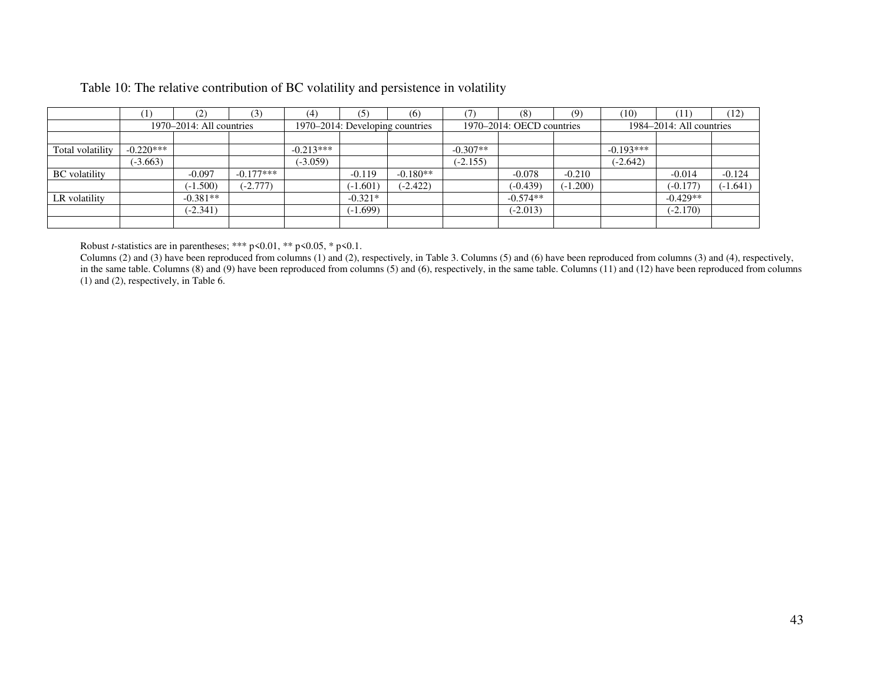Table 10: The relative contribution of BC volatility and persistence in volatility

| | (1) | (2) | (3) | (4) | (5) | (6) | (7) | (8) | (9) | (10) | (11) | (12) |
|---|---|---|---|---|---|---|---|---|---|---|---|---|
| | 1970–2014: All countries | | | 1970–2014: Developing countries | | | 1970–2014: OECD countries | | | 1984–2014: All countries | | |
| | | | | | | | | | | | | |
| Total volatility | -0.220*** | | | -0.213*** | | | -0.307** | | | -0.193*** | | |
| | (-3.663) | | | (-3.059) | | | (-2.155) | | | (-2.642) | | |
| BC volatility | | -0.097 | -0.177*** | | -0.119 | -0.180** | | -0.078 | -0.210 | | -0.014 | -0.124 |
| | | (-1.500) | (-2.777) | | (-1.601) | (-2.422) | | (-0.439) | (-1.200) | | (-0.177) | (-1.641) |
| LR volatility | | -0.381** | | | -0.321* | | | -0.574** | | | -0.429** | |
| | | (-2.341) | | | (-1.699) | | | (-2.013) | | | (-2.170) | |
| | | | | | | | | | | | | |

Robust *t*-statistics are in parentheses; *** p<0.01, ** p<0.05, * p<0.1.

Columns (2) and (3) have been reproduced from columns (1) and (2), respectively, in Table 3. Columns (5) and (6) have been reproduced from columns (3) and (4), respectively, in the same table. Columns (8) and (9) have been reproduced from columns (5) and (6), respectively, in the same table. Columns (11) and (12) have been reproduced from columns (1) and (2), respectively, in Table 6.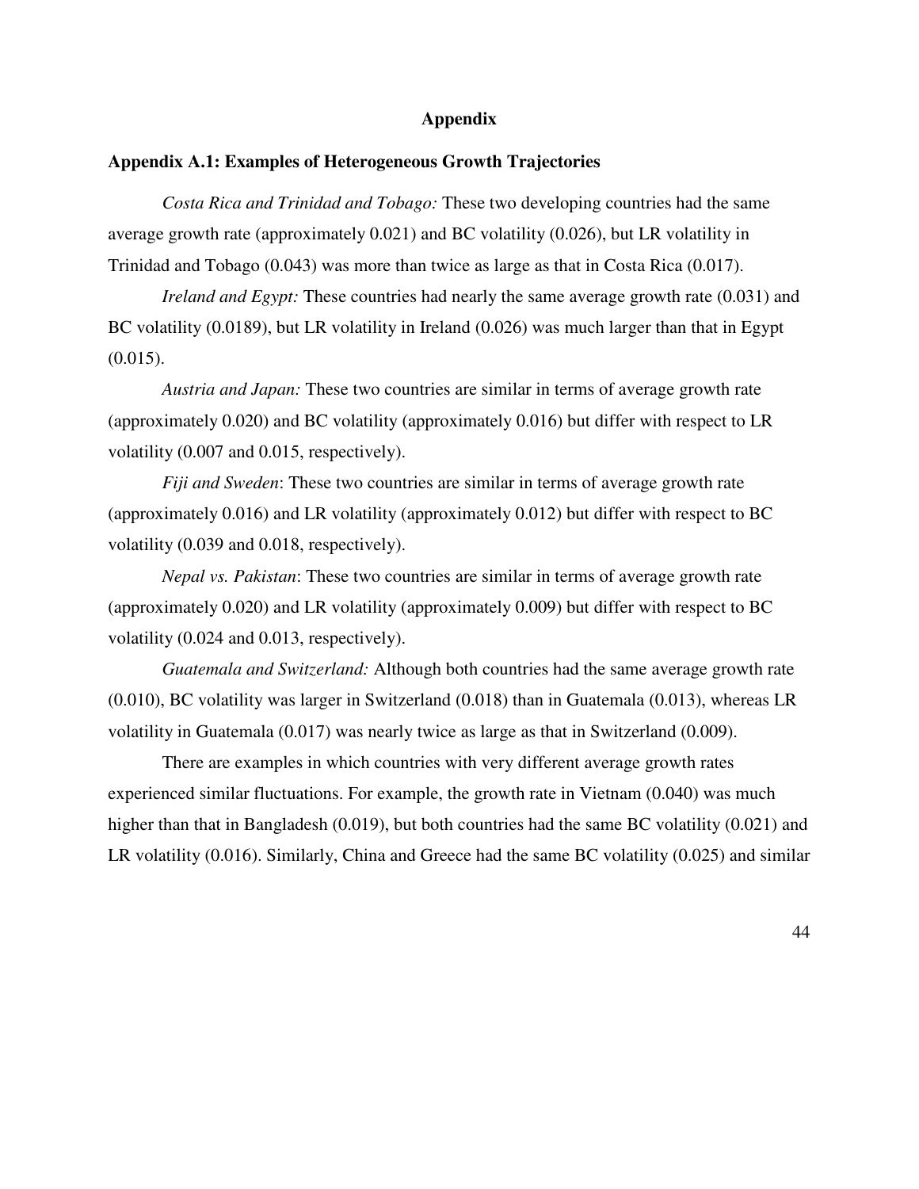# Appendix

## Appendix A.1: Examples of Heterogeneous Growth Trajectories

*Costa Rica and Trinidad and Tobago:* These two developing countries had the same average growth rate (approximately 0.021) and BC volatility (0.026), but LR volatility in Trinidad and Tobago (0.043) was more than twice as large as that in Costa Rica (0.017).

*Ireland and Egypt:* These countries had nearly the same average growth rate (0.031) and BC volatility (0.0189), but LR volatility in Ireland (0.026) was much larger than that in Egypt (0.015).

*Austria and Japan:* These two countries are similar in terms of average growth rate (approximately 0.020) and BC volatility (approximately 0.016) but differ with respect to LR volatility (0.007 and 0.015, respectively).

*Fiji and Sweden*: These two countries are similar in terms of average growth rate (approximately 0.016) and LR volatility (approximately 0.012) but differ with respect to BC volatility (0.039 and 0.018, respectively).

*Nepal vs. Pakistan*: These two countries are similar in terms of average growth rate (approximately 0.020) and LR volatility (approximately 0.009) but differ with respect to BC volatility (0.024 and 0.013, respectively).

*Guatemala and Switzerland:* Although both countries had the same average growth rate (0.010), BC volatility was larger in Switzerland (0.018) than in Guatemala (0.013), whereas LR volatility in Guatemala (0.017) was nearly twice as large as that in Switzerland (0.009).

There are examples in which countries with very different average growth rates experienced similar fluctuations. For example, the growth rate in Vietnam (0.040) was much higher than that in Bangladesh (0.019), but both countries had the same BC volatility (0.021) and LR volatility (0.016). Similarly, China and Greece had the same BC volatility (0.025) and similar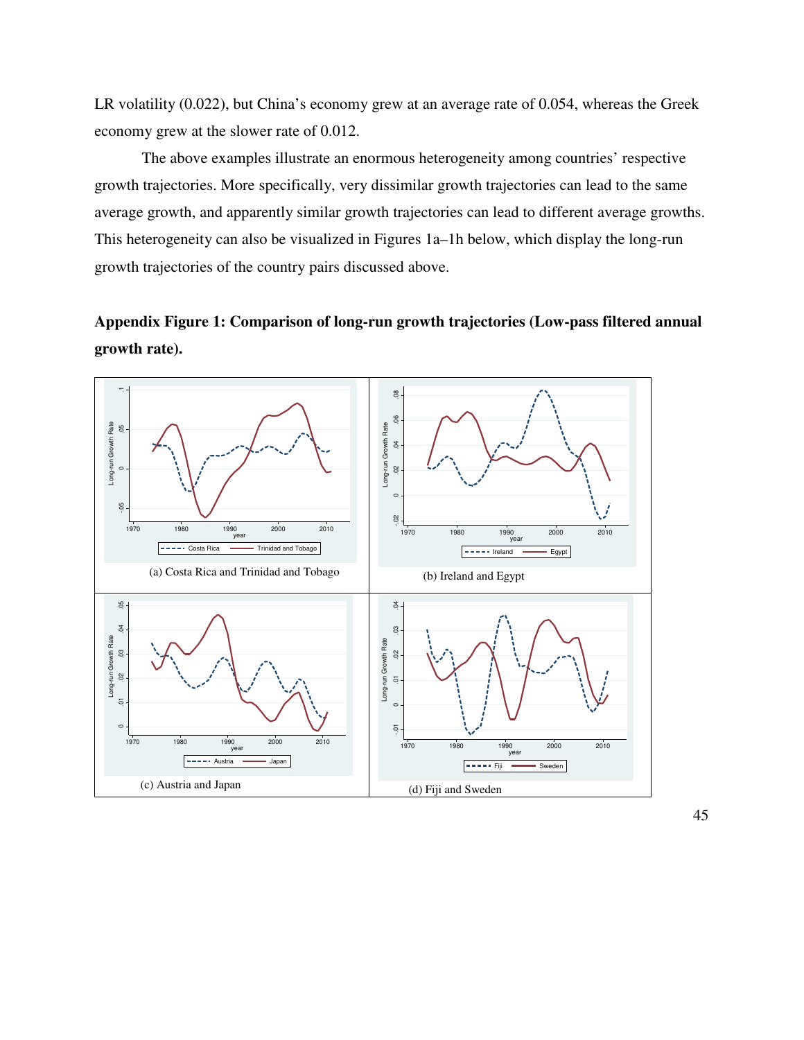LR volatility (0.022), but China's economy grew at an average rate of 0.054, whereas the Greek economy grew at the slower rate of 0.012.

The above examples illustrate an enormous heterogeneity among countries' respective growth trajectories. More specifically, very dissimilar growth trajectories can lead to the same average growth, and apparently similar growth trajectories can lead to different average growths. This heterogeneity can also be visualized in Figures 1a–1h below, which display the long-run growth trajectories of the country pairs discussed above.

**Appendix Figure 1: Comparison of long-run growth trajectories (Low-pass filtered annual growth rate).**

(a) Costa Rica and Trinidad and Tobago

(b) Ireland and Egypt

(c) Austria and Japan

(d) Fiji and Sweden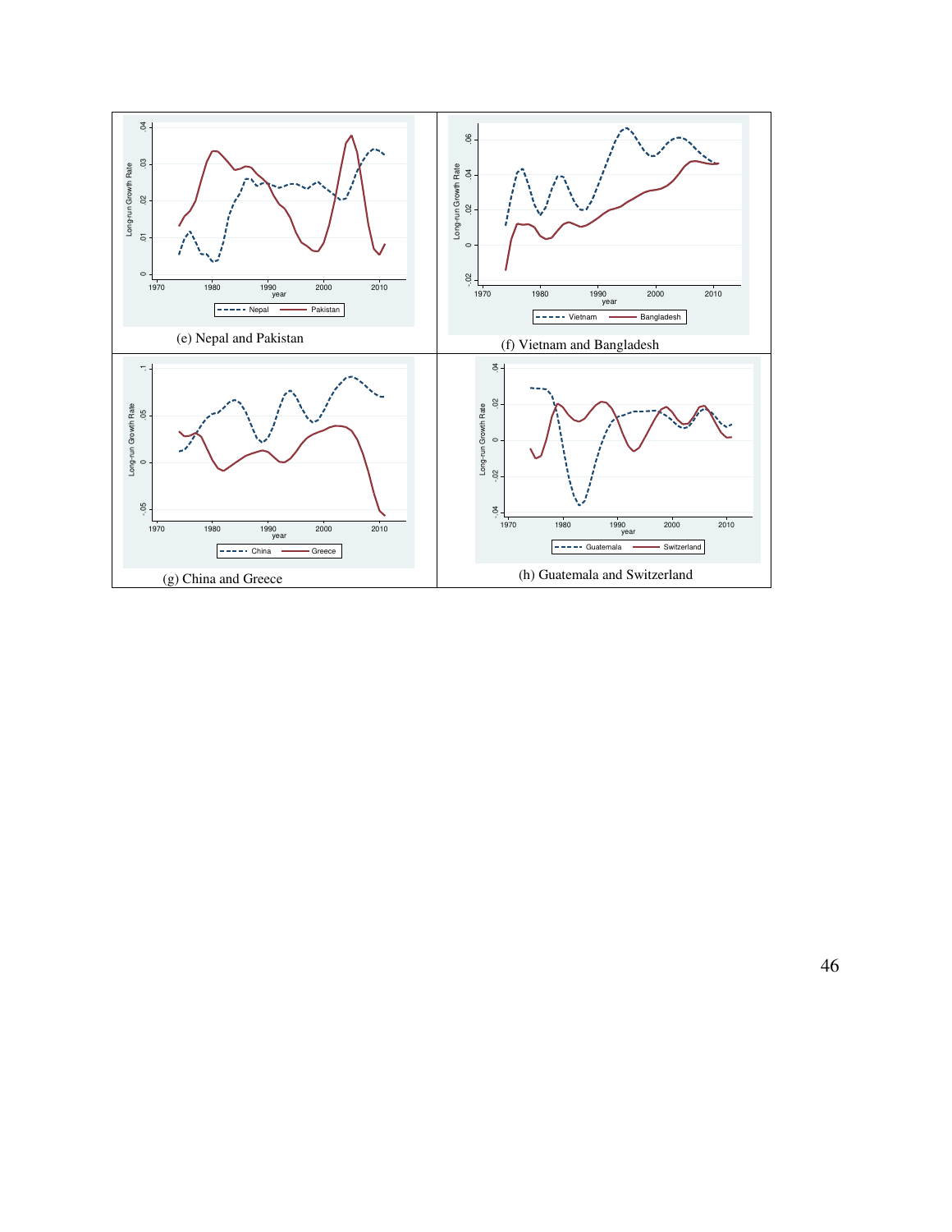(e) Nepal and Pakistan

(f) Vietnam and Bangladesh

(g) China and Greece

(h) Guatemala and Switzerland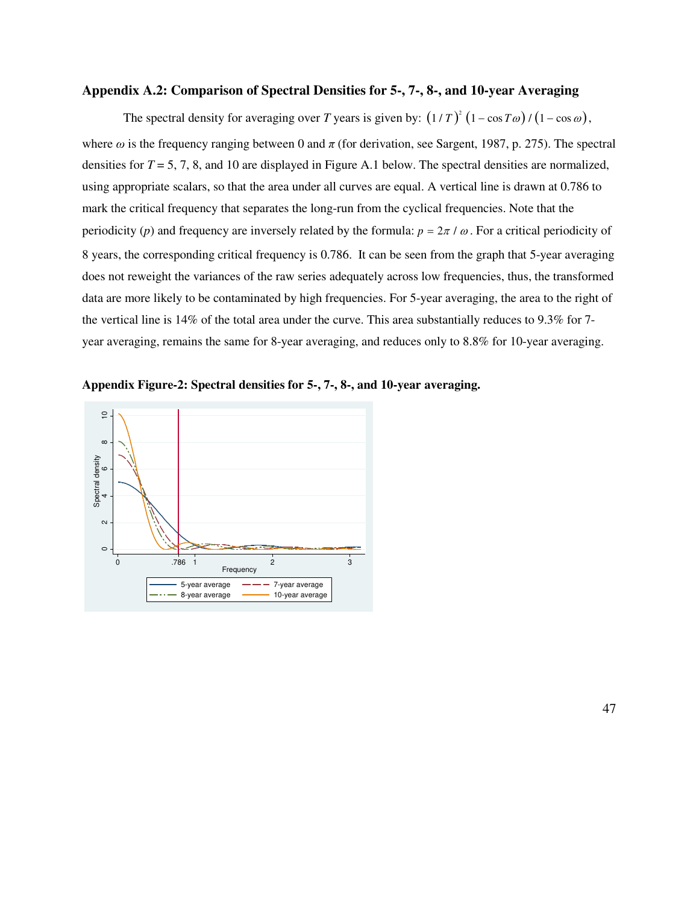### Appendix A.2: Comparison of Spectral Densities for 5-, 7-, 8-, and 10-year Averaging

The spectral density for averaging over $T$ years is given by: $(1/T)^2\,(1-\cos T\omega)/(1-\cos\omega)$, where $\omega$ is the frequency ranging between 0 and $\pi$ (for derivation, see Sargent, 1987, p. 275). The spectral densities for $T = 5$, 7, 8, and 10 are displayed in Figure A.1 below. The spectral densities are normalized, using appropriate scalars, so that the area under all curves are equal. A vertical line is drawn at 0.786 to mark the critical frequency that separates the long-run from the cyclical frequencies. Note that the periodicity ($p$) and frequency are inversely related by the formula: $p = 2\pi/\omega$. For a critical periodicity of 8 years, the corresponding critical frequency is 0.786. It can be seen from the graph that 5-year averaging does not reweight the variances of the raw series adequately across low frequencies, thus, the transformed data are more likely to be contaminated by high frequencies. For 5-year averaging, the area to the right of the vertical line is 14% of the total area under the curve. This area substantially reduces to 9.3% for 7-year averaging, remains the same for 8-year averaging, and reduces only to 8.8% for 10-year averaging.

**Appendix Figure-2: Spectral densities for 5-, 7-, 8-, and 10-year averaging.**

Spectral density

0
2
4
6
8
10

0
.786
1
2
3

Frequency

5-year average
7-year average
8-year average
10-year average